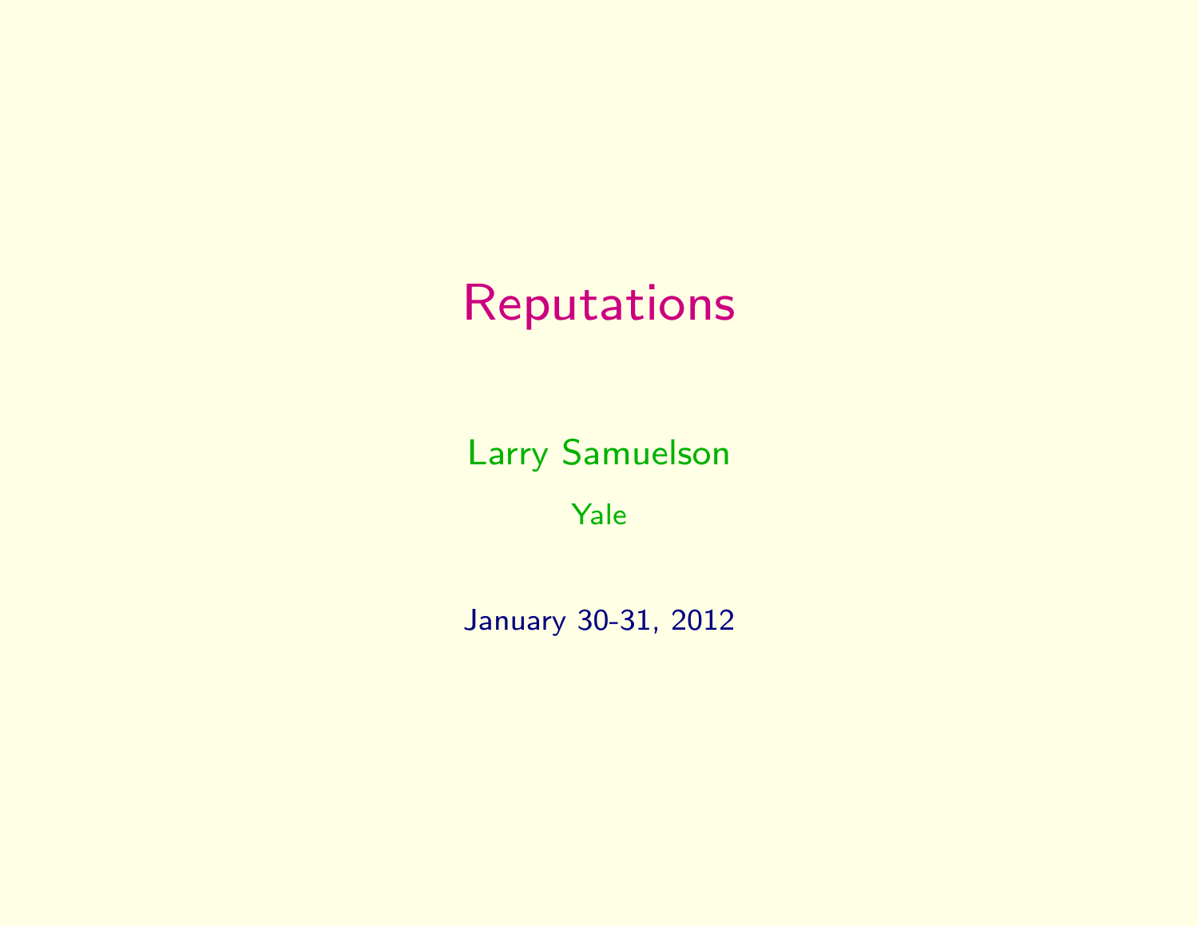# Reputations

Larry Samuelson

Yale

January 30-31, 2012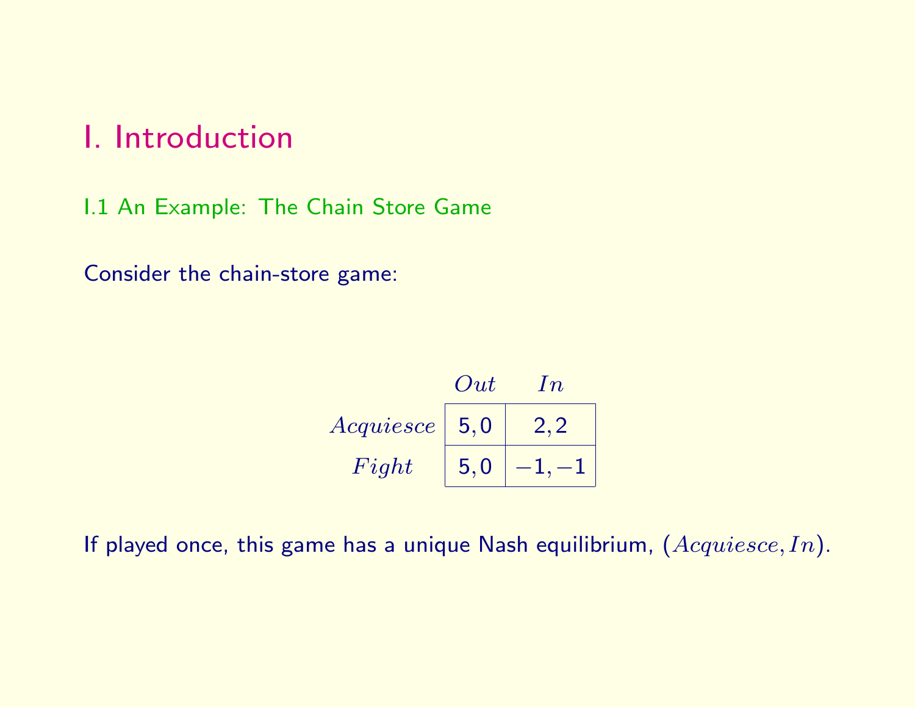# I. Introduction

## I.1 An Example: The Chain Store Game

Consider the chain-store game:

| | $Out$ | $In$ |
|---|---|---|
| $Acquiesce$ | 5, 0 | 2, 2 |
| $Fight$ | 5, 0 | −1, −1 |

If played once, this game has a unique Nash equilibrium, $(Acquiesce, In)$.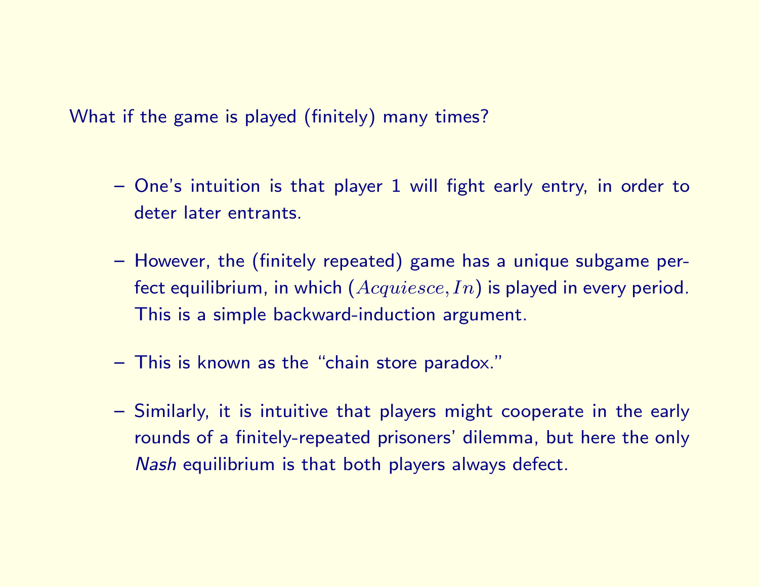What if the game is played (finitely) many times?

- One's intuition is that player 1 will fight early entry, in order to deter later entrants.
- However, the (finitely repeated) game has a unique subgame perfect equilibrium, in which $(Acquiesce, In)$ is played in every period. This is a simple backward-induction argument.
- This is known as the "chain store paradox."
- Similarly, it is intuitive that players might cooperate in the early rounds of a finitely-repeated prisoners' dilemma, but here the only *Nash* equilibrium is that both players always defect.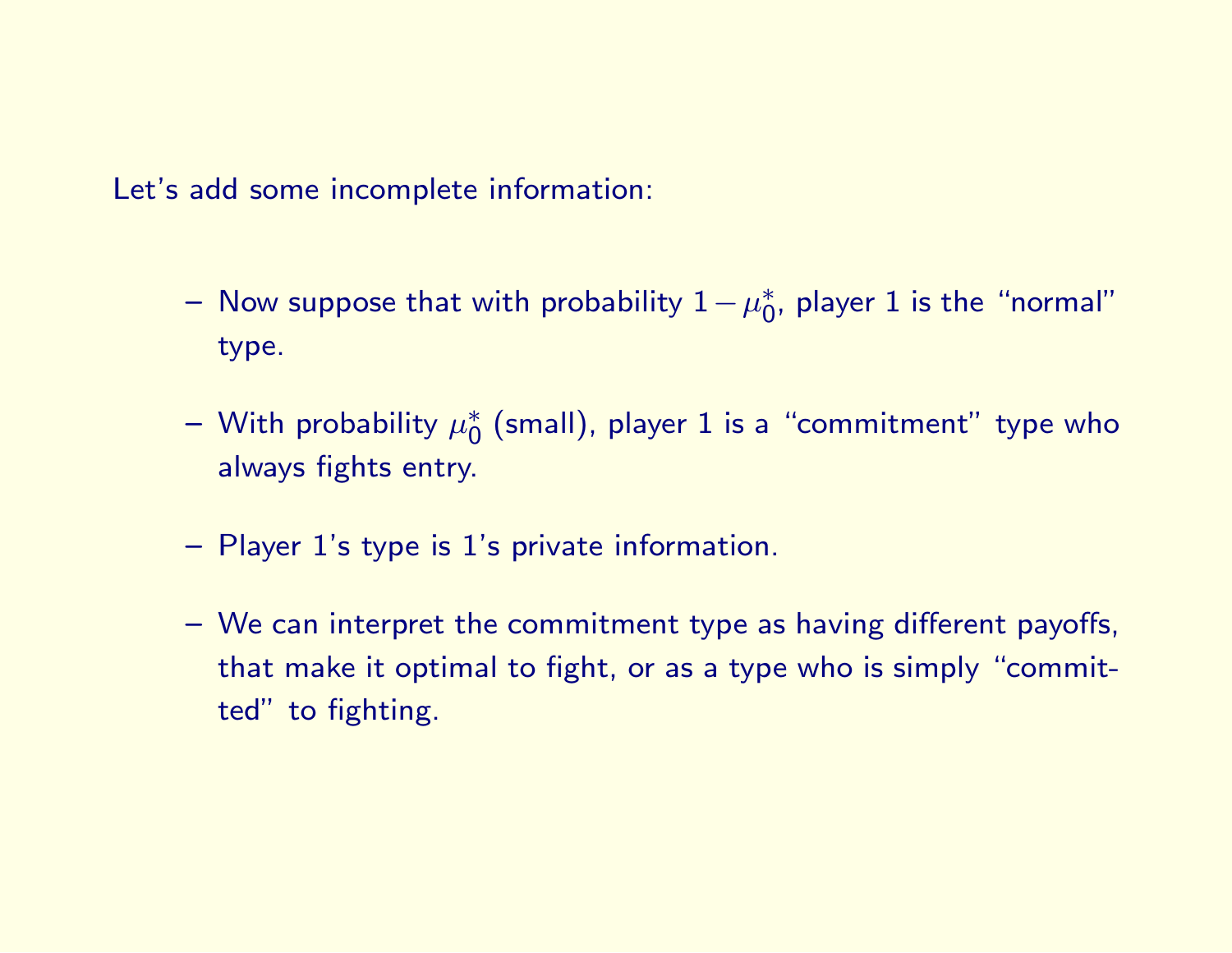Let's add some incomplete information:

- Now suppose that with probability $1 - \mu_0^*$, player 1 is the "normal" type.
- With probability $\mu_0^*$ (small), player 1 is a "commitment" type who always fights entry.
- Player 1's type is 1's private information.
- We can interpret the commitment type as having different payoffs, that make it optimal to fight, or as a type who is simply "committed" to fighting.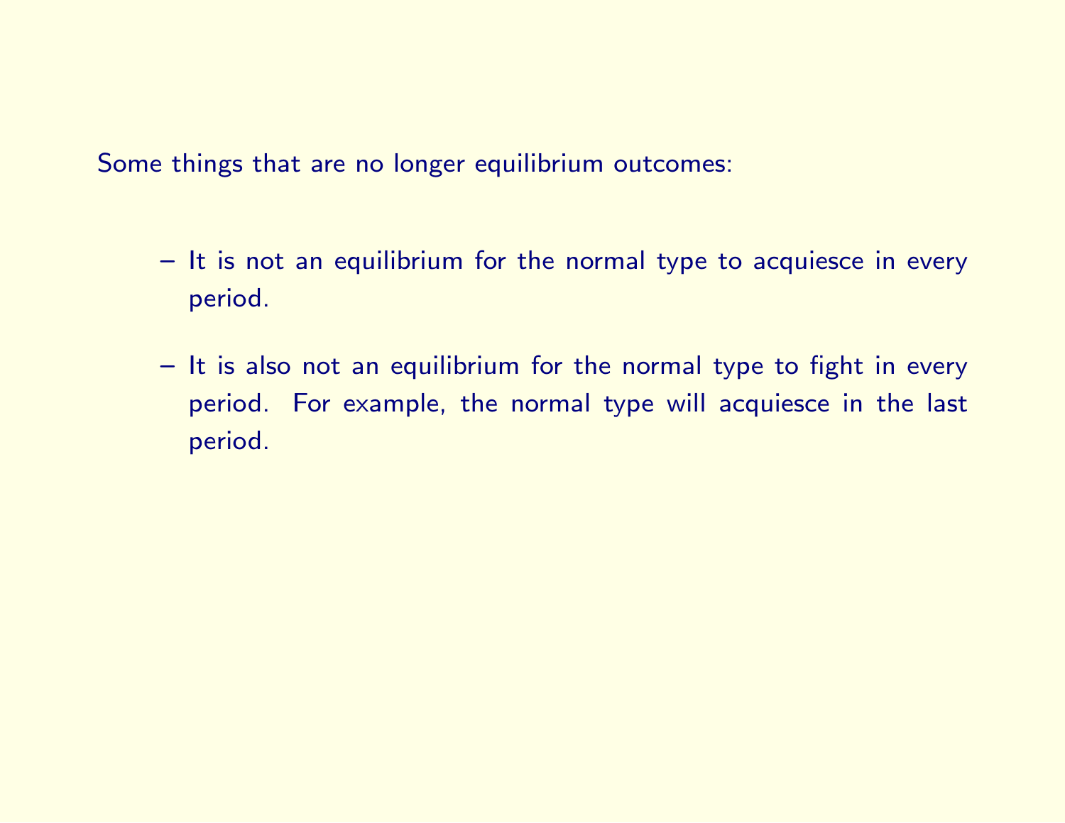Some things that are no longer equilibrium outcomes:

- It is not an equilibrium for the normal type to acquiesce in every period.
- It is also not an equilibrium for the normal type to fight in every period. For example, the normal type will acquiesce in the last period.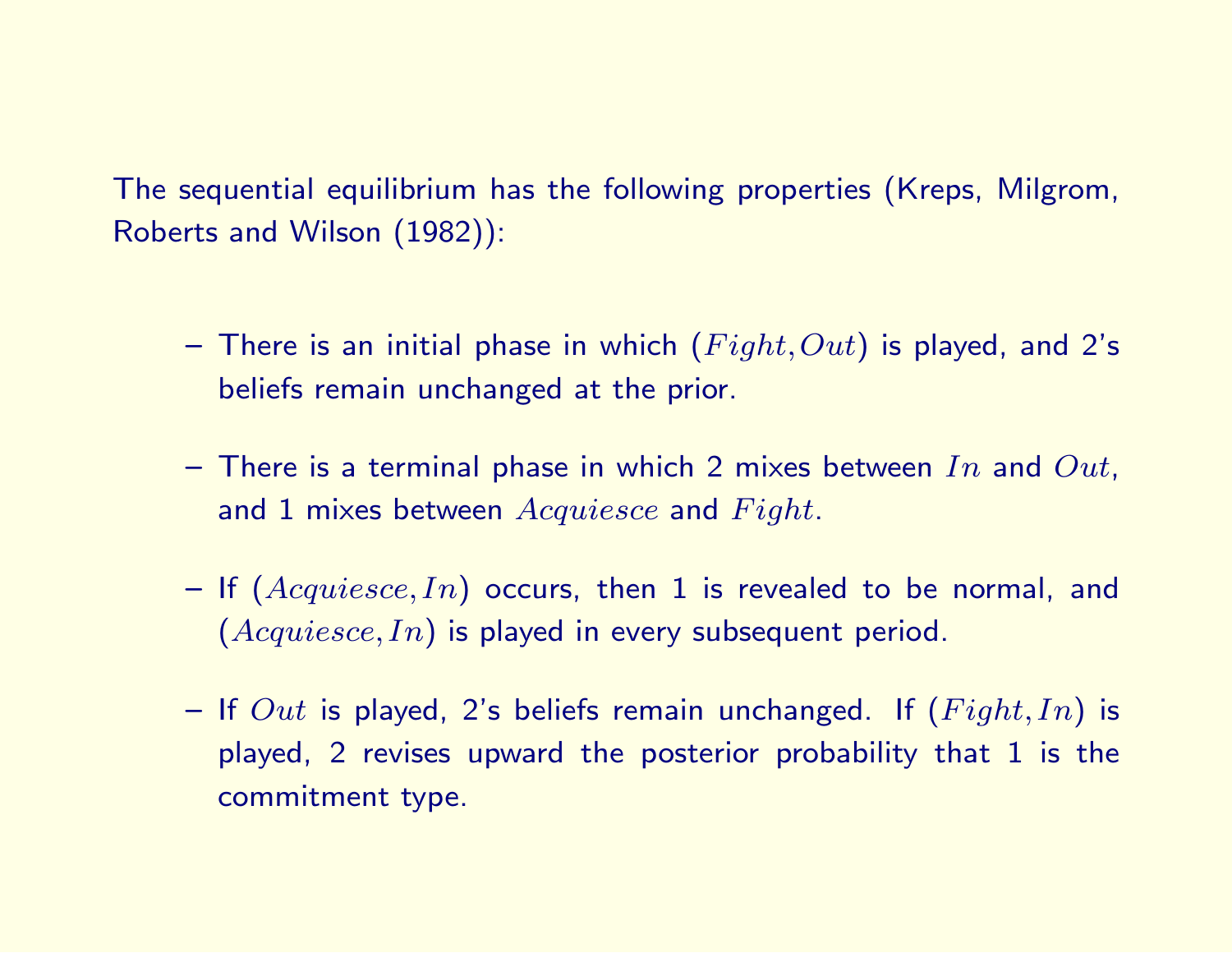The sequential equilibrium has the following properties (Kreps, Milgrom, Roberts and Wilson (1982)):

- There is an initial phase in which $(Fight, Out)$ is played, and 2's beliefs remain unchanged at the prior.
- There is a terminal phase in which 2 mixes between $In$ and $Out$, and 1 mixes between $Acquiesce$ and $Fight$.
- If $(Acquiesce, In)$ occurs, then 1 is revealed to be normal, and $(Acquiesce, In)$ is played in every subsequent period.
- If $Out$ is played, 2's beliefs remain unchanged. If $(Fight, In)$ is played, 2 revises upward the posterior probability that 1 is the commitment type.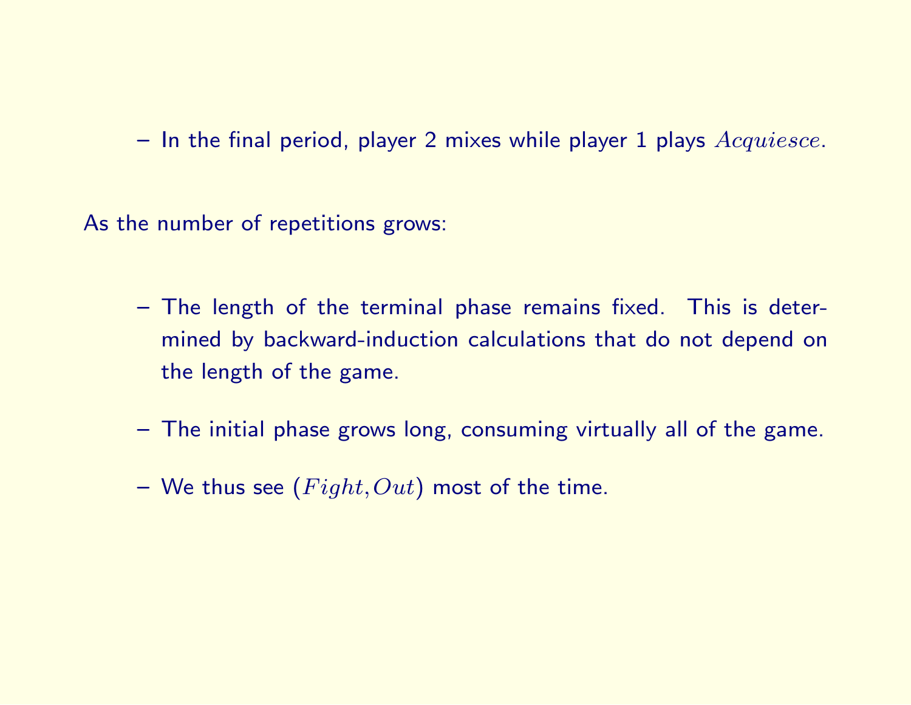- In the final period, player 2 mixes while player 1 plays $Acquiesce$.

As the number of repetitions grows:

- The length of the terminal phase remains fixed. This is determined by backward-induction calculations that do not depend on the length of the game.
- The initial phase grows long, consuming virtually all of the game.
- We thus see $(Fight, Out)$ most of the time.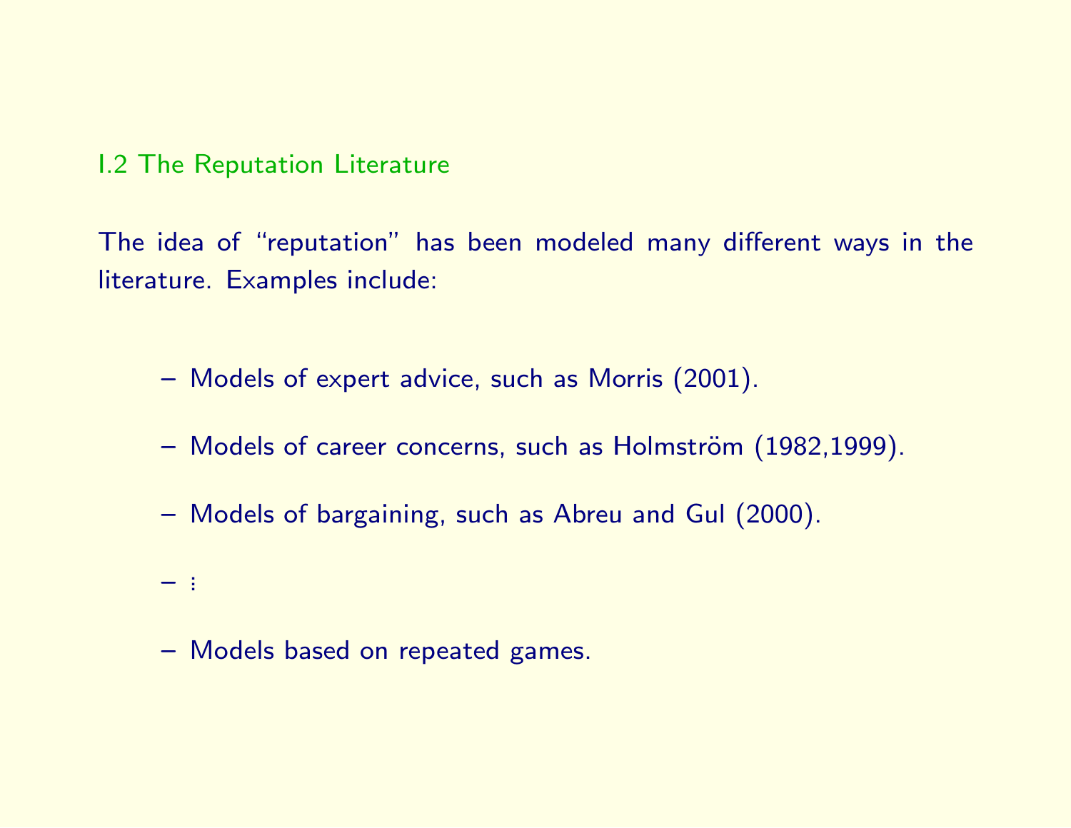## I.2 The Reputation Literature

The idea of "reputation" has been modeled many different ways in the literature. Examples include:

- Models of expert advice, such as Morris (2001).
- Models of career concerns, such as Holmström (1982,1999).
- Models of bargaining, such as Abreu and Gul (2000).
- ⋮
- Models based on repeated games.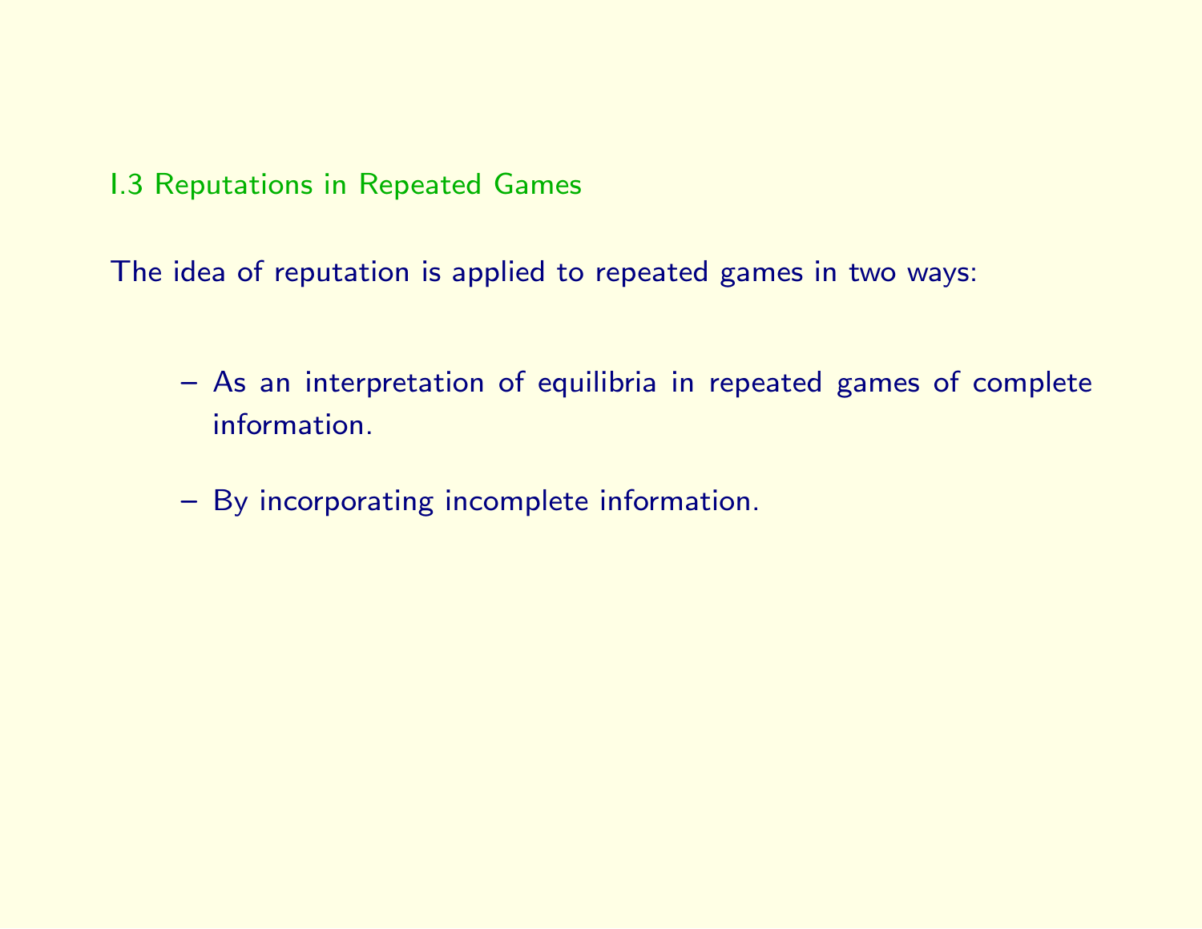## I.3 Reputations in Repeated Games

The idea of reputation is applied to repeated games in two ways:

- As an interpretation of equilibria in repeated games of complete information.
- By incorporating incomplete information.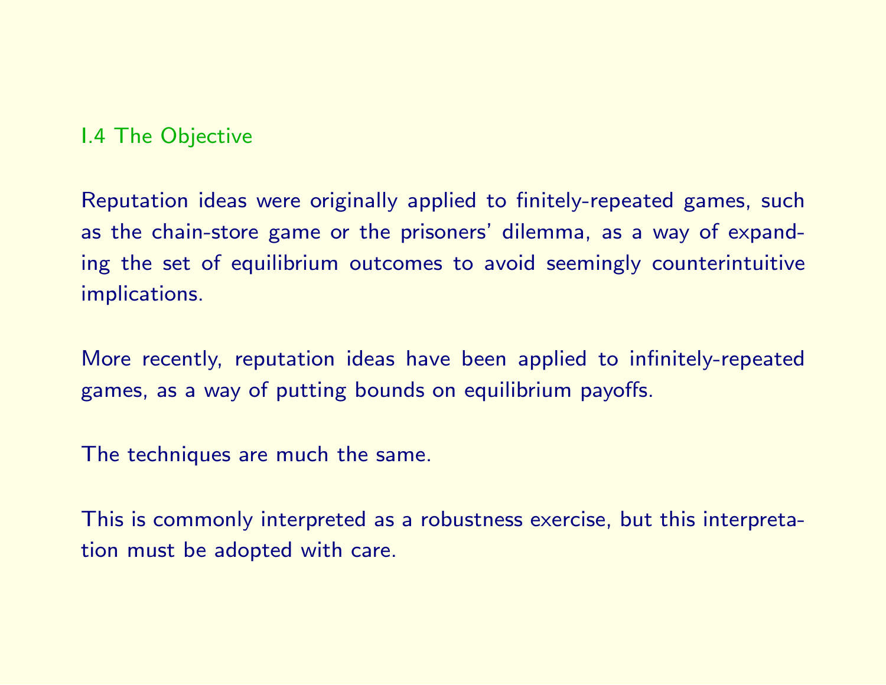## I.4 The Objective

Reputation ideas were originally applied to finitely-repeated games, such as the chain-store game or the prisoners' dilemma, as a way of expanding the set of equilibrium outcomes to avoid seemingly counterintuitive implications.

More recently, reputation ideas have been applied to infinitely-repeated games, as a way of putting bounds on equilibrium payoffs.

The techniques are much the same.

This is commonly interpreted as a robustness exercise, but this interpretation must be adopted with care.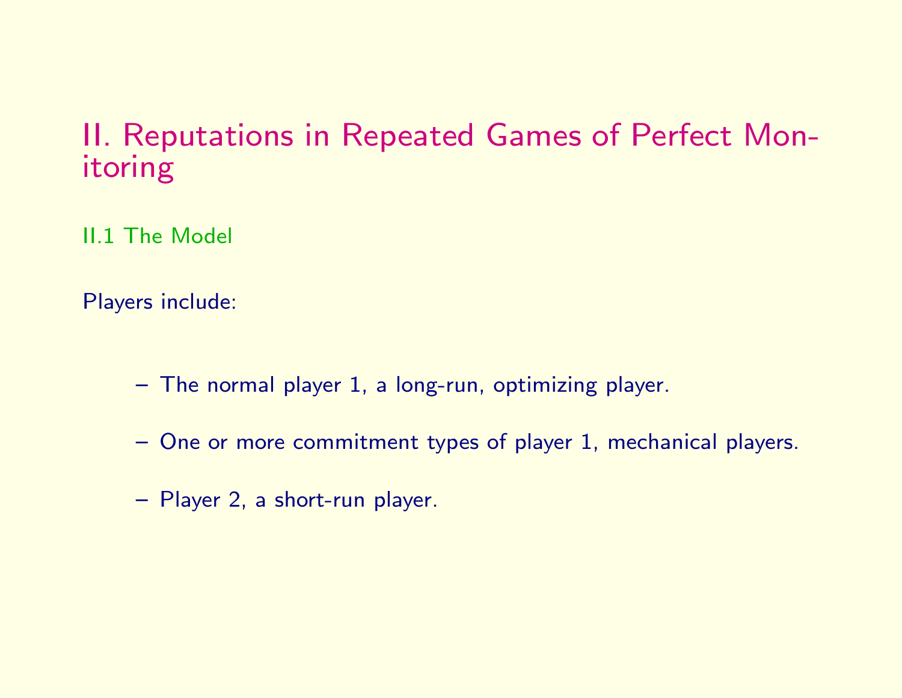# II. Reputations in Repeated Games of Perfect Monitoring

## II.1 The Model

Players include:

- The normal player 1, a long-run, optimizing player.
- One or more commitment types of player 1, mechanical players.
- Player 2, a short-run player.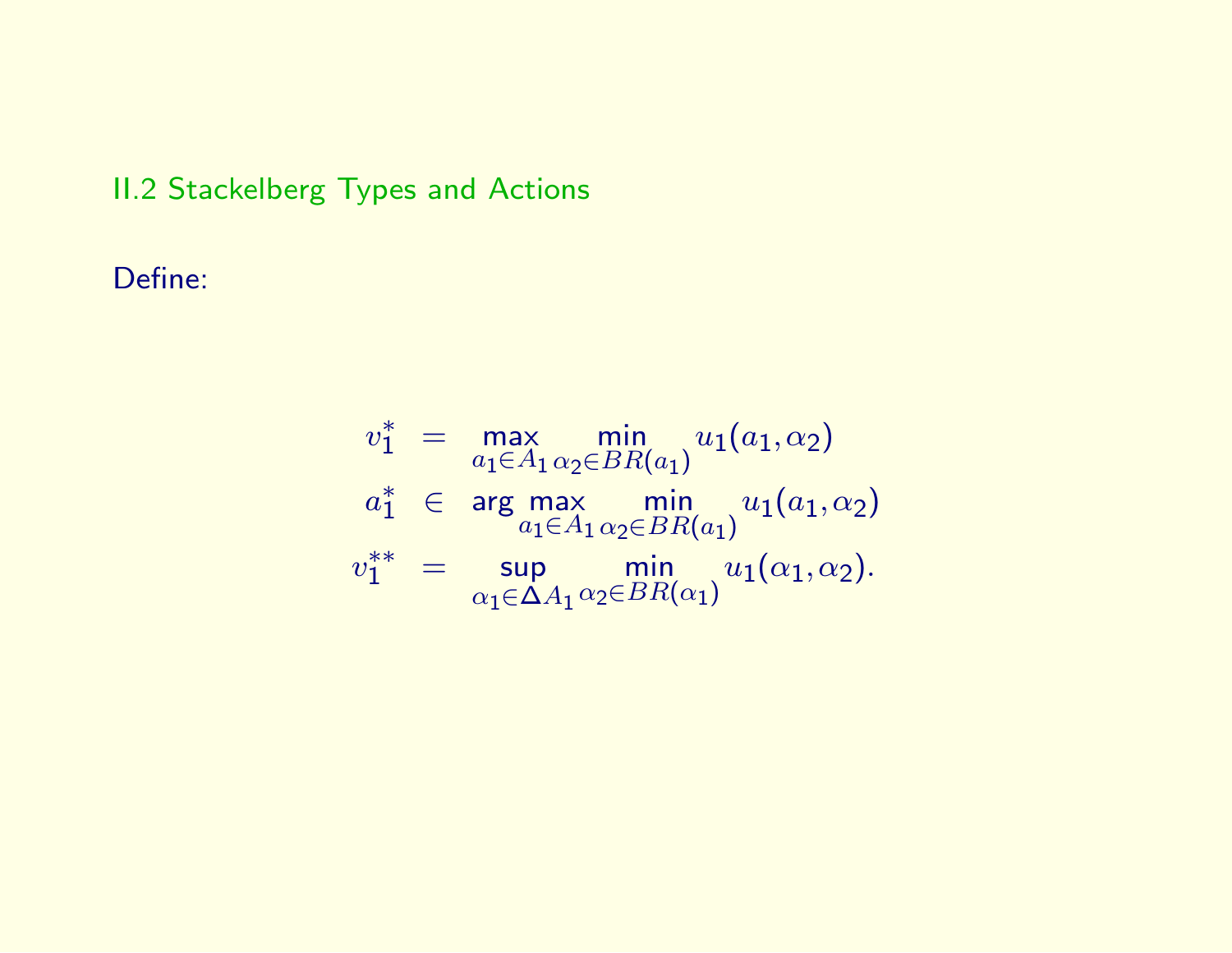## II.2 Stackelberg Types and Actions

Define:

$$
\begin{aligned}
v_1^* &= \max_{a_1 \in A_1} \min_{\alpha_2 \in BR(a_1)} u_1(a_1, \alpha_2) \\
a_1^* &\in \arg\max_{a_1 \in A_1} \min_{\alpha_2 \in BR(a_1)} u_1(a_1, \alpha_2) \\
v_1^{**} &= \sup_{\alpha_1 \in \Delta A_1} \min_{\alpha_2 \in BR(\alpha_1)} u_1(\alpha_1, \alpha_2).
\end{aligned}
$$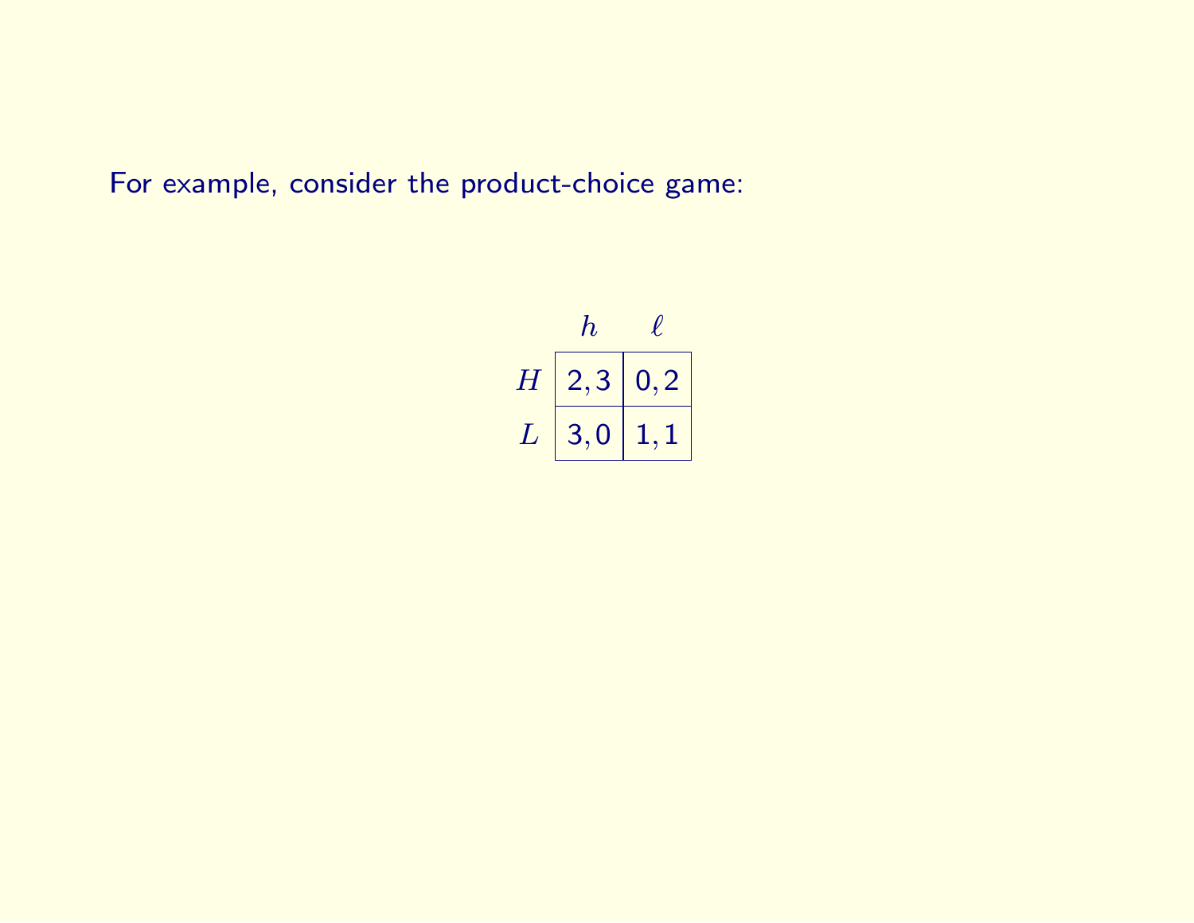For example, consider the product-choice game:

| | $h$ | $\ell$ |
|---|---|---|
| $H$ | 2, 3 | 0, 2 |
| $L$ | 3, 0 | 1, 1 |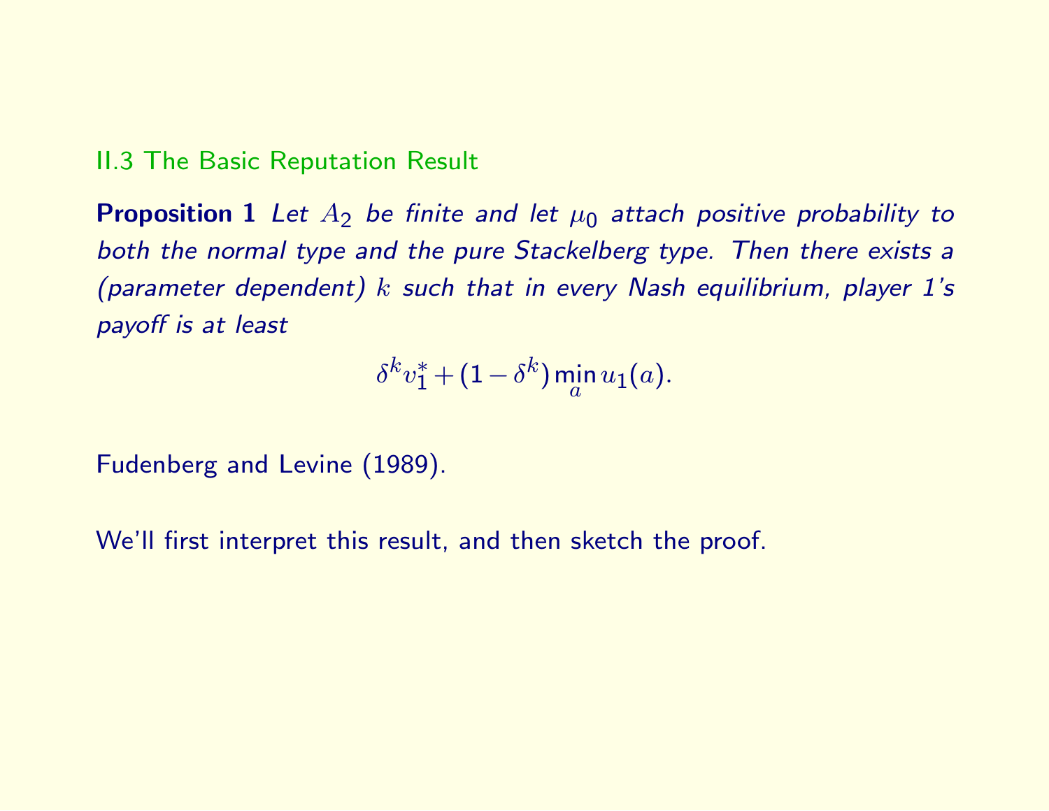## II.3 The Basic Reputation Result

**Proposition 1** *Let $A_2$ be finite and let $\mu_0$ attach positive probability to both the normal type and the pure Stackelberg type. Then there exists a (parameter dependent) $k$ such that in every Nash equilibrium, player 1's payoff is at least*

$$\delta^k v_1^* + (1 - \delta^k) \min_a u_1(a).$$

Fudenberg and Levine (1989).

We'll first interpret this result, and then sketch the proof.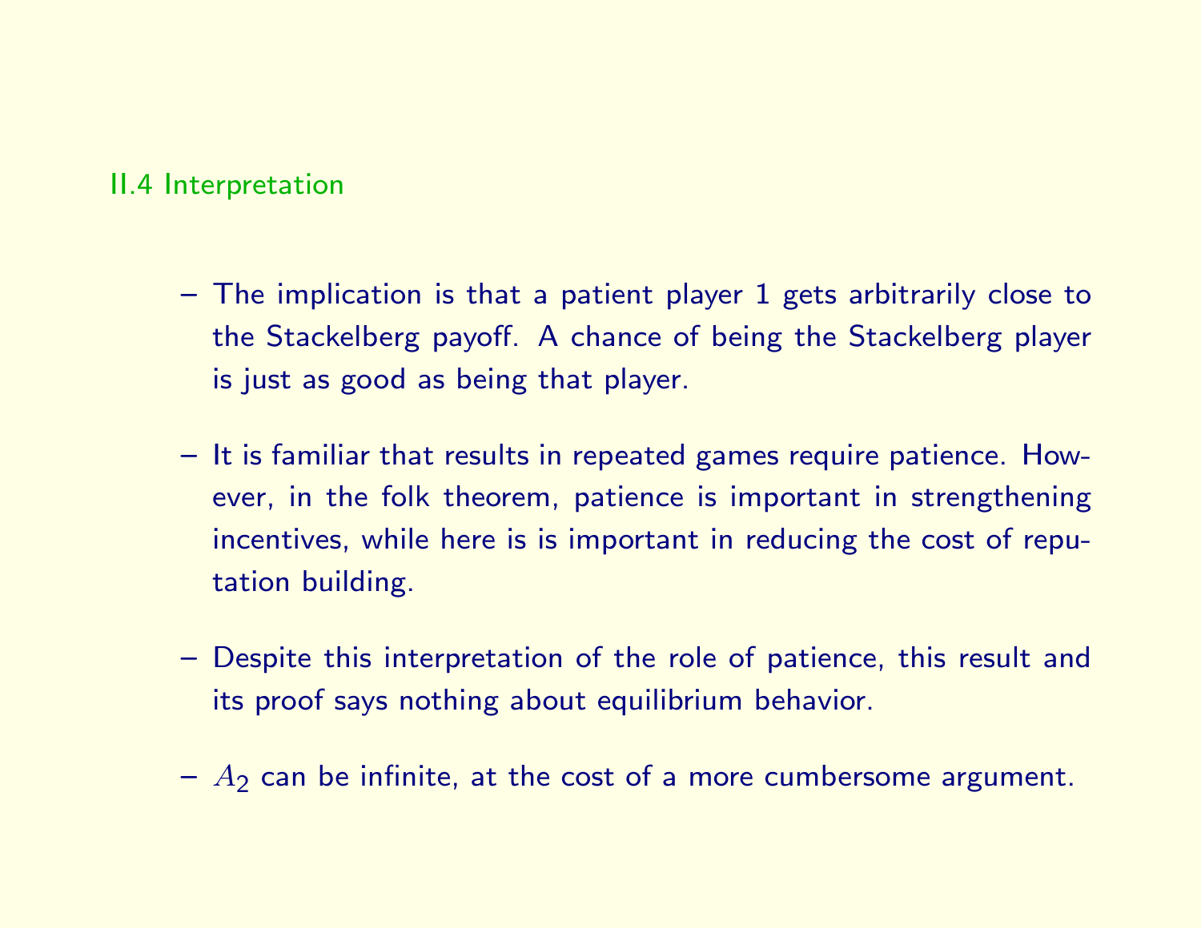## II.4 Interpretation

- The implication is that a patient player 1 gets arbitrarily close to the Stackelberg payoff. A chance of being the Stackelberg player is just as good as being that player.

- It is familiar that results in repeated games require patience. However, in the folk theorem, patience is important in strengthening incentives, while here is is important in reducing the cost of reputation building.

- Despite this interpretation of the role of patience, this result and its proof says nothing about equilibrium behavior.

- $A_2$ can be infinite, at the cost of a more cumbersome argument.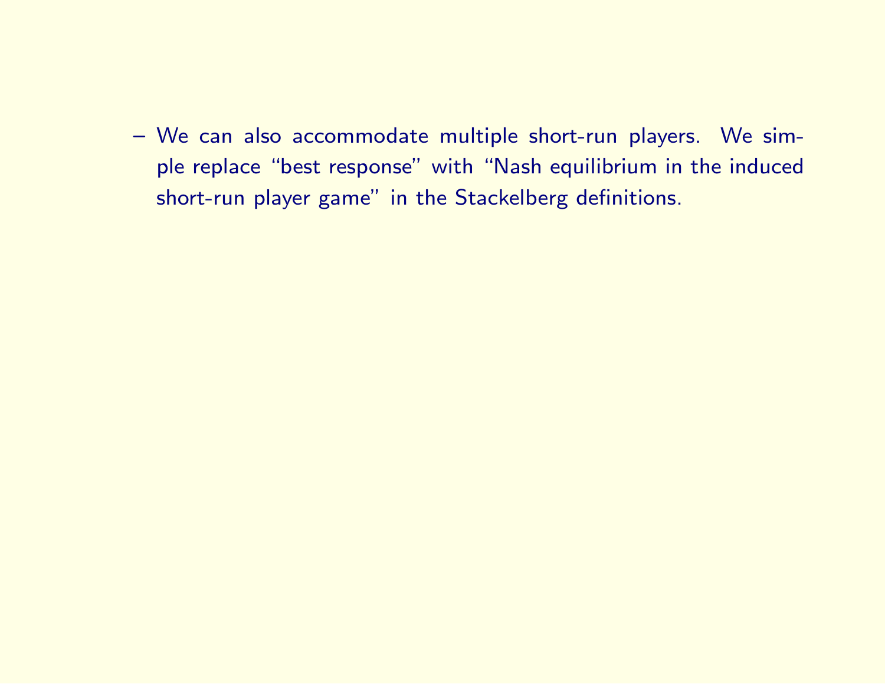– We can also accommodate multiple short-run players. We simple replace "best response" with "Nash equilibrium in the induced short-run player game" in the Stackelberg definitions.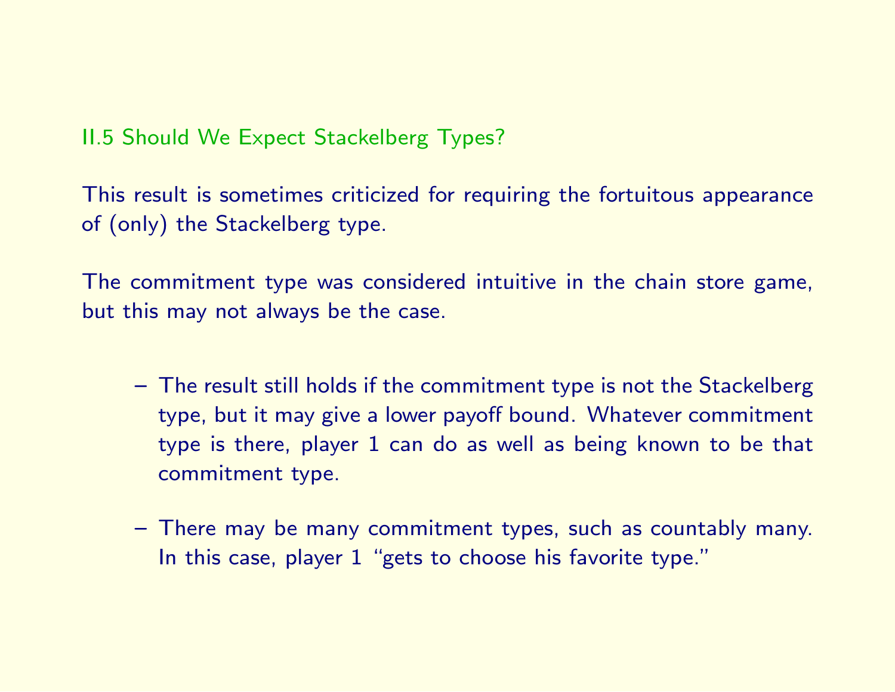## II.5 Should We Expect Stackelberg Types?

This result is sometimes criticized for requiring the fortuitous appearance of (only) the Stackelberg type.

The commitment type was considered intuitive in the chain store game, but this may not always be the case.

- The result still holds if the commitment type is not the Stackelberg type, but it may give a lower payoff bound. Whatever commitment type is there, player 1 can do as well as being known to be that commitment type.
- There may be many commitment types, such as countably many. In this case, player 1 "gets to choose his favorite type."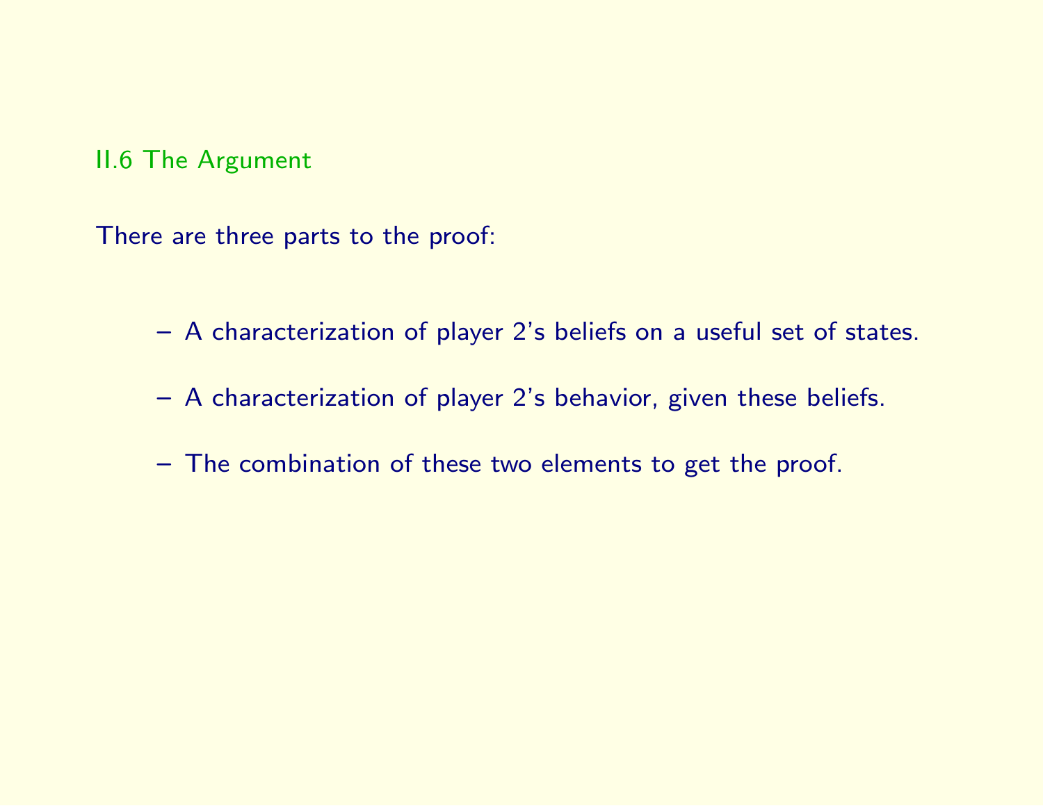## II.6 The Argument

There are three parts to the proof:

- A characterization of player 2's beliefs on a useful set of states.
- A characterization of player 2's behavior, given these beliefs.
- The combination of these two elements to get the proof.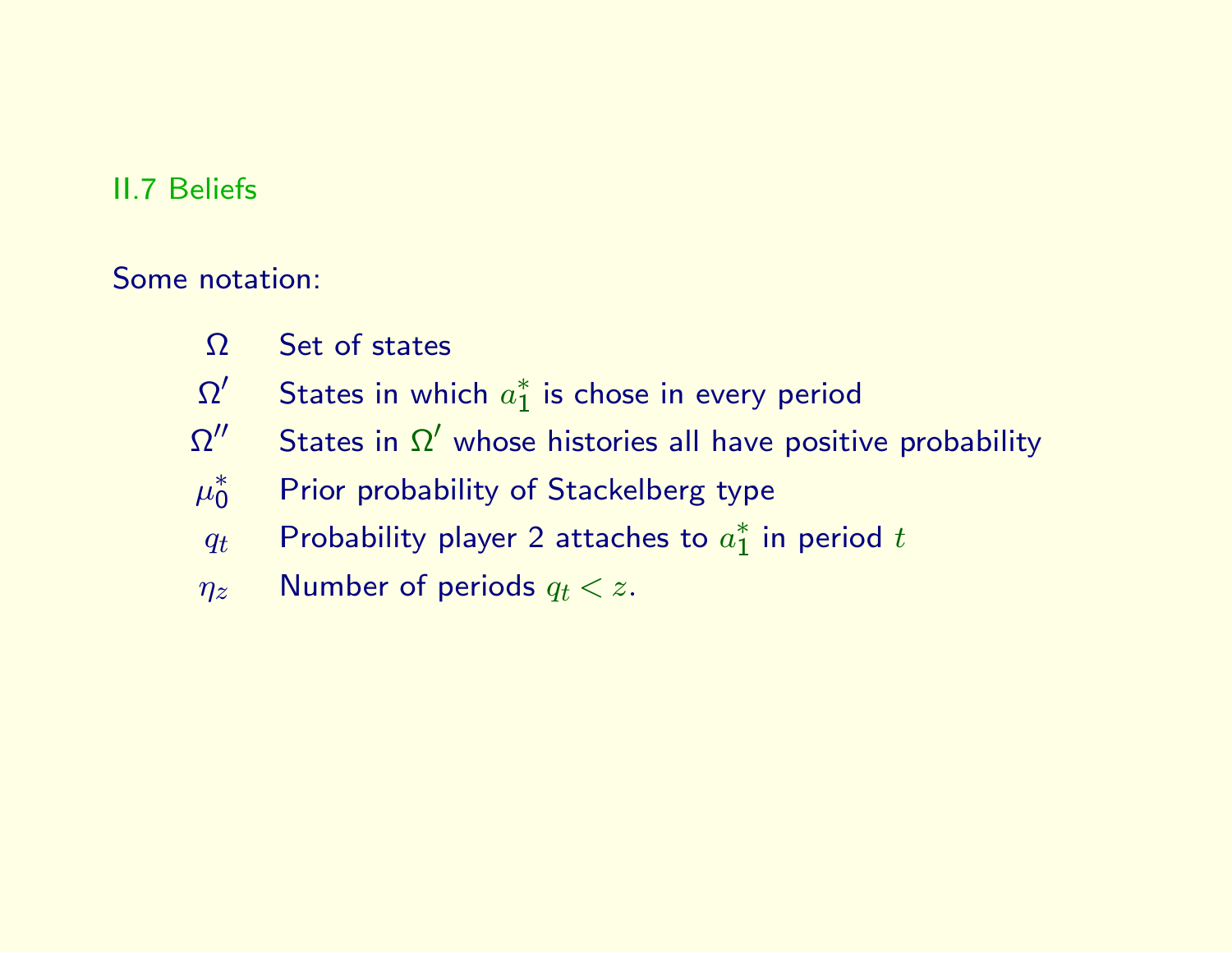## II.7 Beliefs

Some notation:

| | |
|---|---|
| $\Omega$ | Set of states |
| $\Omega'$ | States in which $a_1^*$ is chose in every period |
| $\Omega''$ | States in $\Omega'$ whose histories all have positive probability |
| $\mu_0^*$ | Prior probability of Stackelberg type |
| $q_t$ | Probability player 2 attaches to $a_1^*$ in period $t$ |
| $\eta_z$ | Number of periods $q_t < z$. |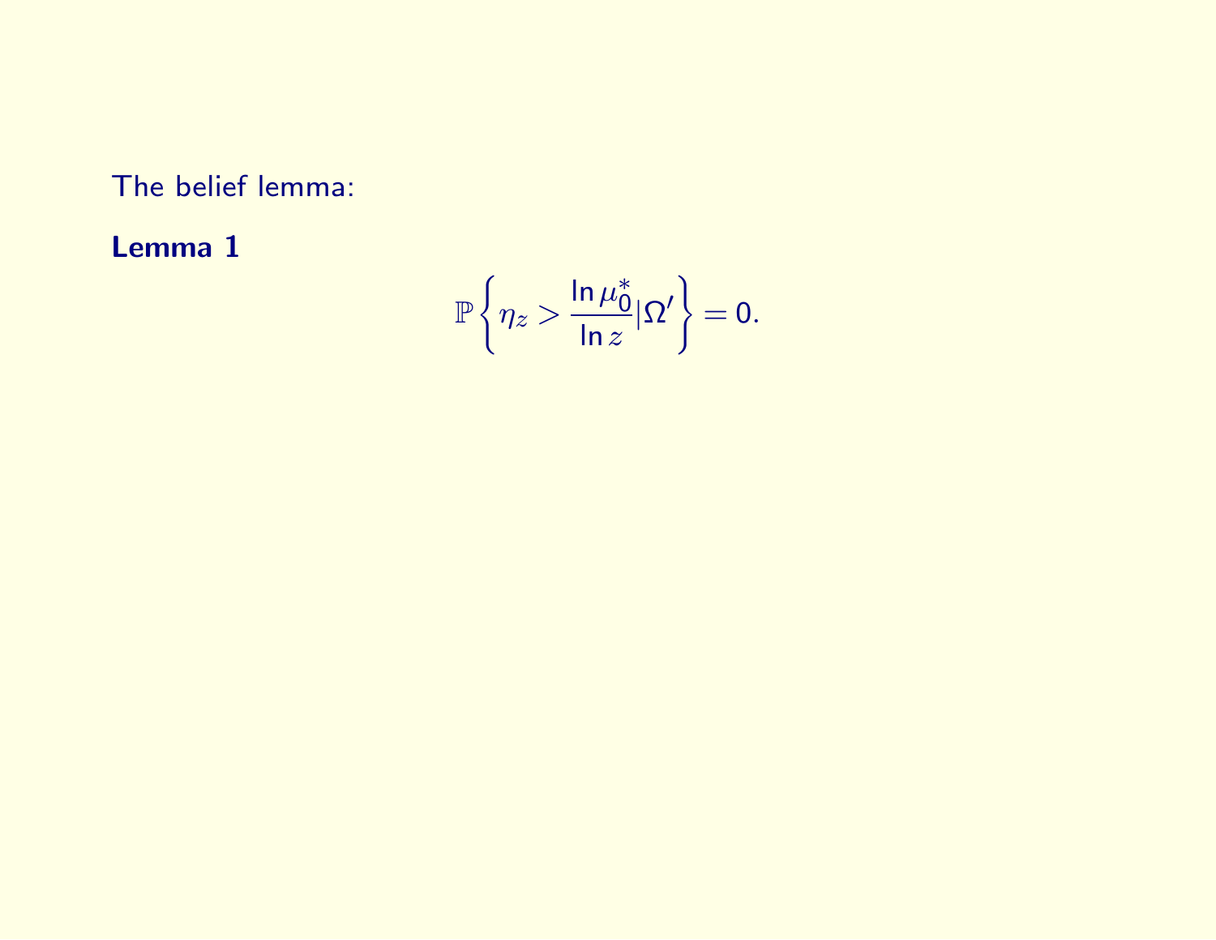The belief lemma:

**Lemma 1**

$$\mathbb{P}\left\{\eta_z > \frac{\ln \mu_0^*}{\ln z} | \Omega'\right\} = 0.$$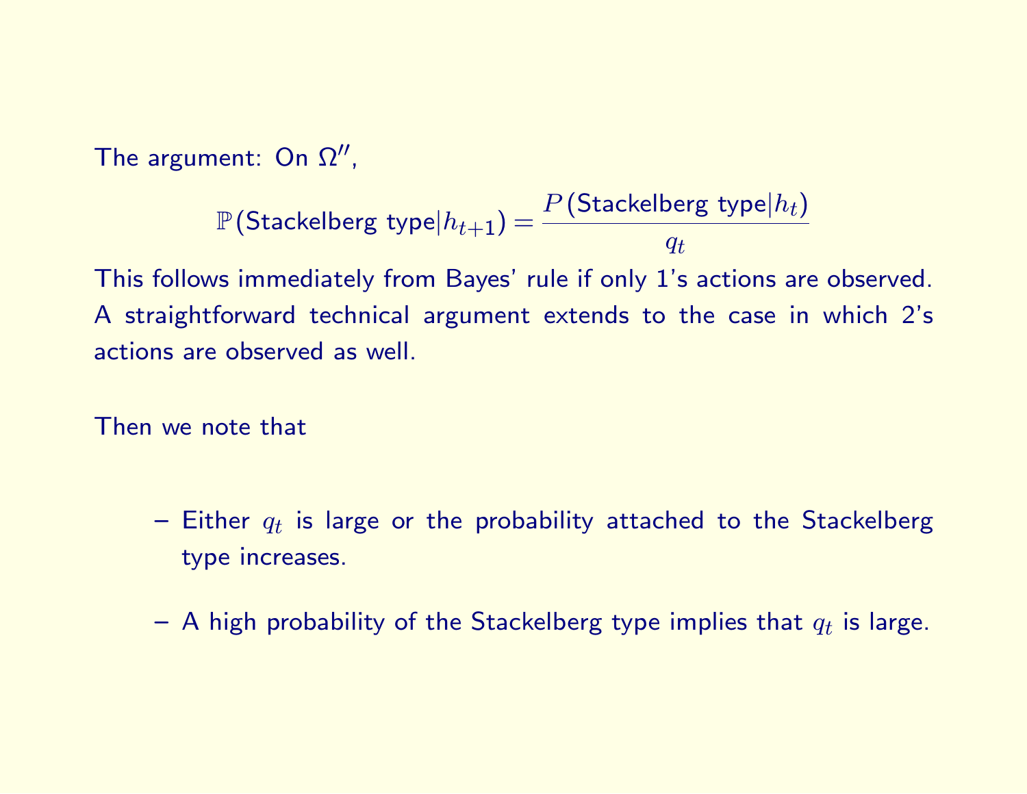The argument: On $\Omega''$,

$$\mathbb{P}(\text{Stackelberg type}|h_{t+1}) = \frac{P(\text{Stackelberg type}|h_t)}{q_t}$$

This follows immediately from Bayes' rule if only 1's actions are observed. A straightforward technical argument extends to the case in which 2's actions are observed as well.

Then we note that

- Either $q_t$ is large or the probability attached to the Stackelberg type increases.
- A high probability of the Stackelberg type implies that $q_t$ is large.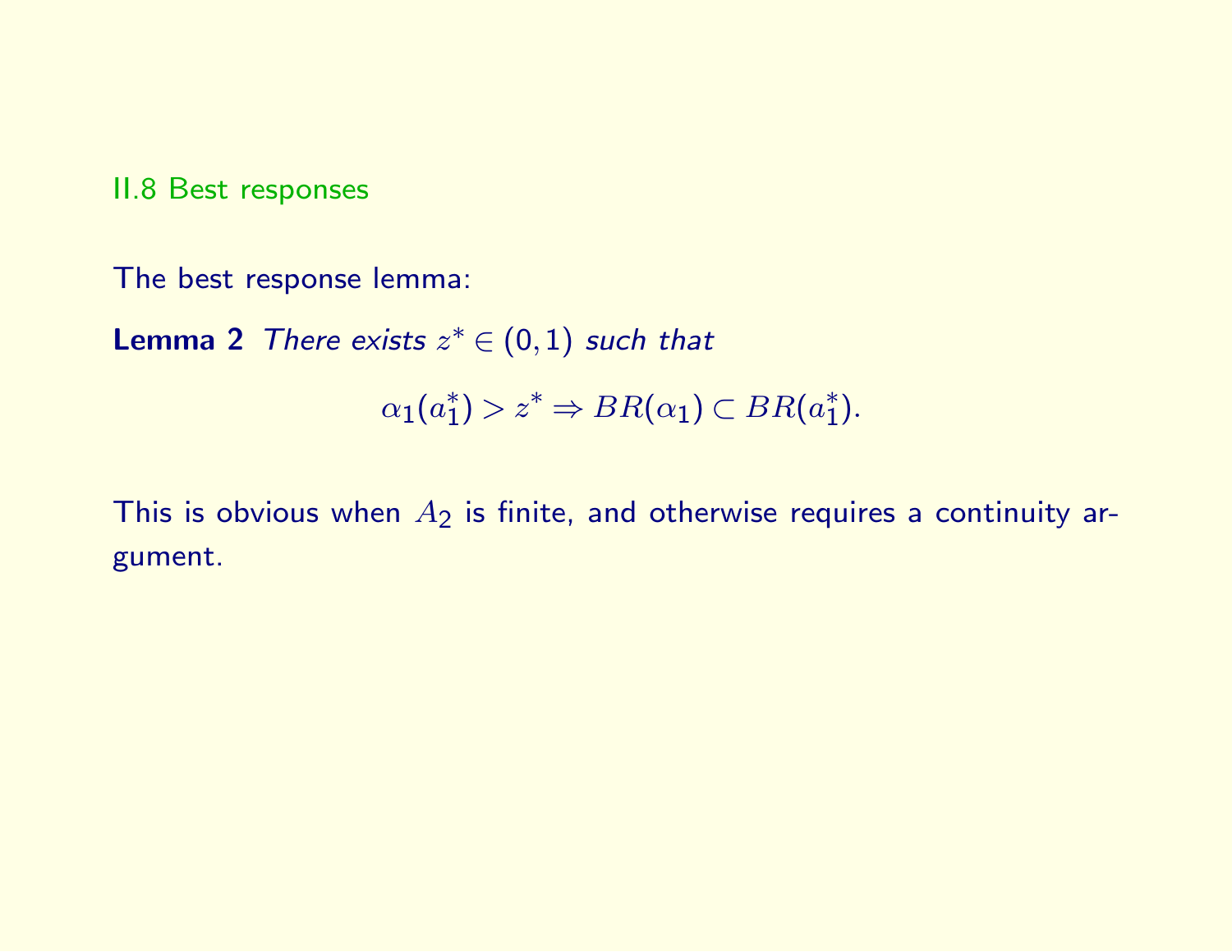## II.8 Best responses

The best response lemma:

**Lemma 2** *There exists $z^* \in (0,1)$ such that*

$$\alpha_1(a_1^*) > z^* \Rightarrow BR(\alpha_1) \subset BR(a_1^*).$$

This is obvious when $A_2$ is finite, and otherwise requires a continuity argument.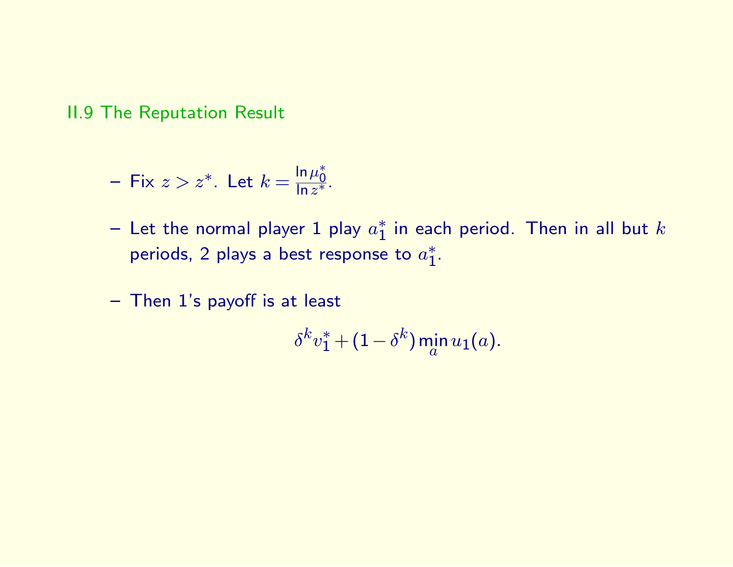## II.9 The Reputation Result

- Fix $z > z^*$. Let $k = \frac{\ln \mu_0^*}{\ln z^*}$.
- Let the normal player 1 play $a_1^*$ in each period. Then in all but $k$ periods, 2 plays a best response to $a_1^*$.
- Then 1's payoff is at least

$$\delta^k v_1^* + (1 - \delta^k) \min_a u_1(a).$$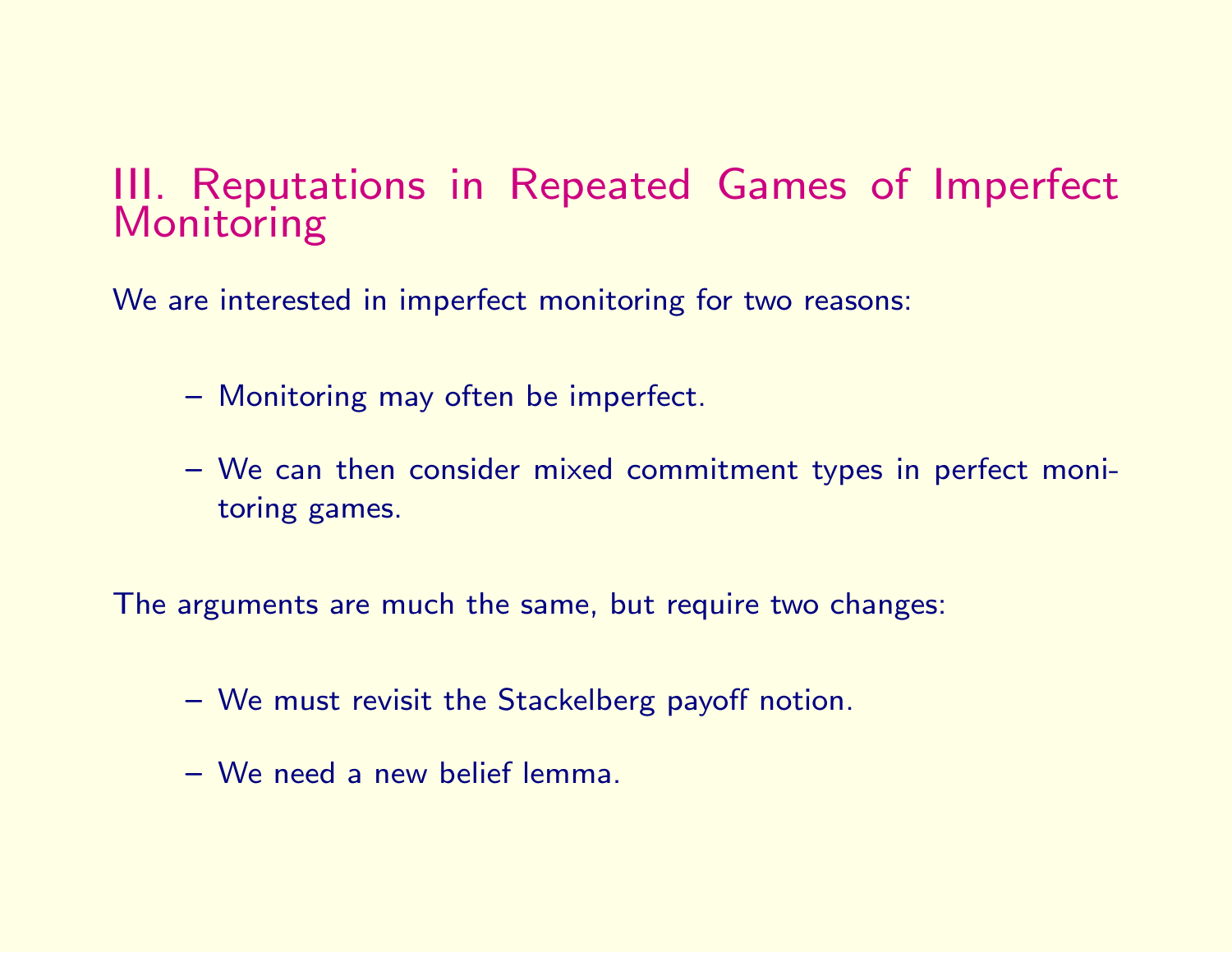## III. Reputations in Repeated Games of Imperfect Monitoring

We are interested in imperfect monitoring for two reasons:

- Monitoring may often be imperfect.
- We can then consider mixed commitment types in perfect monitoring games.

The arguments are much the same, but require two changes:

- We must revisit the Stackelberg payoff notion.
- We need a new belief lemma.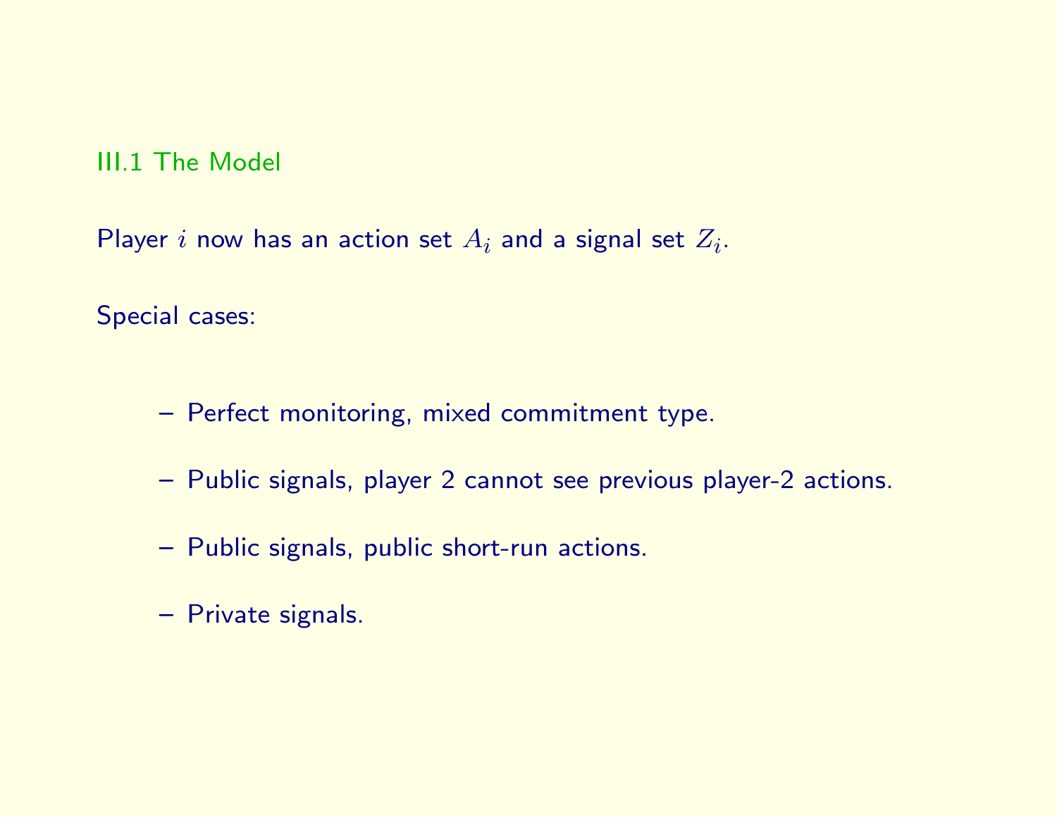## III.1 The Model

Player $i$ now has an action set $A_i$ and a signal set $Z_i$.

Special cases:

- Perfect monitoring, mixed commitment type.
- Public signals, player 2 cannot see previous player-2 actions.
- Public signals, public short-run actions.
- Private signals.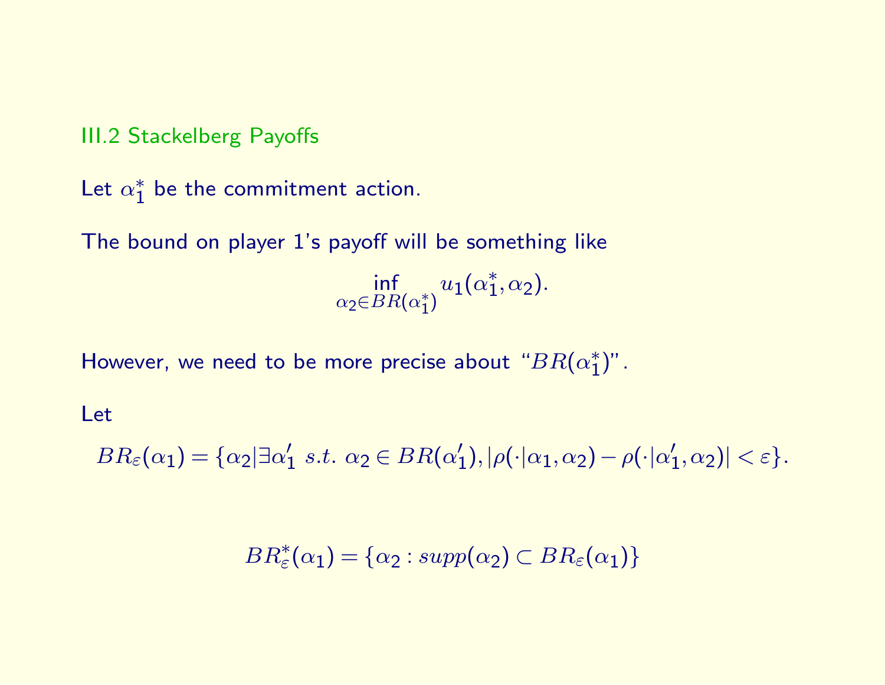## III.2 Stackelberg Payoffs

Let $\alpha_1^*$ be the commitment action.

The bound on player 1's payoff will be something like

$$\inf_{\alpha_2 \in BR(\alpha_1^*)} u_1(\alpha_1^*, \alpha_2).$$

However, we need to be more precise about "$BR(\alpha_1^*)$".

Let

$$BR_\varepsilon(\alpha_1) = \{\alpha_2 | \exists \alpha_1' \ s.t. \ \alpha_2 \in BR(\alpha_1'), |\rho(\cdot|\alpha_1, \alpha_2) - \rho(\cdot|\alpha_1', \alpha_2)| < \varepsilon\}.$$

$$BR_\varepsilon^*(\alpha_1) = \{\alpha_2 : supp(\alpha_2) \subset BR_\varepsilon(\alpha_1)\}$$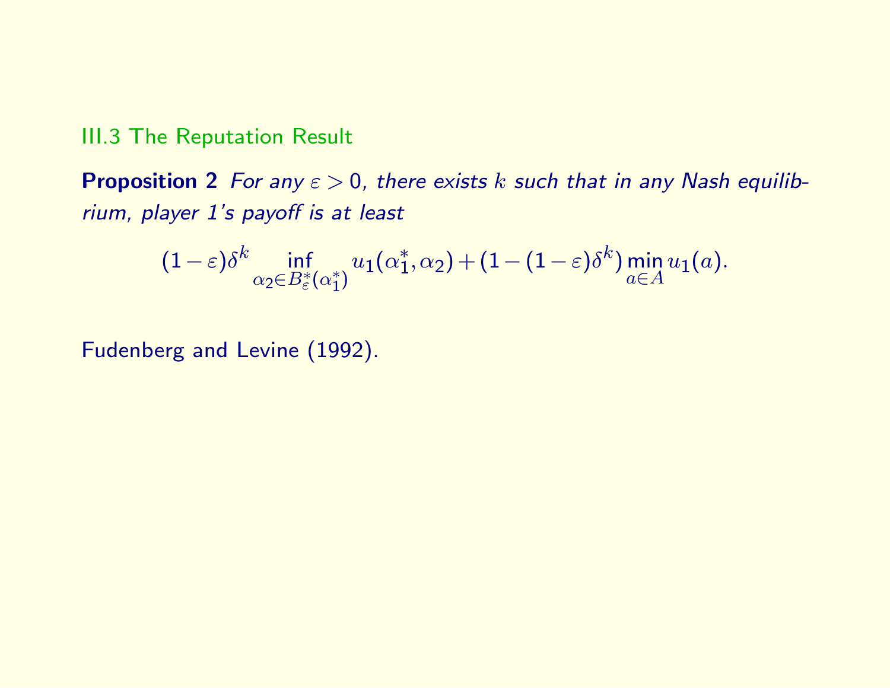## III.3 The Reputation Result

**Proposition 2** *For any $\varepsilon > 0$, there exists $k$ such that in any Nash equilibrium, player 1's payoff is at least*

$$(1-\varepsilon)\delta^k \inf_{\alpha_2 \in B^*_\varepsilon(\alpha_1^*)} u_1(\alpha_1^*, \alpha_2) + (1-(1-\varepsilon)\delta^k) \min_{a \in A} u_1(a).$$

Fudenberg and Levine (1992).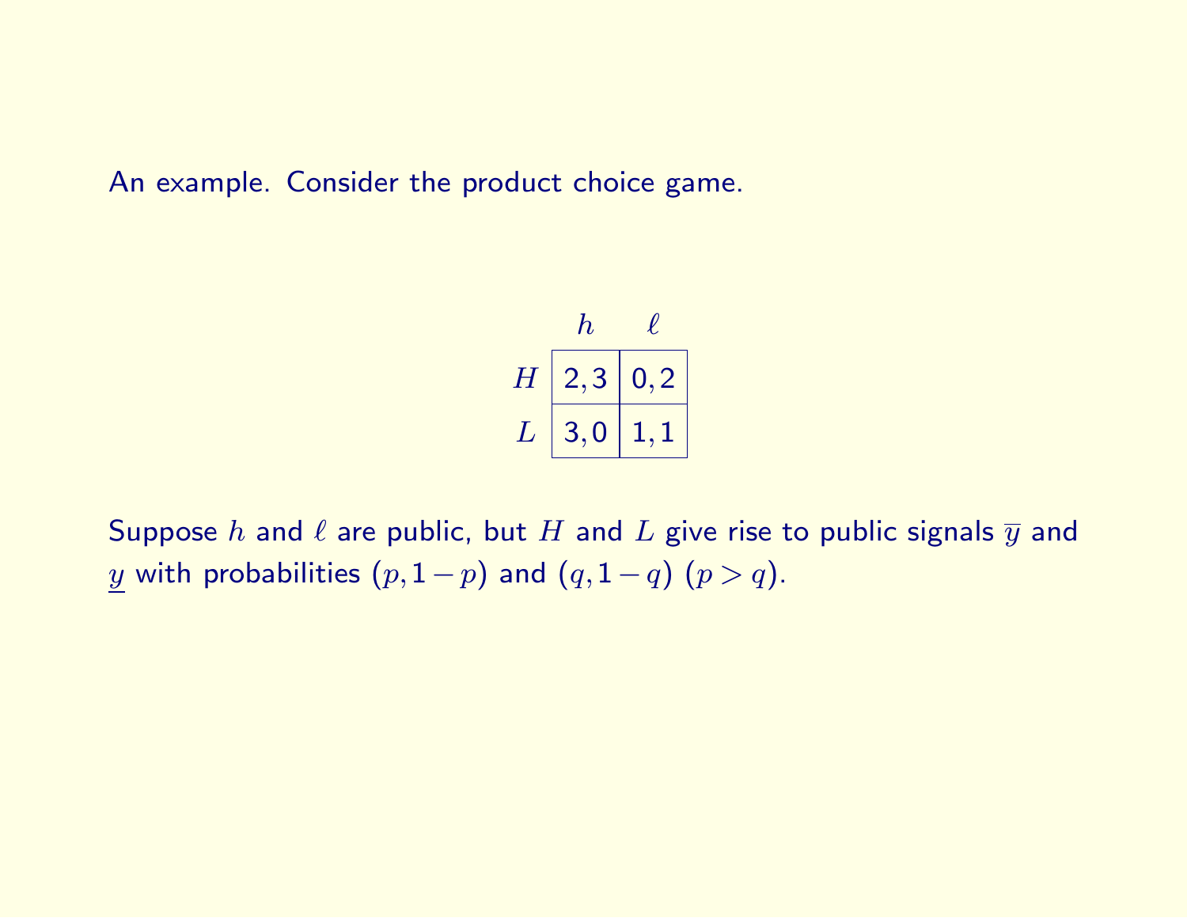An example. Consider the product choice game.

| | $h$ | $\ell$ |
|---|---|---|
| $H$ | 2, 3 | 0, 2 |
| $L$ | 3, 0 | 1, 1 |

Suppose $h$ and $\ell$ are public, but $H$ and $L$ give rise to public signals $\overline{y}$ and $\underline{y}$ with probabilities $(p, 1-p)$ and $(q, 1-q)$ $(p > q)$.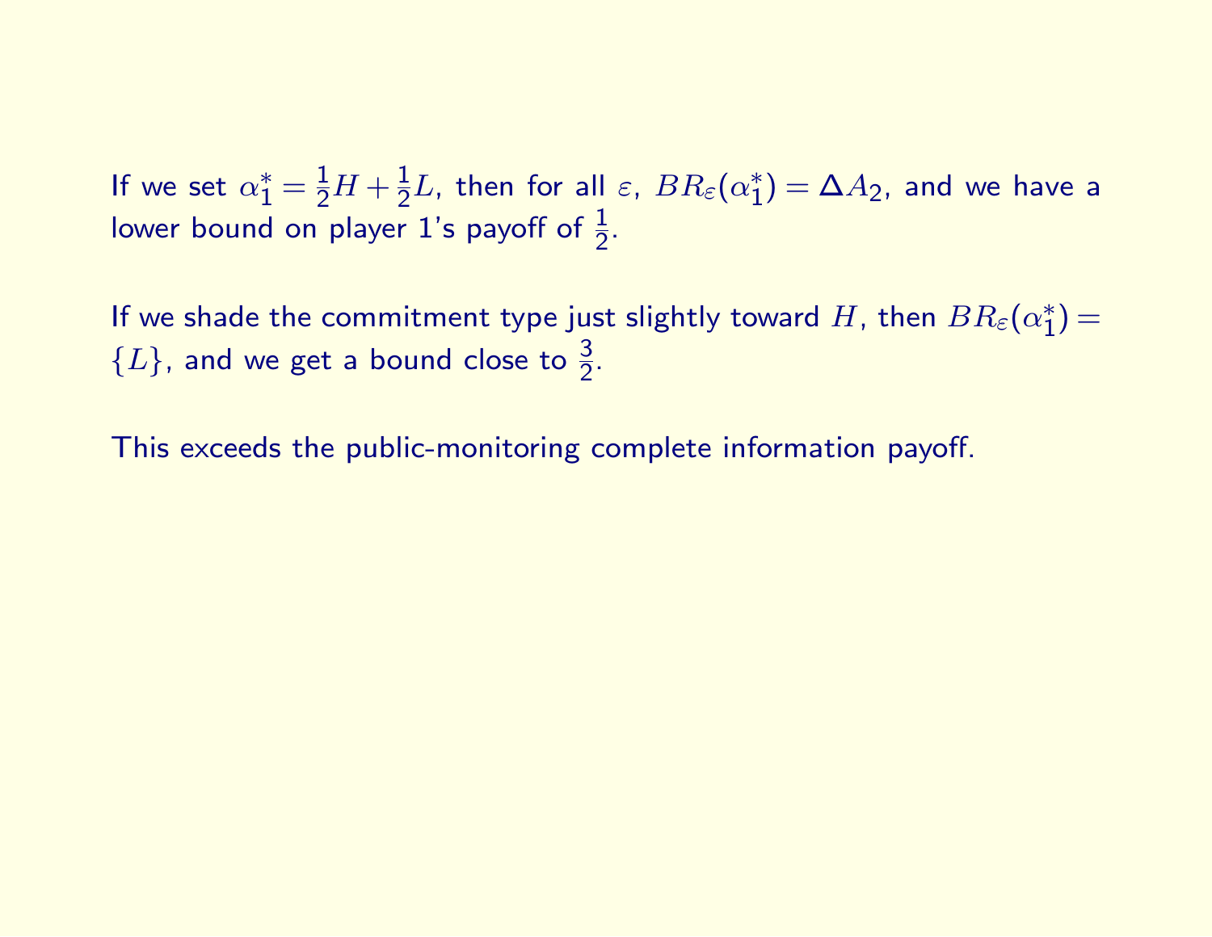If we set $\alpha_1^* = \frac{1}{2}H + \frac{1}{2}L$, then for all $\varepsilon$, $BR_\varepsilon(\alpha_1^*) = \Delta A_2$, and we have a lower bound on player 1's payoff of $\frac{1}{2}$.

If we shade the commitment type just slightly toward $H$, then $BR_\varepsilon(\alpha_1^*) = \{L\}$, and we get a bound close to $\frac{3}{2}$.

This exceeds the public-monitoring complete information payoff.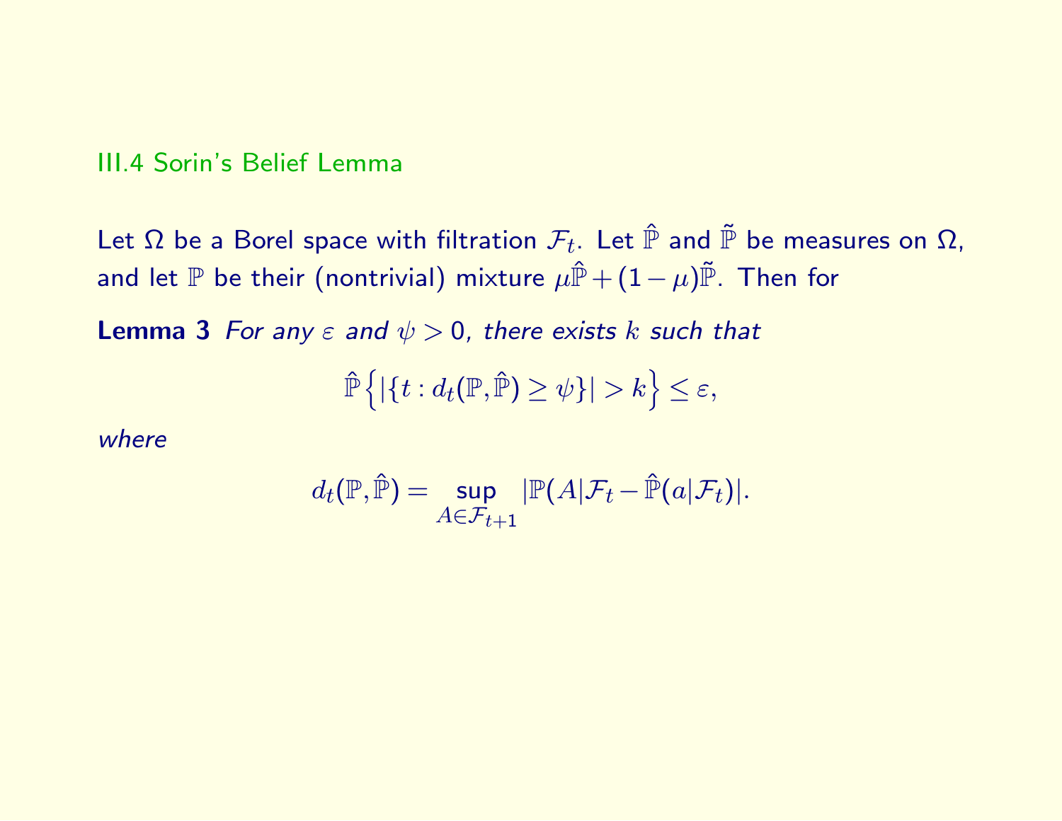## III.4 Sorin's Belief Lemma

Let $\Omega$ be a Borel space with filtration $\mathcal{F}_t$. Let $\hat{\mathbb{P}}$ and $\tilde{\mathbb{P}}$ be measures on $\Omega$, and let $\mathbb{P}$ be their (nontrivial) mixture $\mu\hat{\mathbb{P}} + (1-\mu)\tilde{\mathbb{P}}$. Then for

**Lemma 3** *For any $\varepsilon$ and $\psi > 0$, there exists $k$ such that*

$$\hat{\mathbb{P}}\left\{|\{t : d_t(\mathbb{P}, \hat{\mathbb{P}}) \geq \psi\}| > k\right\} \leq \varepsilon,$$

*where*

$$d_t(\mathbb{P}, \hat{\mathbb{P}}) = \sup_{A \in \mathcal{F}_{t+1}} |\mathbb{P}(A|\mathcal{F}_t - \hat{\mathbb{P}}(a|\mathcal{F}_t)|.$$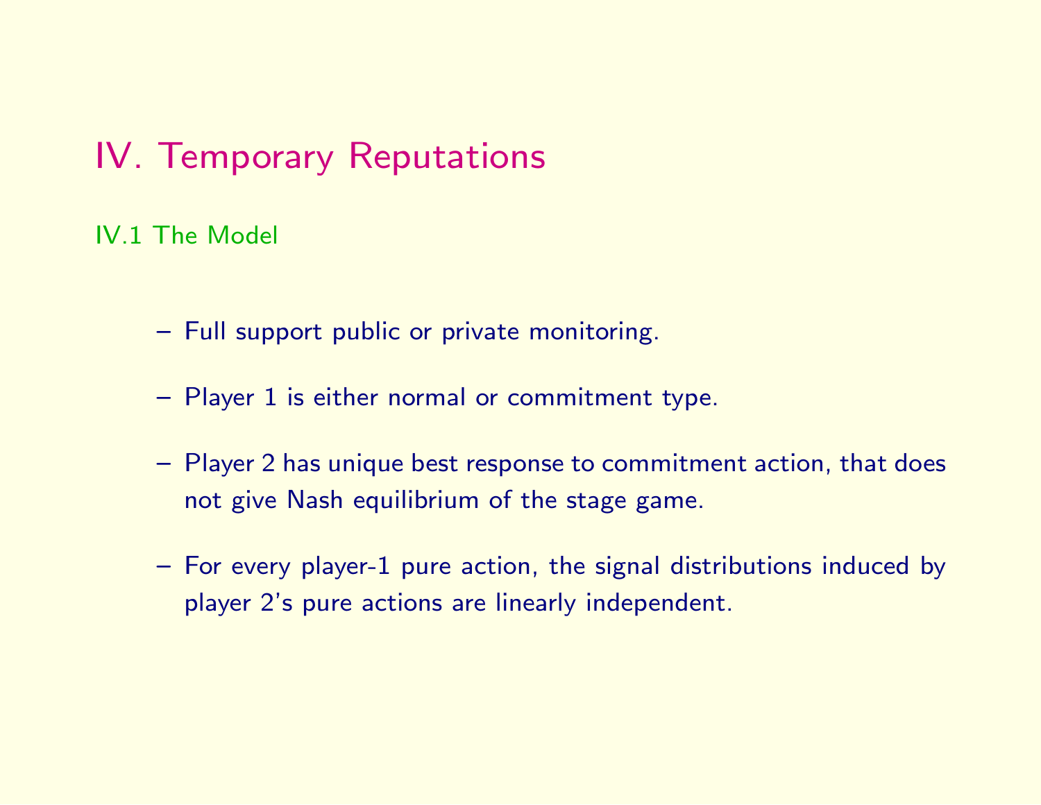# IV. Temporary Reputations

## IV.1 The Model

- Full support public or private monitoring.
- Player 1 is either normal or commitment type.
- Player 2 has unique best response to commitment action, that does not give Nash equilibrium of the stage game.
- For every player-1 pure action, the signal distributions induced by player 2's pure actions are linearly independent.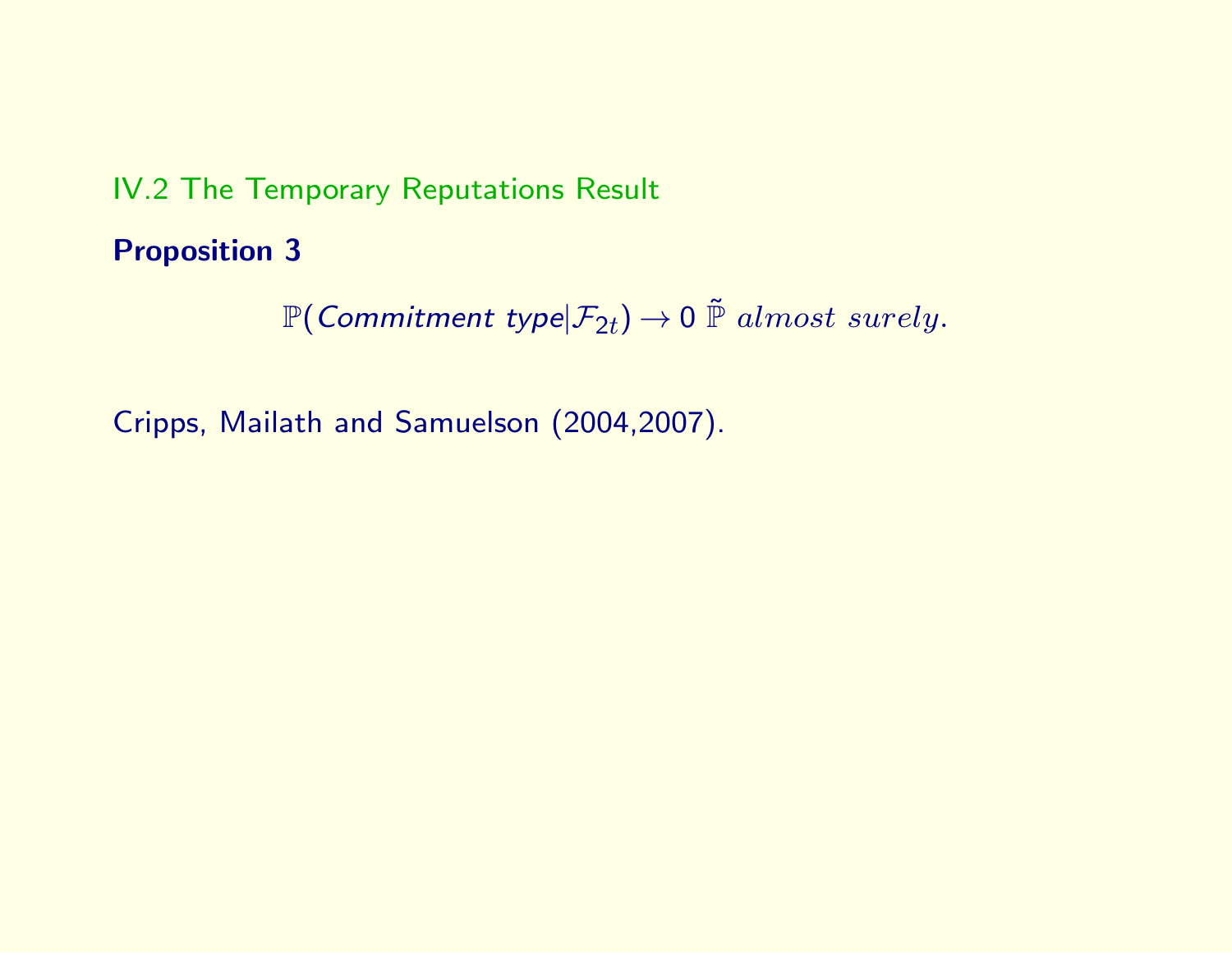## IV.2 The Temporary Reputations Result

**Proposition 3**

$$\mathbb{P}(\textit{Commitment type}|\mathcal{F}_{2t}) \to 0 \ \tilde{\mathbb{P}} \ almost \ surely.$$

Cripps, Mailath and Samuelson (2004,2007).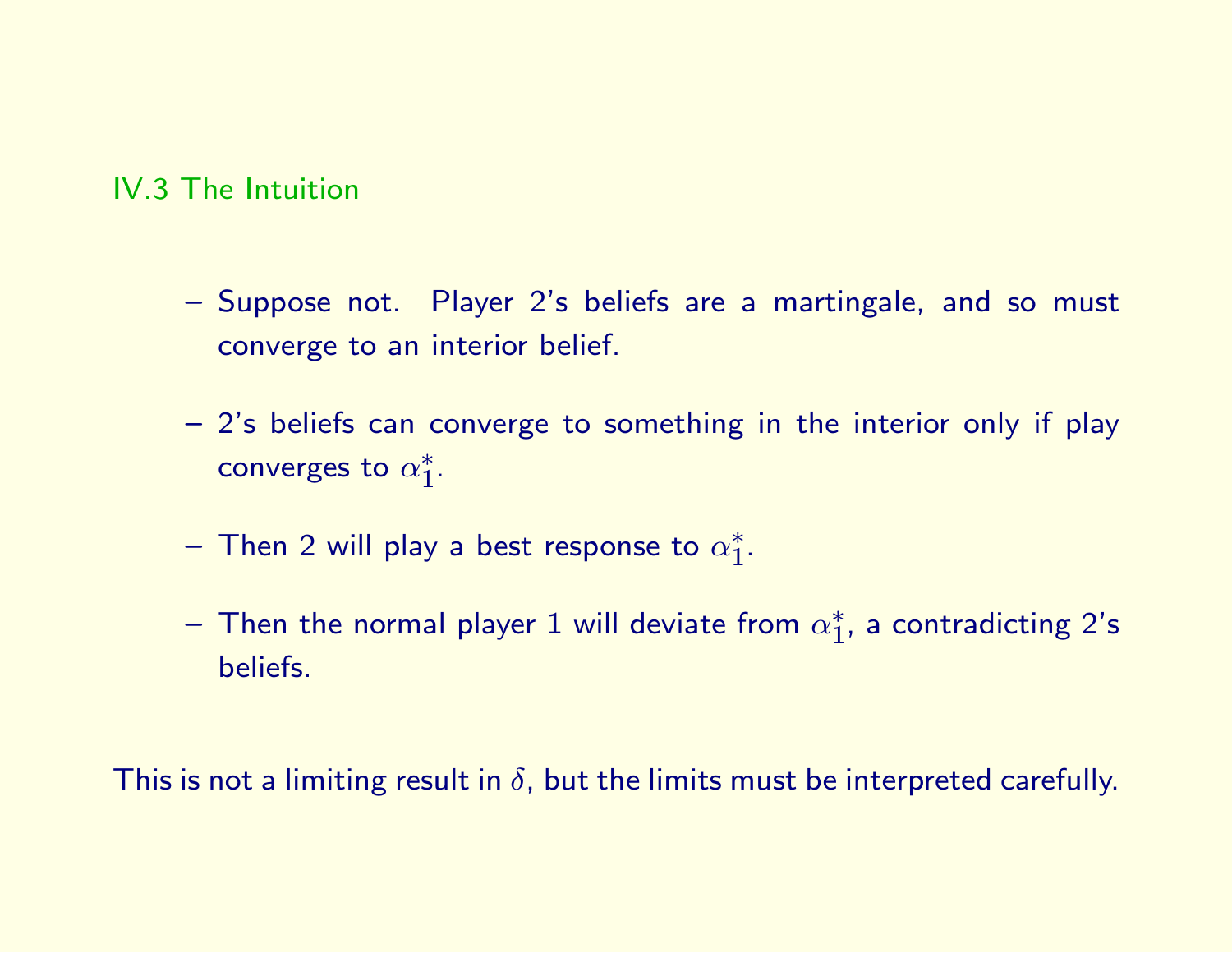## IV.3 The Intuition

- Suppose not. Player 2's beliefs are a martingale, and so must converge to an interior belief.
- 2's beliefs can converge to something in the interior only if play converges to $\alpha_1^*$.
- Then 2 will play a best response to $\alpha_1^*$.
- Then the normal player 1 will deviate from $\alpha_1^*$, a contradicting 2's beliefs.

This is not a limiting result in $\delta$, but the limits must be interpreted carefully.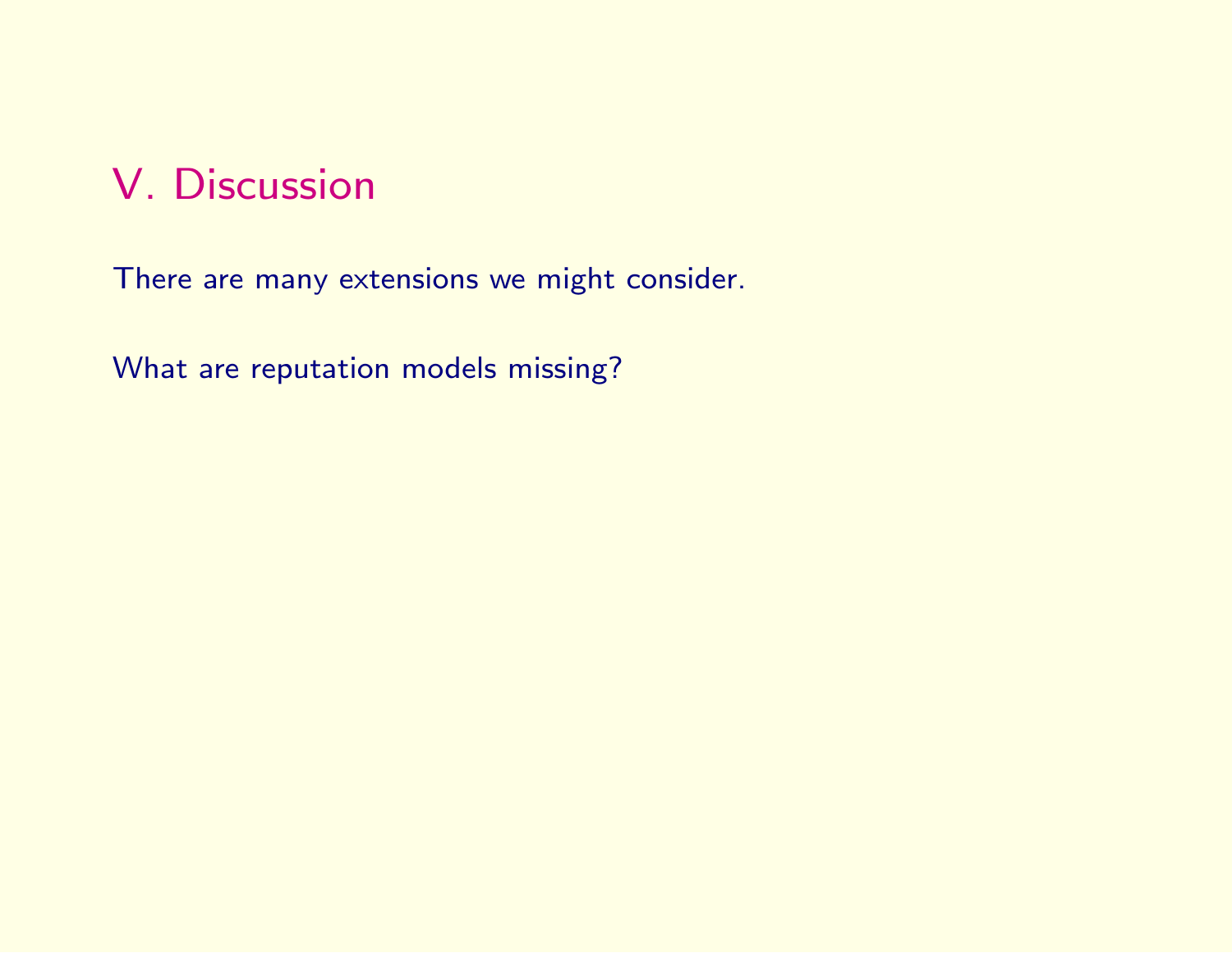# V. Discussion

There are many extensions we might consider.

What are reputation models missing?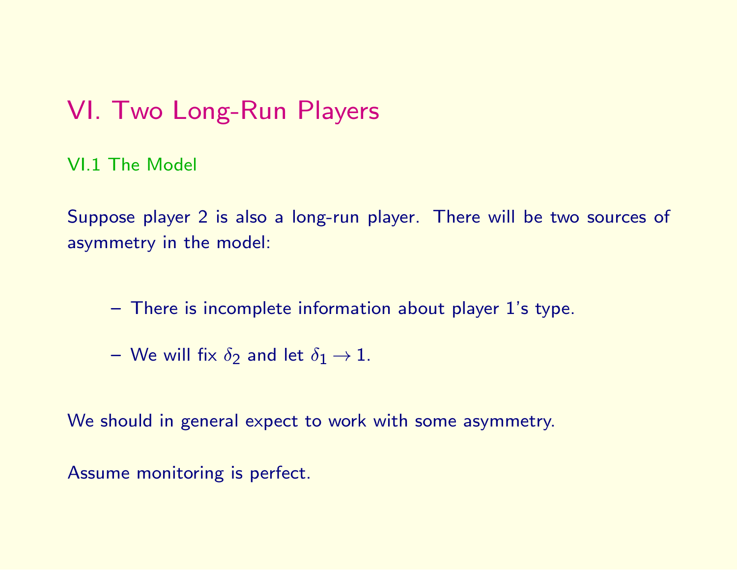# VI. Two Long-Run Players

## VI.1 The Model

Suppose player 2 is also a long-run player. There will be two sources of asymmetry in the model:

- There is incomplete information about player 1's type.
- We will fix $\delta_2$ and let $\delta_1 \to 1$.

We should in general expect to work with some asymmetry.

Assume monitoring is perfect.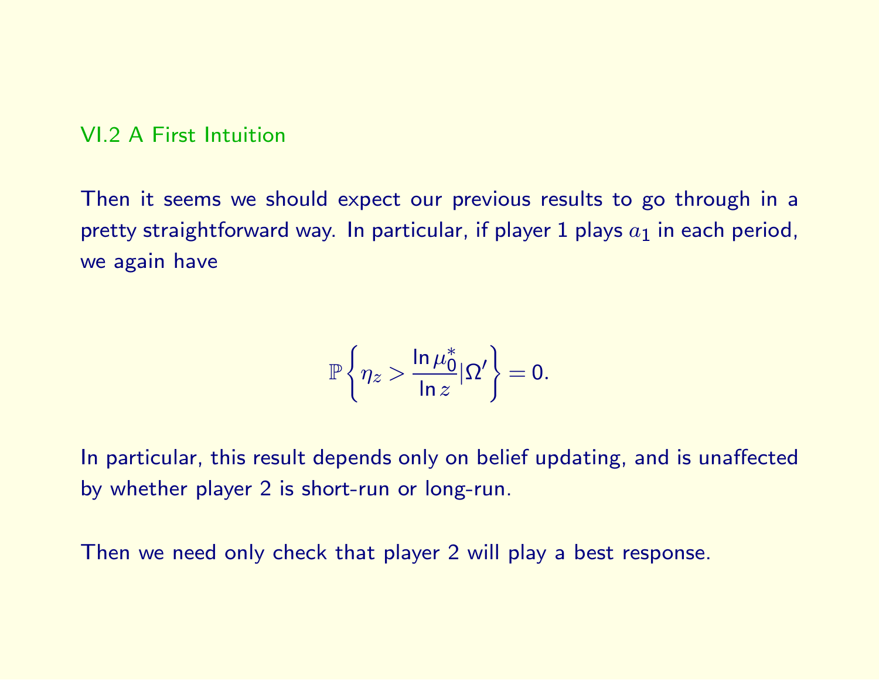## VI.2 A First Intuition

Then it seems we should expect our previous results to go through in a pretty straightforward way. In particular, if player 1 plays $a_1$ in each period, we again have

$$\mathbb{P}\left\{\eta_z > \frac{\ln \mu_0^*}{\ln z} | \Omega'\right\} = 0.$$

In particular, this result depends only on belief updating, and is unaffected by whether player 2 is short-run or long-run.

Then we need only check that player 2 will play a best response.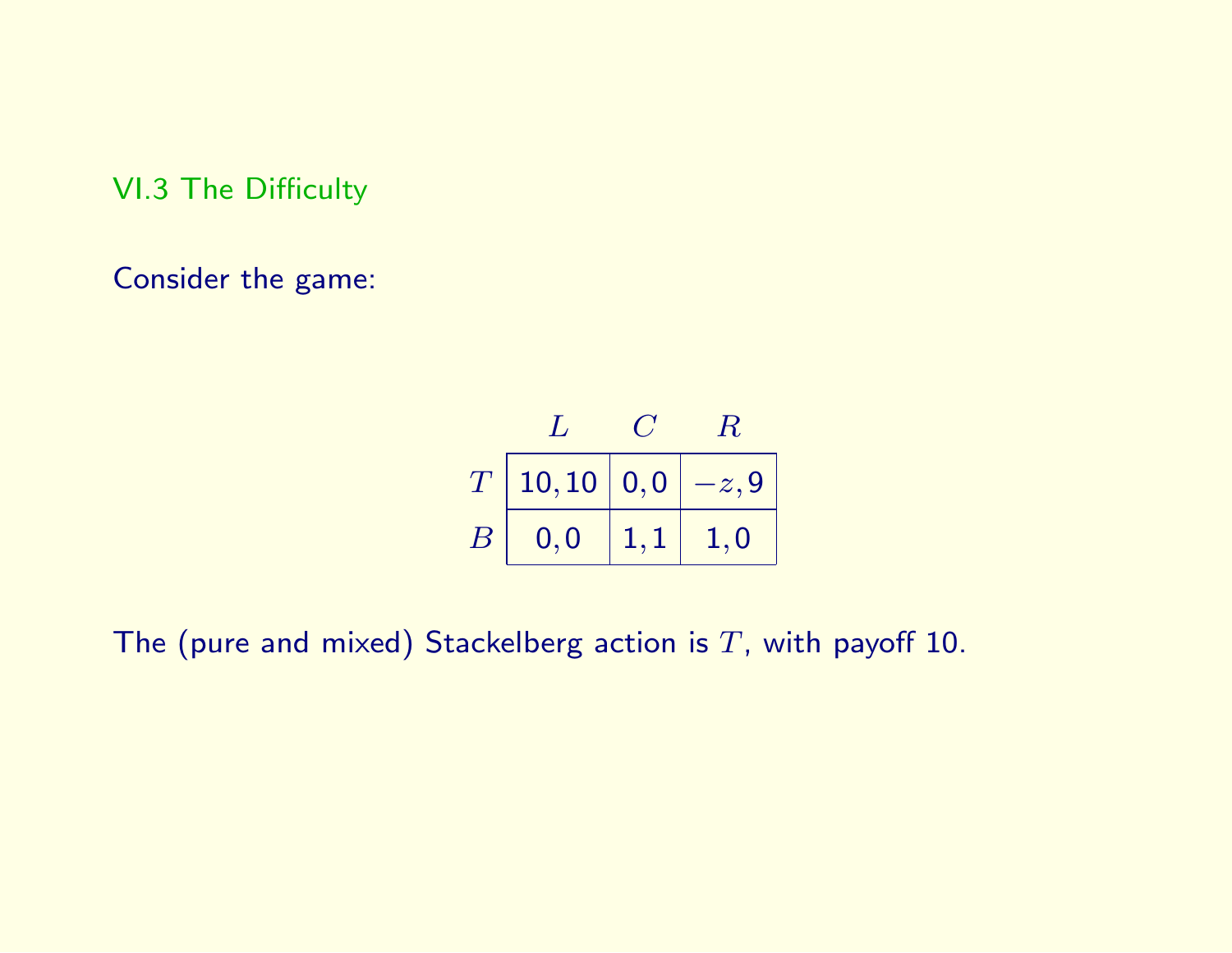## VI.3 The Difficulty

Consider the game:

| | $L$ | $C$ | $R$ |
|---|---|---|---|
| $T$ | $10, 10$ | $0, 0$ | $-z, 9$ |
| $B$ | $0, 0$ | $1, 1$ | $1, 0$ |

The (pure and mixed) Stackelberg action is $T$, with payoff 10.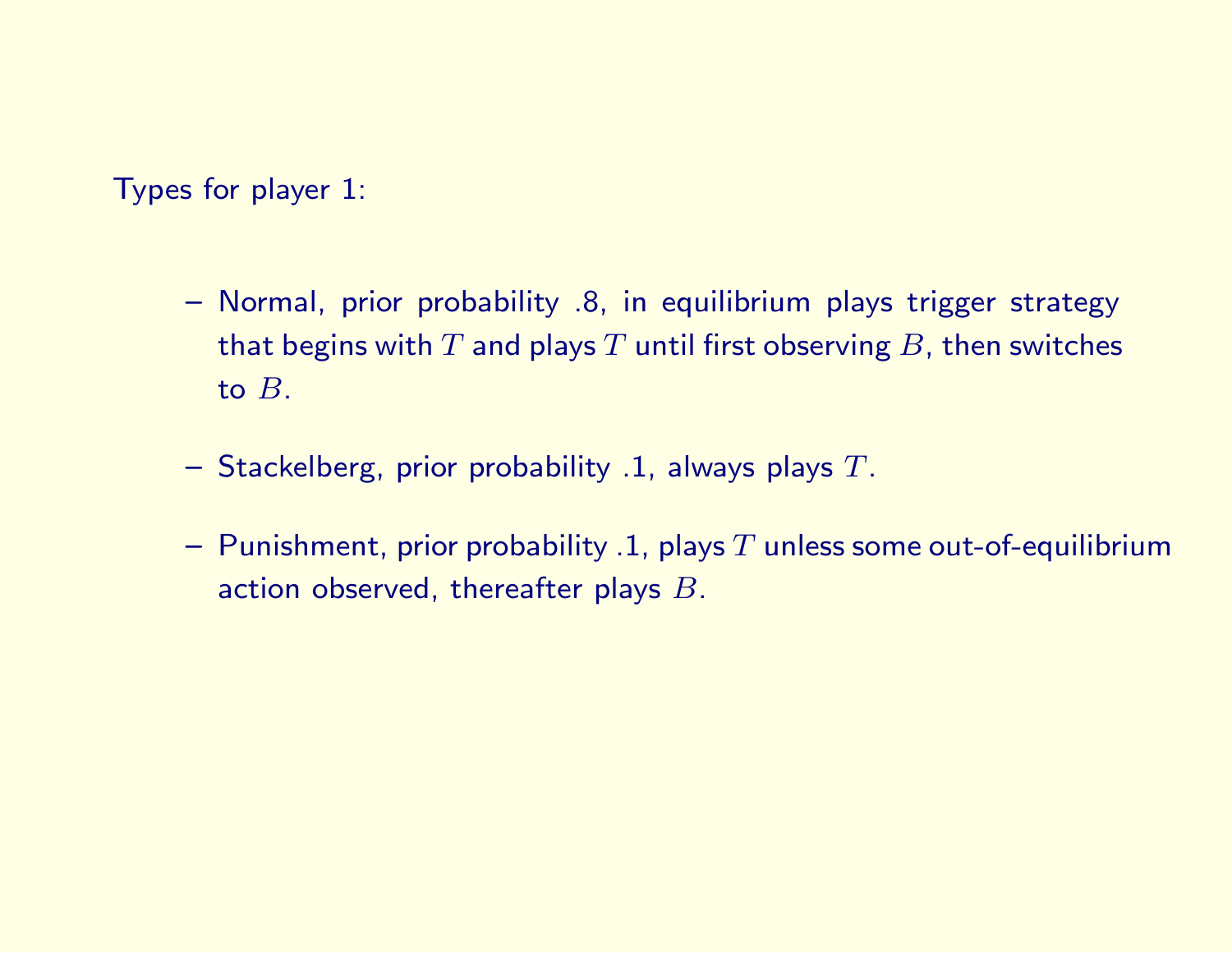Types for player 1:

- Normal, prior probability .8, in equilibrium plays trigger strategy that begins with $T$ and plays $T$ until first observing $B$, then switches to $B$.
- Stackelberg, prior probability .1, always plays $T$.
- Punishment, prior probability .1, plays $T$ unless some out-of-equilibrium action observed, thereafter plays $B$.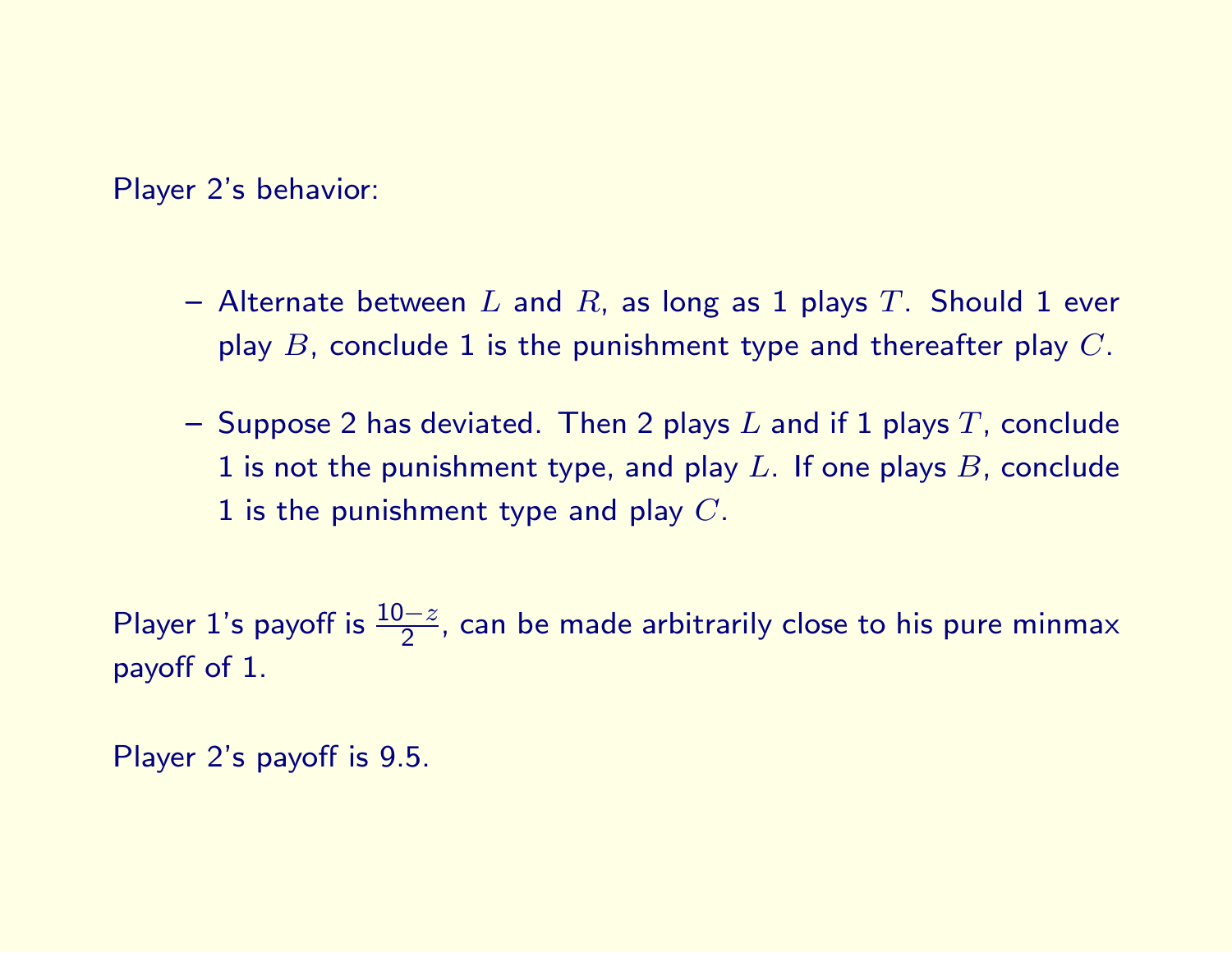Player 2's behavior:

- Alternate between $L$ and $R$, as long as 1 plays $T$. Should 1 ever play $B$, conclude 1 is the punishment type and thereafter play $C$.
- Suppose 2 has deviated. Then 2 plays $L$ and if 1 plays $T$, conclude 1 is not the punishment type, and play $L$. If one plays $B$, conclude 1 is the punishment type and play $C$.

Player 1's payoff is $\frac{10-z}{2}$, can be made arbitrarily close to his pure minmax payoff of 1.

Player 2's payoff is 9.5.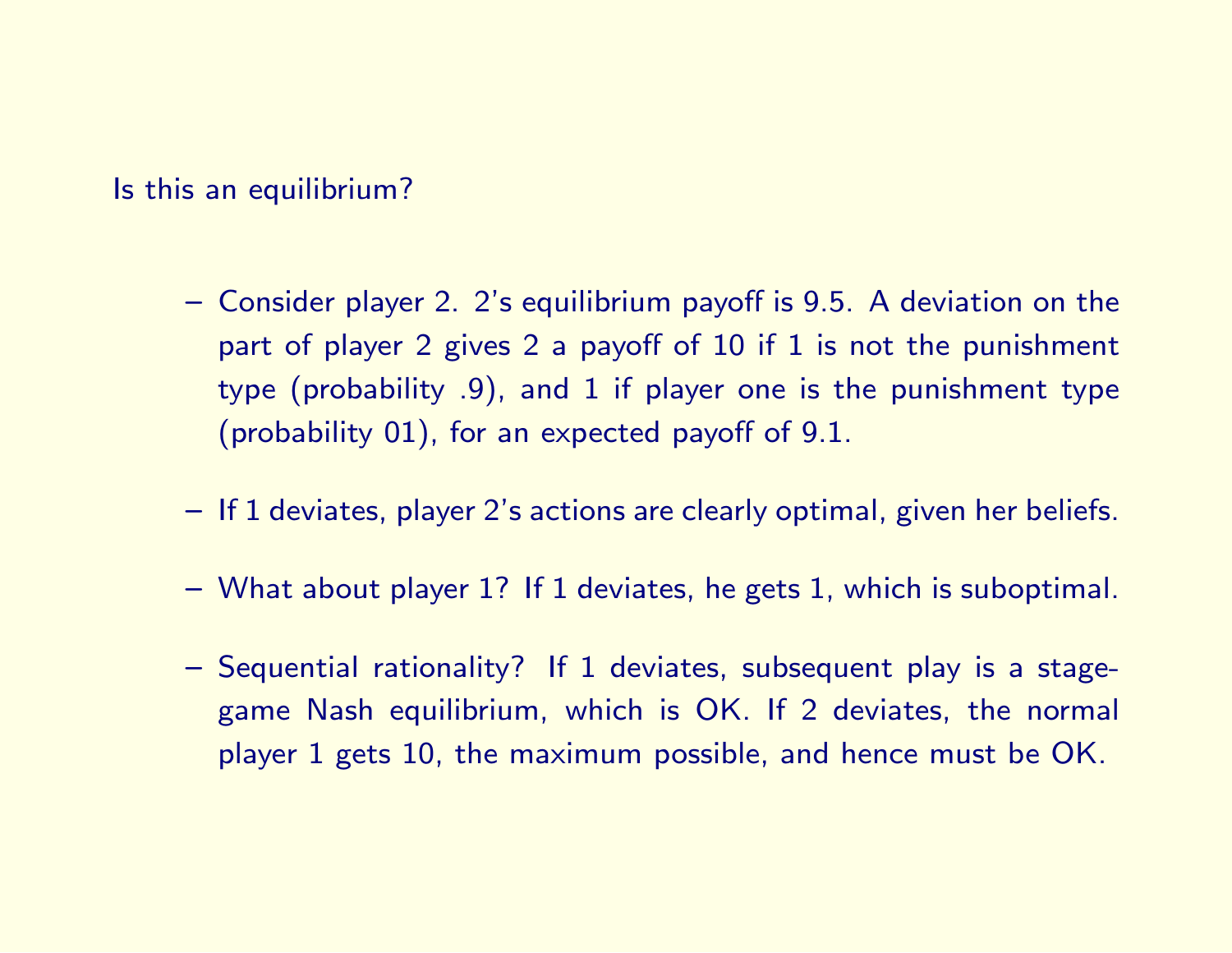Is this an equilibrium?

- Consider player 2. 2's equilibrium payoff is 9.5. A deviation on the part of player 2 gives 2 a payoff of 10 if 1 is not the punishment type (probability .9), and 1 if player one is the punishment type (probability 01), for an expected payoff of 9.1.
- If 1 deviates, player 2's actions are clearly optimal, given her beliefs.
- What about player 1? If 1 deviates, he gets 1, which is suboptimal.
- Sequential rationality? If 1 deviates, subsequent play is a stage-game Nash equilibrium, which is OK. If 2 deviates, the normal player 1 gets 10, the maximum possible, and hence must be OK.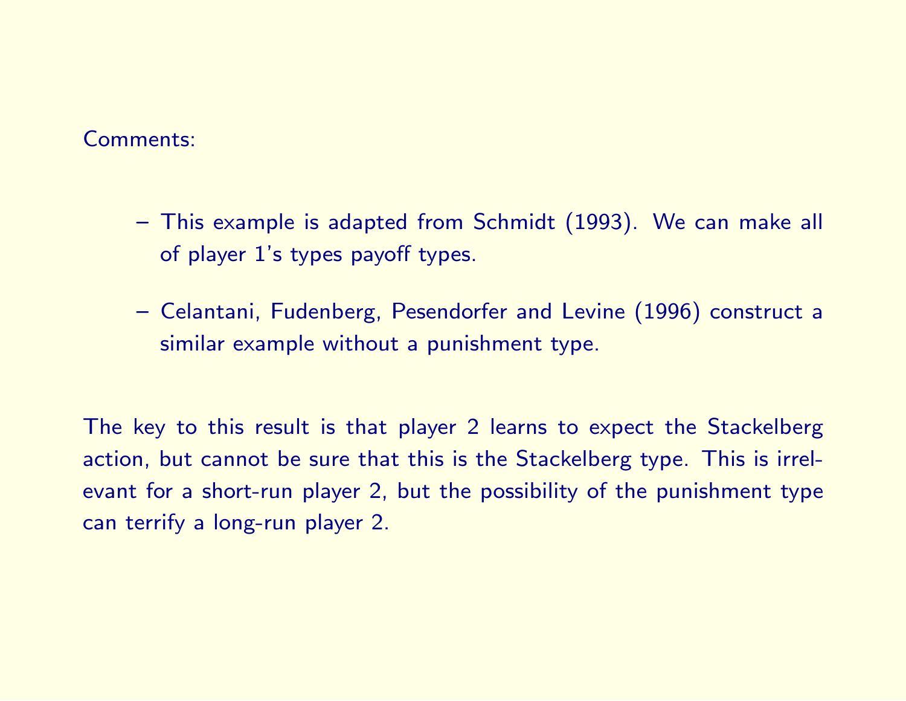Comments:

- This example is adapted from Schmidt (1993). We can make all of player 1's types payoff types.
- Celantani, Fudenberg, Pesendorfer and Levine (1996) construct a similar example without a punishment type.

The key to this result is that player 2 learns to expect the Stackelberg action, but cannot be sure that this is the Stackelberg type. This is irrelevant for a short-run player 2, but the possibility of the punishment type can terrify a long-run player 2.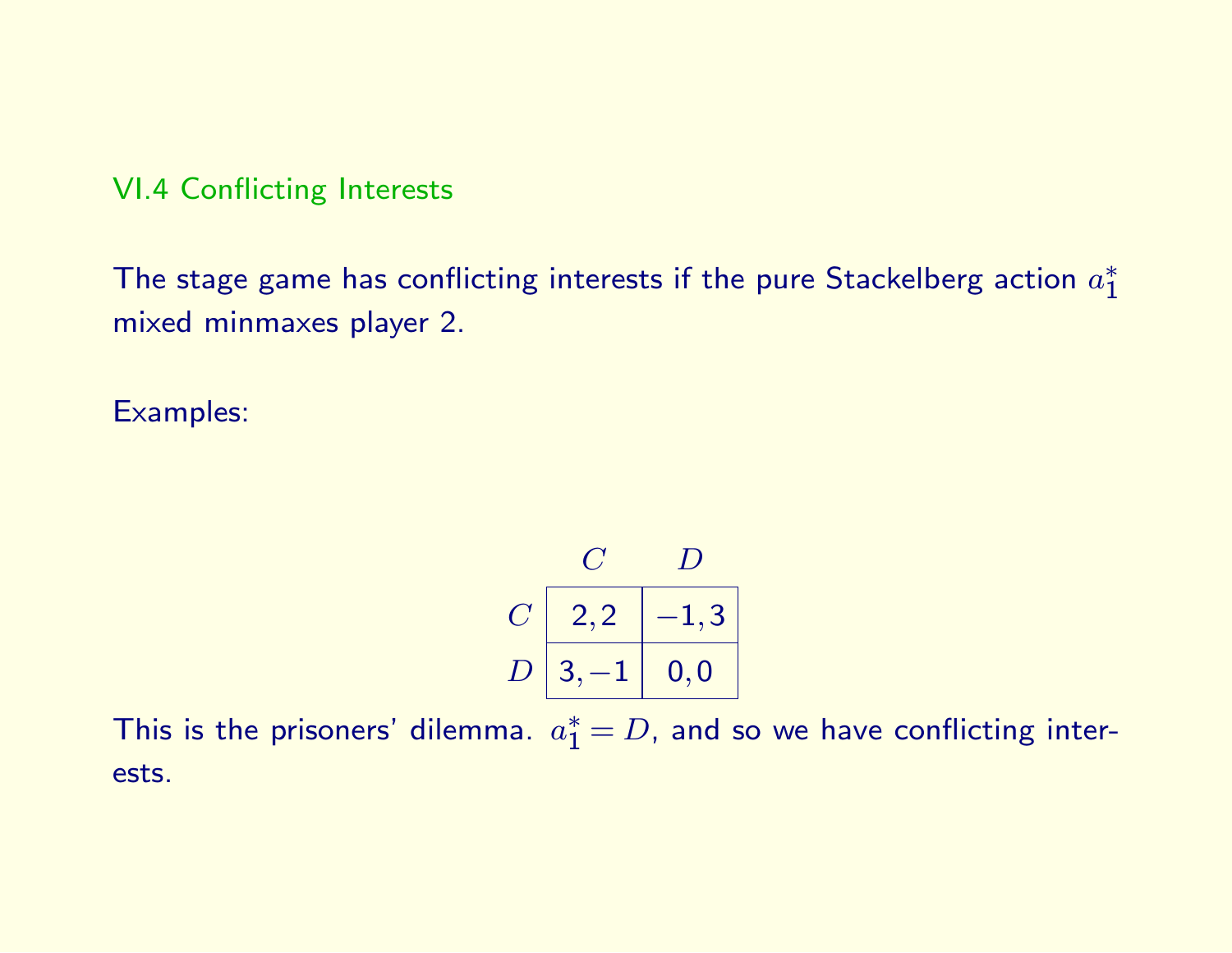## VI.4 Conflicting Interests

The stage game has conflicting interests if the pure Stackelberg action $a_1^*$ mixed minmaxes player 2.

Examples:

|  | $C$ | $D$ |
|---|---|---|
| $C$ | 2, 2 | −1, 3 |
| $D$ | 3, −1 | 0, 0 |

This is the prisoners' dilemma. $a_1^* = D$, and so we have conflicting interests.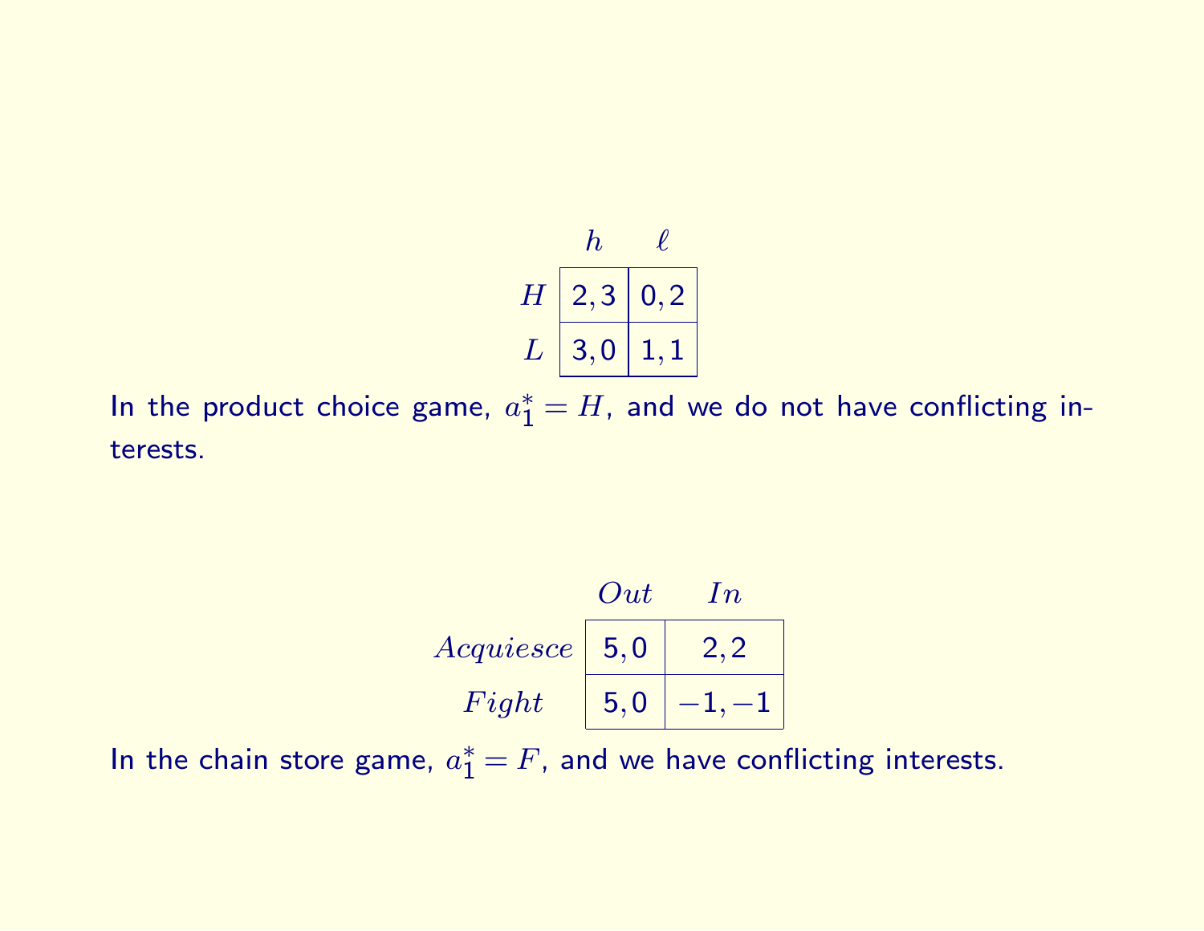|  | $h$ | $\ell$ |
|---|---|---|
| $H$ | $2, 3$ | $0, 2$ |
| $L$ | $3, 0$ | $1, 1$ |

In the product choice game, $a_1^* = H$, and we do not have conflicting interests.

|  | $Out$ | $In$ |
|---|---|---|
| $Acquiesce$ | $5, 0$ | $2, 2$ |
| $Fight$ | $5, 0$ | $-1, -1$ |

In the chain store game, $a_1^* = F$, and we have conflicting interests.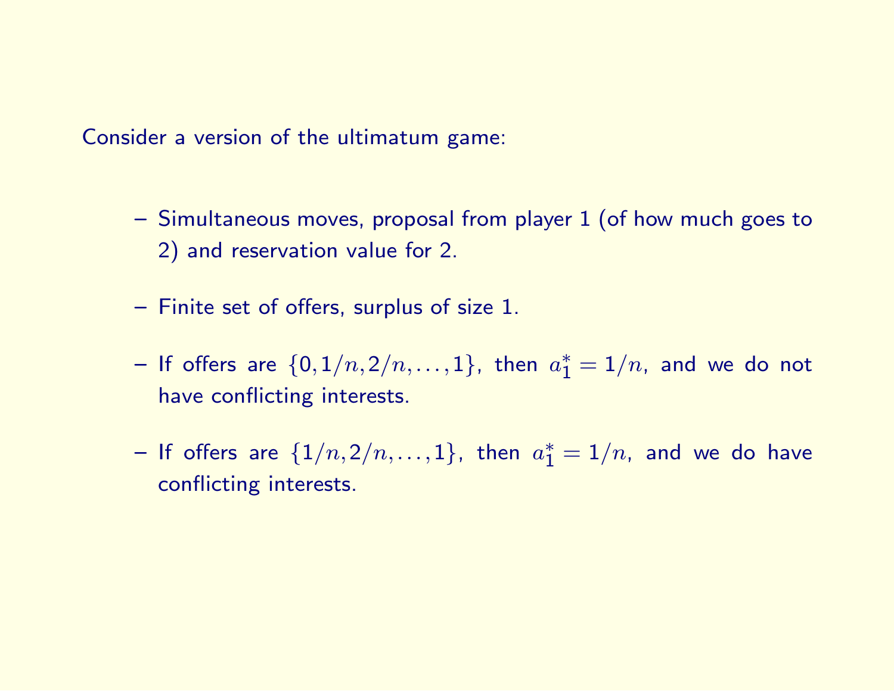Consider a version of the ultimatum game:

- Simultaneous moves, proposal from player 1 (of how much goes to 2) and reservation value for 2.
- Finite set of offers, surplus of size 1.
- If offers are $\{0, 1/n, 2/n, \ldots, 1\}$, then $a_1^* = 1/n$, and we do not have conflicting interests.
- If offers are $\{1/n, 2/n, \ldots, 1\}$, then $a_1^* = 1/n$, and we do have conflicting interests.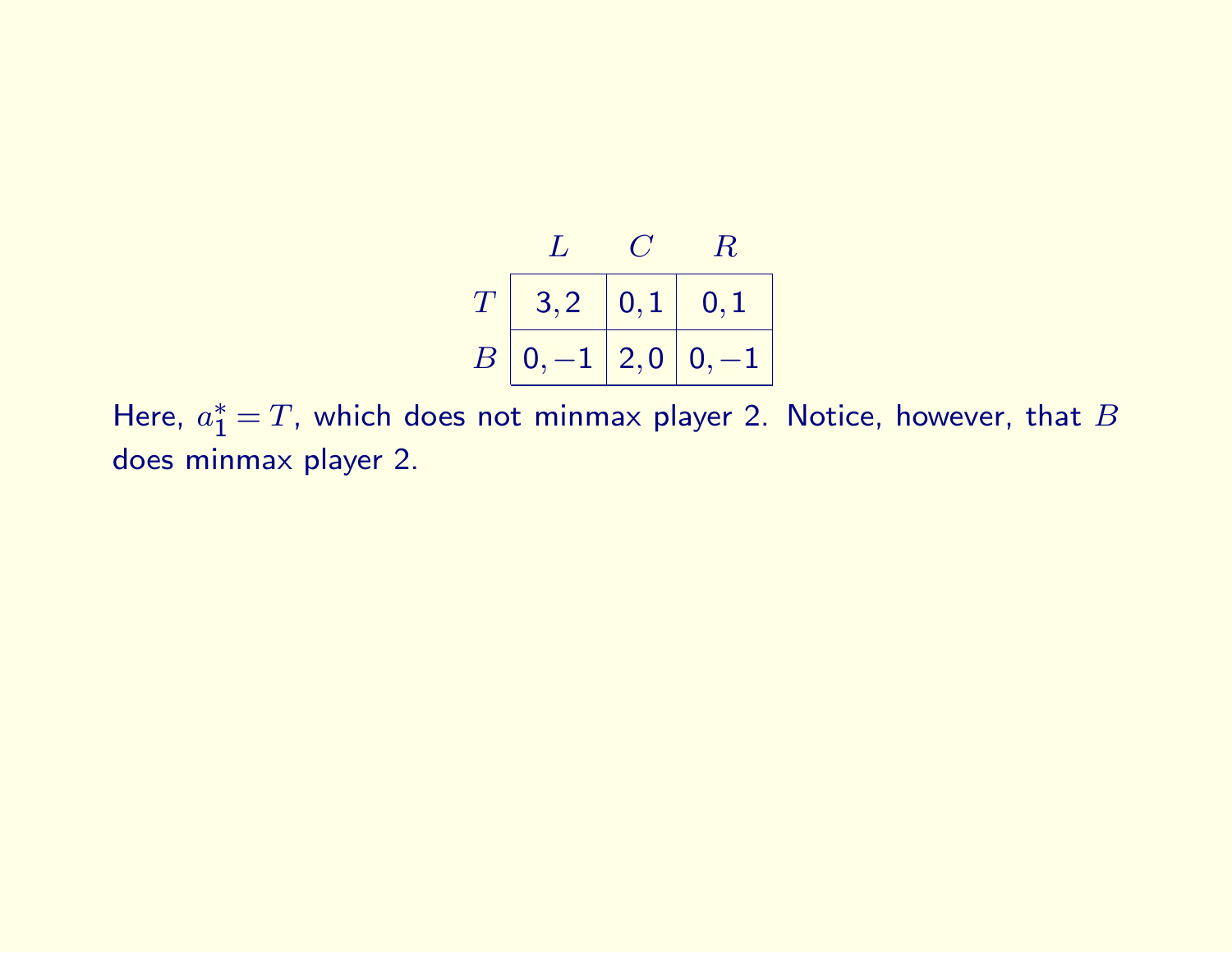| | $L$ | $C$ | $R$ |
|---|---|---|---|
| $T$ | 3, 2 | 0, 1 | 0, 1 |
| $B$ | 0, −1 | 2, 0 | 0, −1 |

Here, $a_1^* = T$, which does not minmax player 2. Notice, however, that $B$ does minmax player 2.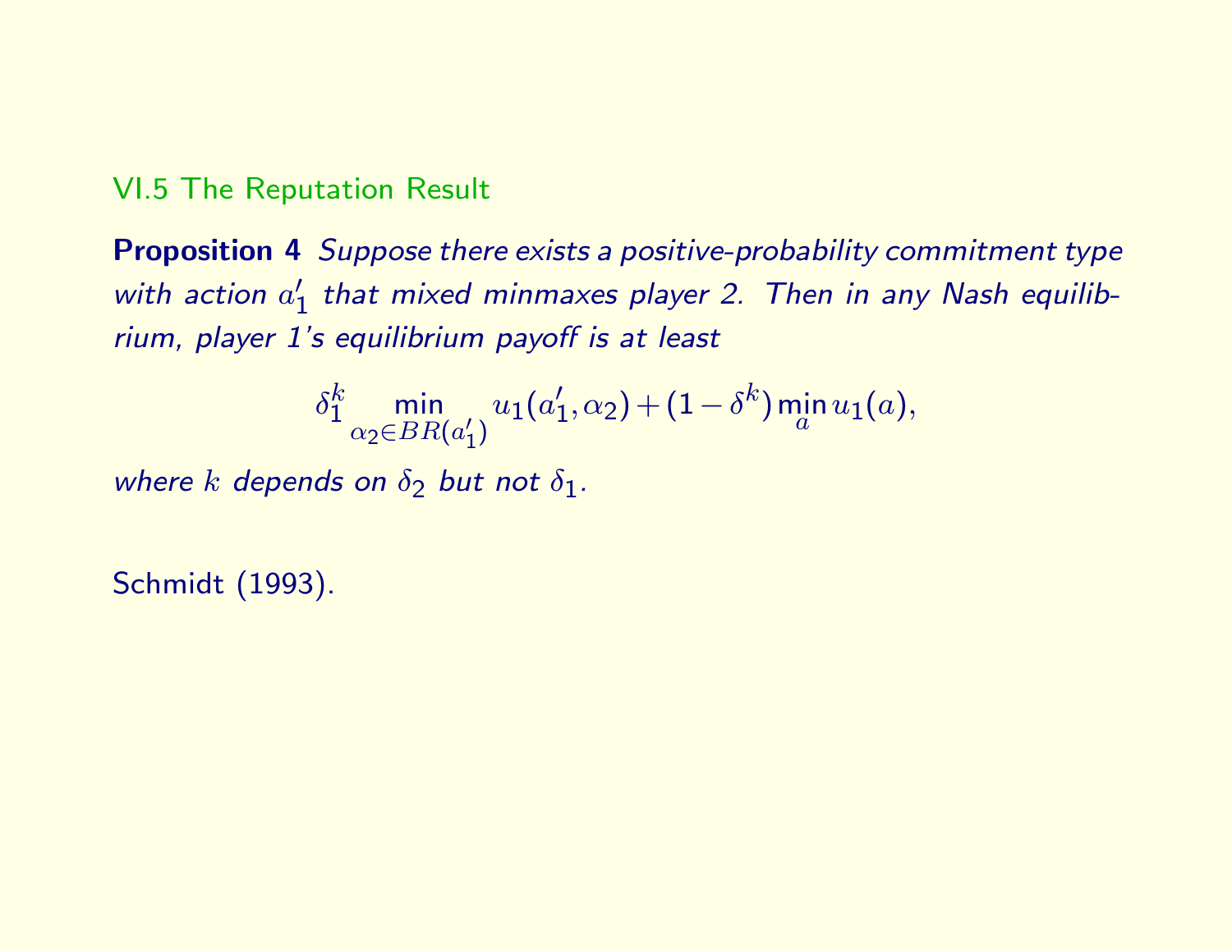## VI.5 The Reputation Result

**Proposition 4** *Suppose there exists a positive-probability commitment type with action $a_1'$ that mixed minmaxes player 2. Then in any Nash equilibrium, player 1's equilibrium payoff is at least*

$$\delta_1^k \min_{\alpha_2 \in BR(a_1')} u_1(a_1', \alpha_2) + (1 - \delta^k) \min_a u_1(a),$$

*where $k$ depends on $\delta_2$ but not $\delta_1$.*

Schmidt (1993).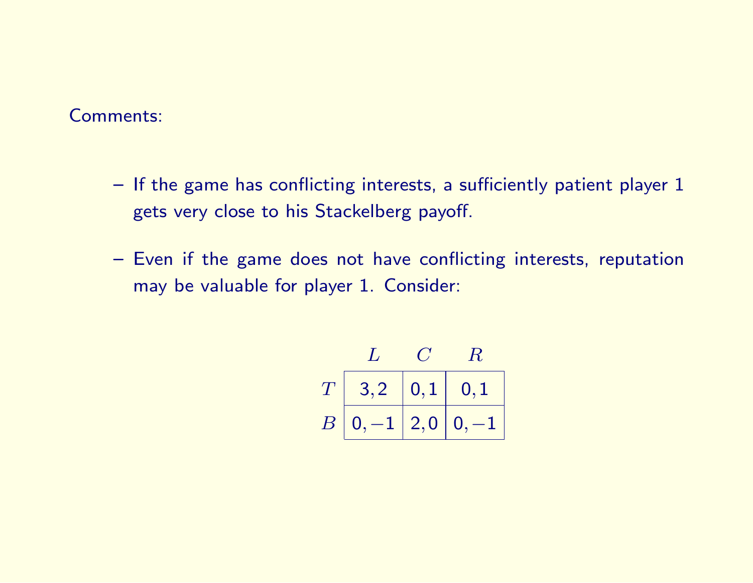Comments:

- If the game has conflicting interests, a sufficiently patient player 1 gets very close to his Stackelberg payoff.

- Even if the game does not have conflicting interests, reputation may be valuable for player 1. Consider:

| | $L$ | $C$ | $R$ |
|---|---|---|---|
| $T$ | $3, 2$ | $0, 1$ | $0, 1$ |
| $B$ | $0, -1$ | $2, 0$ | $0, -1$ |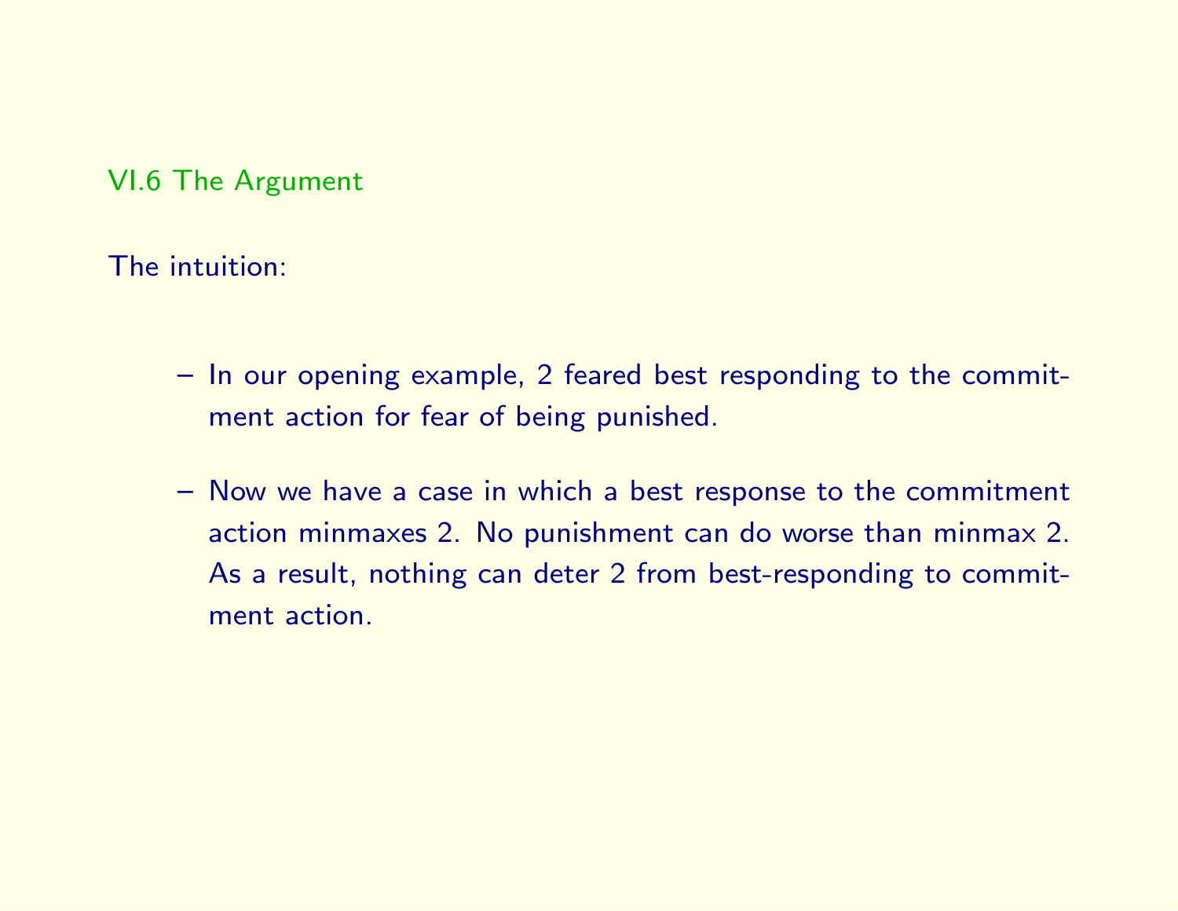## VI.6 The Argument

The intuition:

- In our opening example, 2 feared best responding to the commitment action for fear of being punished.
- Now we have a case in which a best response to the commitment action minmaxes 2. No punishment can do worse than minmax 2. As a result, nothing can deter 2 from best-responding to commitment action.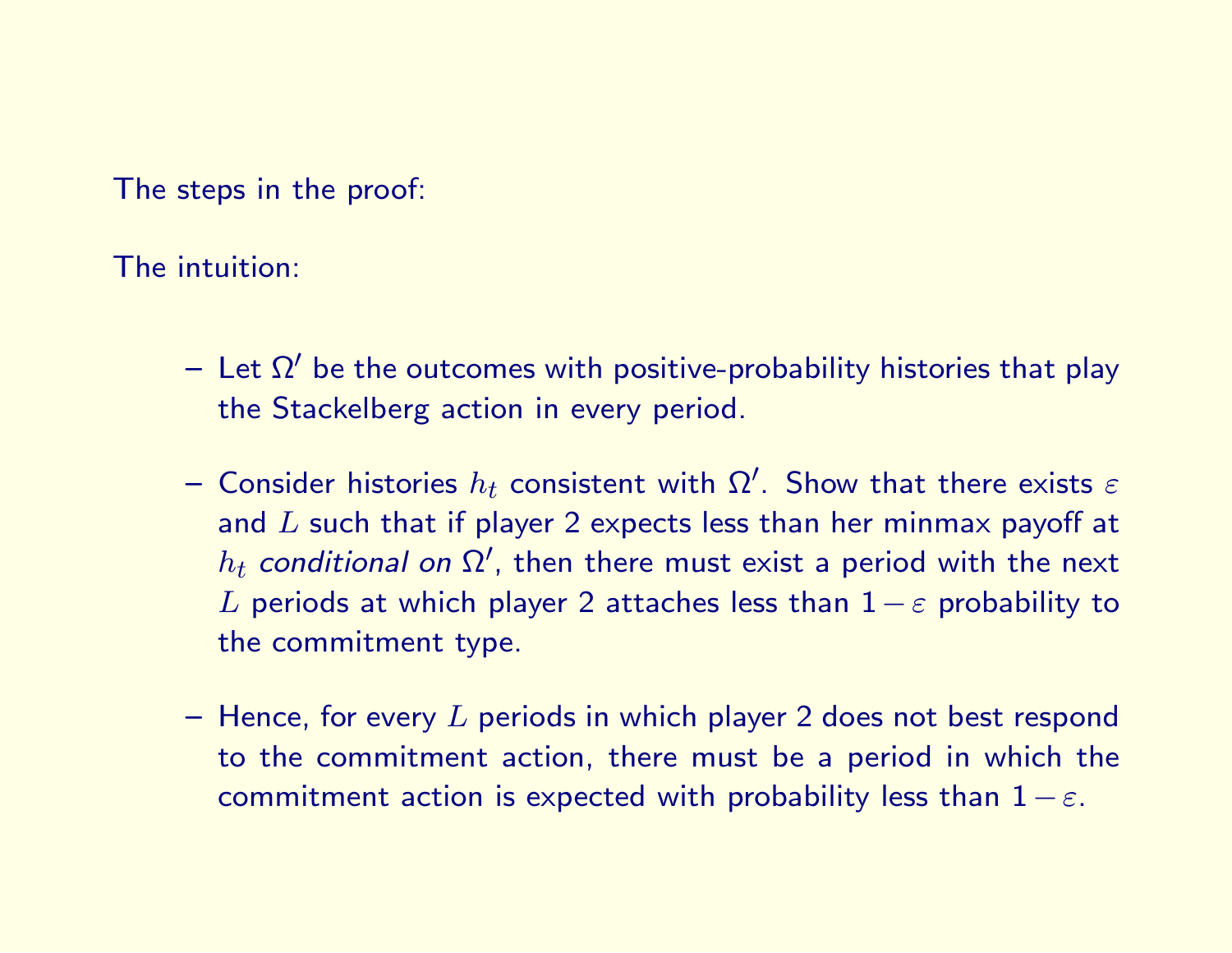The steps in the proof:

The intuition:

- Let $\Omega'$ be the outcomes with positive-probability histories that play the Stackelberg action in every period.
- Consider histories $h_t$ consistent with $\Omega'$. Show that there exists $\varepsilon$ and $L$ such that if player 2 expects less than her minmax payoff at $h_t$ *conditional on* $\Omega'$, then there must exist a period with the next $L$ periods at which player 2 attaches less than $1-\varepsilon$ probability to the commitment type.
- Hence, for every $L$ periods in which player 2 does not best respond to the commitment action, there must be a period in which the commitment action is expected with probability less than $1-\varepsilon$.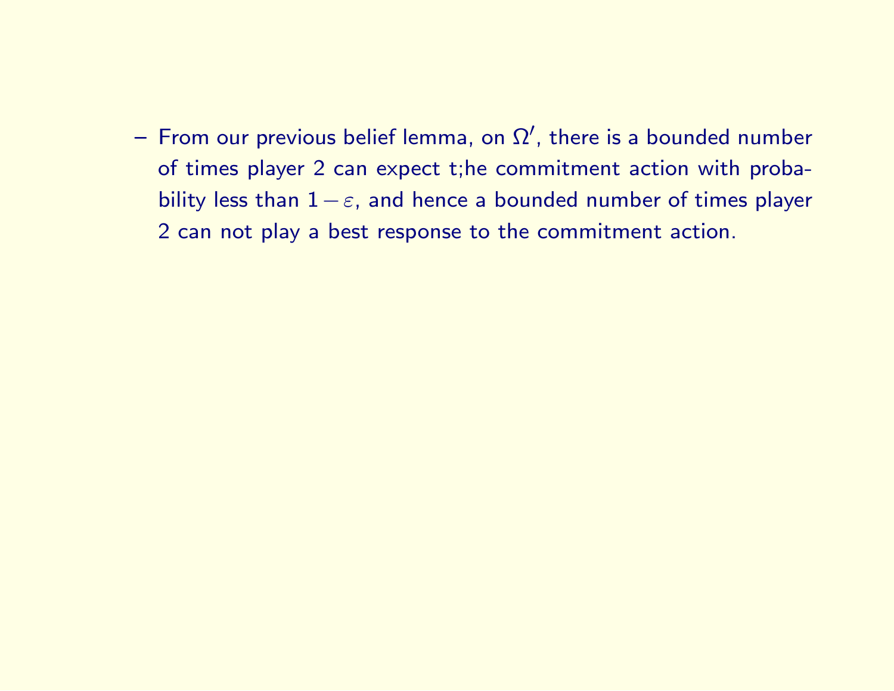– From our previous belief lemma, on $\Omega'$, there is a bounded number of times player 2 can expect t;he commitment action with probability less than $1-\varepsilon$, and hence a bounded number of times player 2 can not play a best response to the commitment action.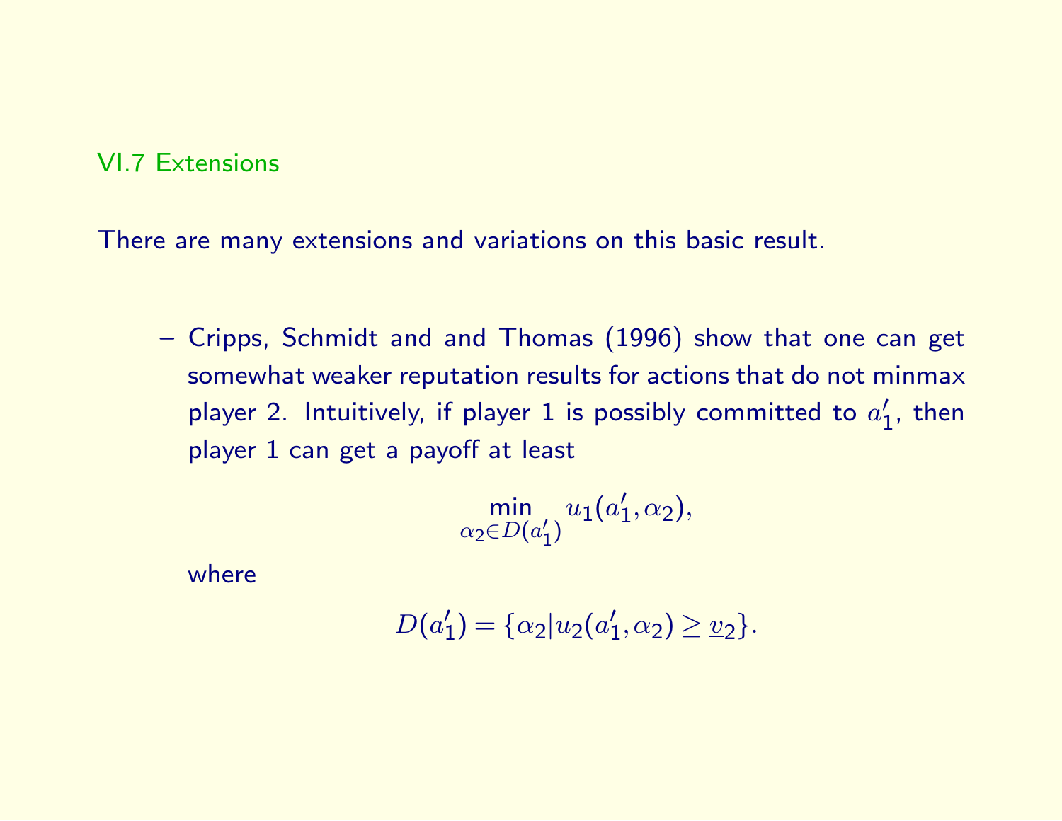## VI.7 Extensions

There are many extensions and variations on this basic result.

- Cripps, Schmidt and and Thomas (1996) show that one can get somewhat weaker reputation results for actions that do not minmax player 2. Intuitively, if player 1 is possibly committed to $a_1'$, then player 1 can get a payoff at least

$$\min_{\alpha_2 \in D(a_1')} u_1(a_1', \alpha_2),$$

  where

$$D(a_1') = \{\alpha_2 | u_2(a_1', \alpha_2) \geq \underline{v}_2\}.$$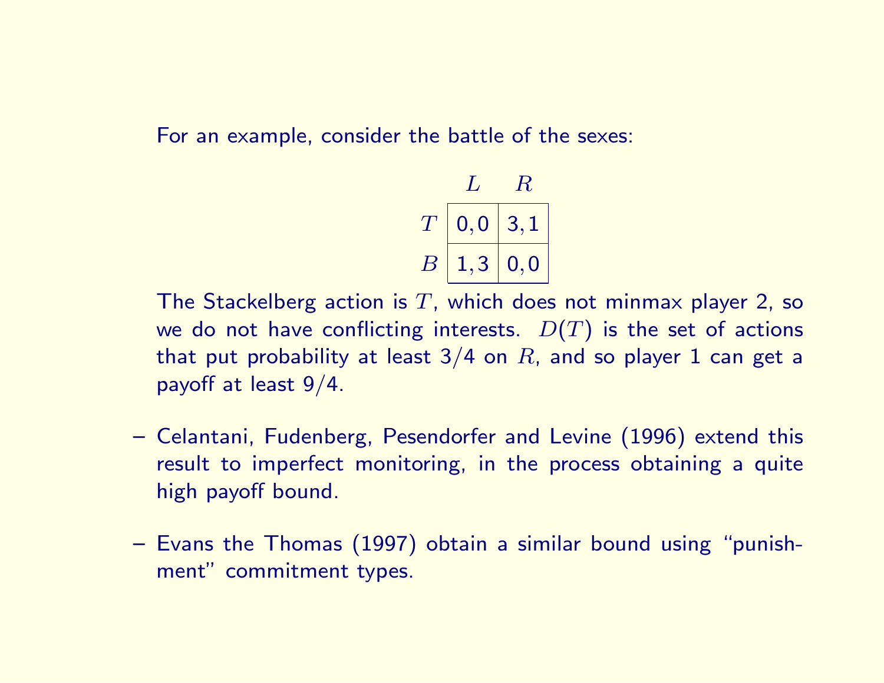For an example, consider the battle of the sexes:

| | $L$ | $R$ |
|---|---|---|
| $T$ | 0, 0 | 3, 1 |
| $B$ | 1, 3 | 0, 0 |

The Stackelberg action is $T$, which does not minmax player 2, so we do not have conflicting interests. $D(T)$ is the set of actions that put probability at least 3/4 on $R$, and so player 1 can get a payoff at least 9/4.

- Celantani, Fudenberg, Pesendorfer and Levine (1996) extend this result to imperfect monitoring, in the process obtaining a quite high payoff bound.
- Evans the Thomas (1997) obtain a similar bound using "punishment" commitment types.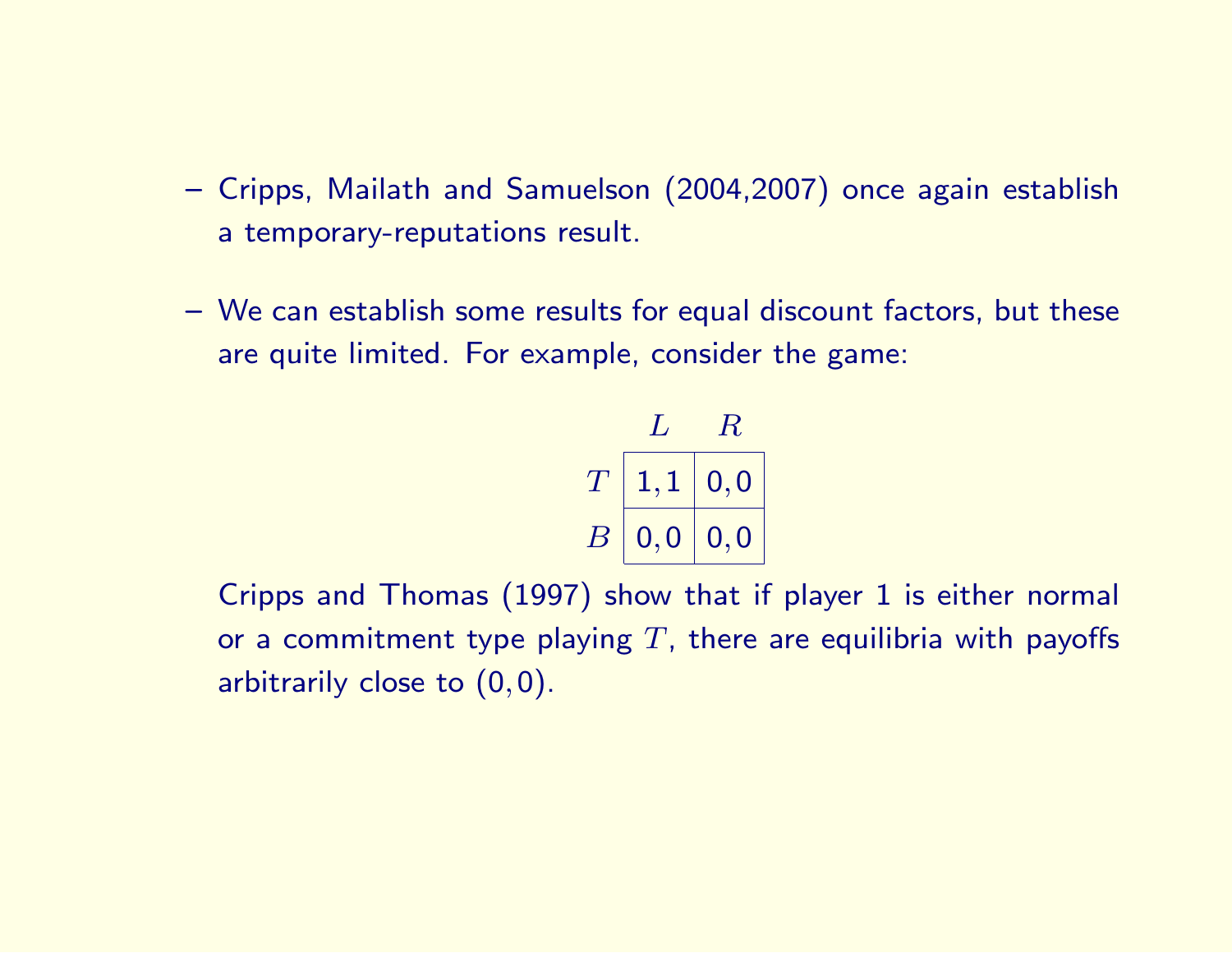- Cripps, Mailath and Samuelson (2004,2007) once again establish a temporary-reputations result.

- We can establish some results for equal discount factors, but these are quite limited. For example, consider the game:

| | $L$ | $R$ |
|---|---|---|
| $T$ | 1, 1 | 0, 0 |
| $B$ | 0, 0 | 0, 0 |

  Cripps and Thomas (1997) show that if player 1 is either normal or a commitment type playing $T$, there are equilibria with payoffs arbitrarily close to (0,0).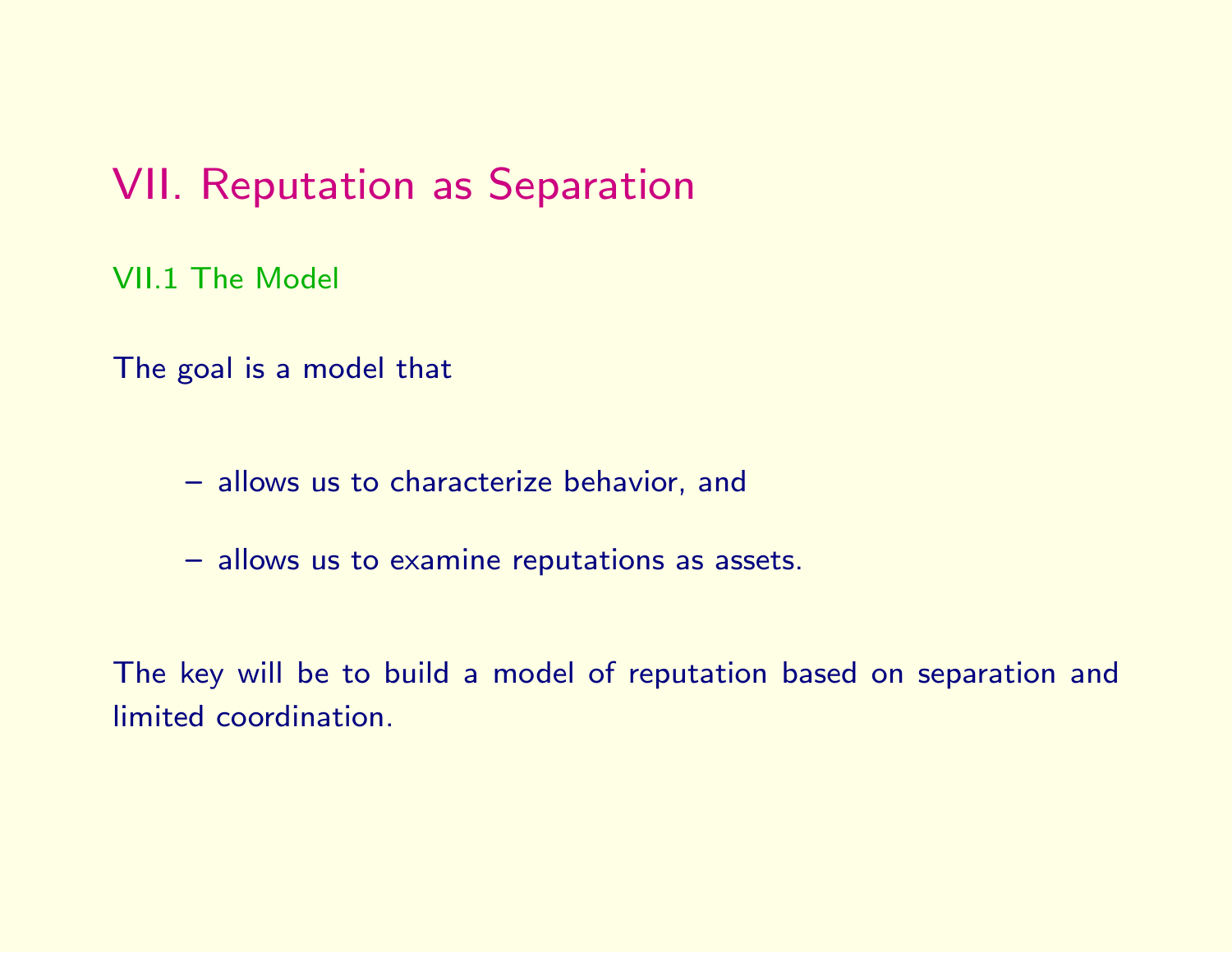# VII. Reputation as Separation

## VII.1 The Model

The goal is a model that

- allows us to characterize behavior, and
- allows us to examine reputations as assets.

The key will be to build a model of reputation based on separation and limited coordination.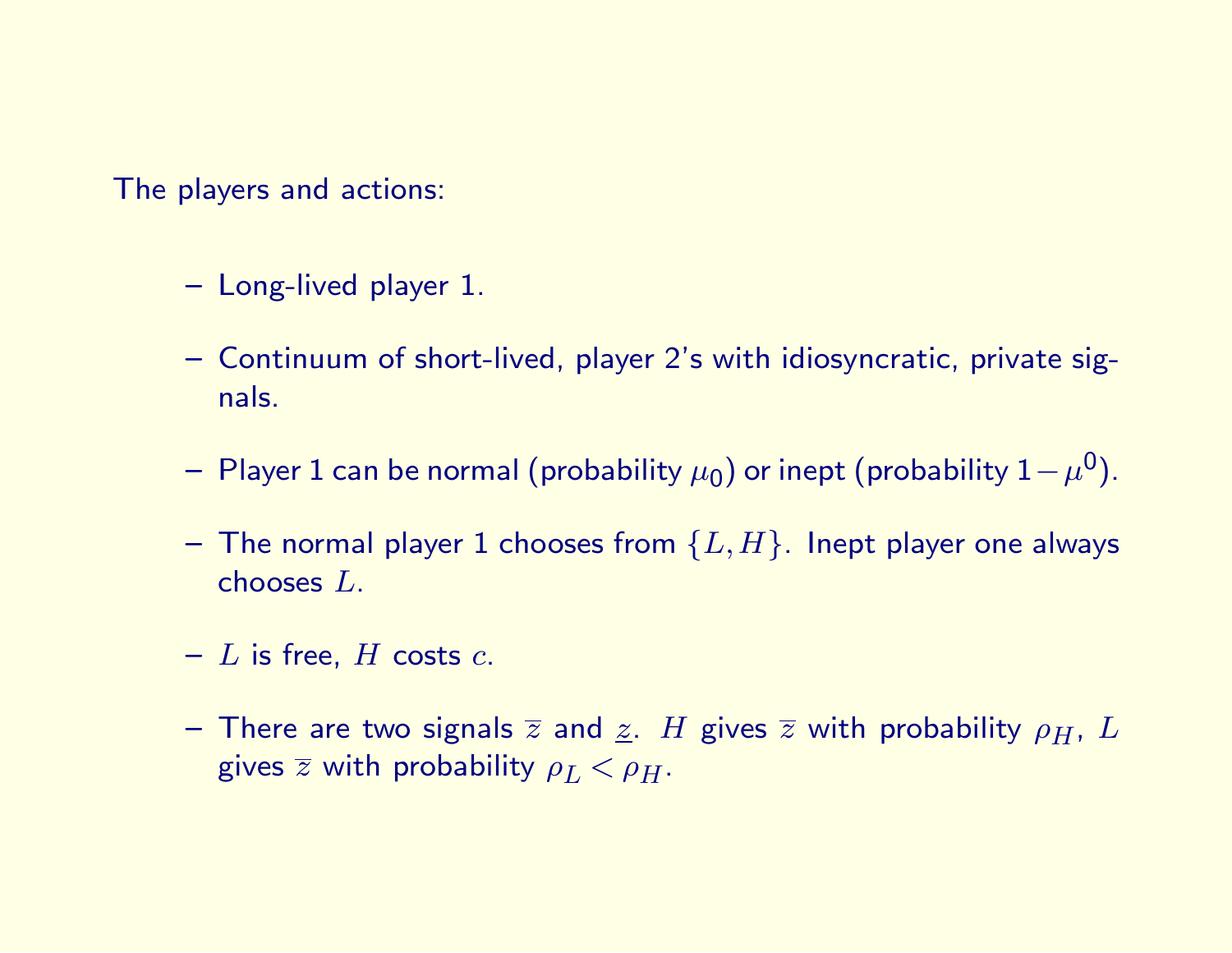The players and actions:

- Long-lived player 1.
- Continuum of short-lived, player 2's with idiosyncratic, private signals.
- Player 1 can be normal (probability $\mu_0$) or inept (probability $1-\mu^0$).
- The normal player 1 chooses from $\{L, H\}$. Inept player one always chooses $L$.
- $L$ is free, $H$ costs $c$.
- There are two signals $\overline{z}$ and $\underline{z}$. $H$ gives $\overline{z}$ with probability $\rho_H$, $L$ gives $\overline{z}$ with probability $\rho_L < \rho_H$.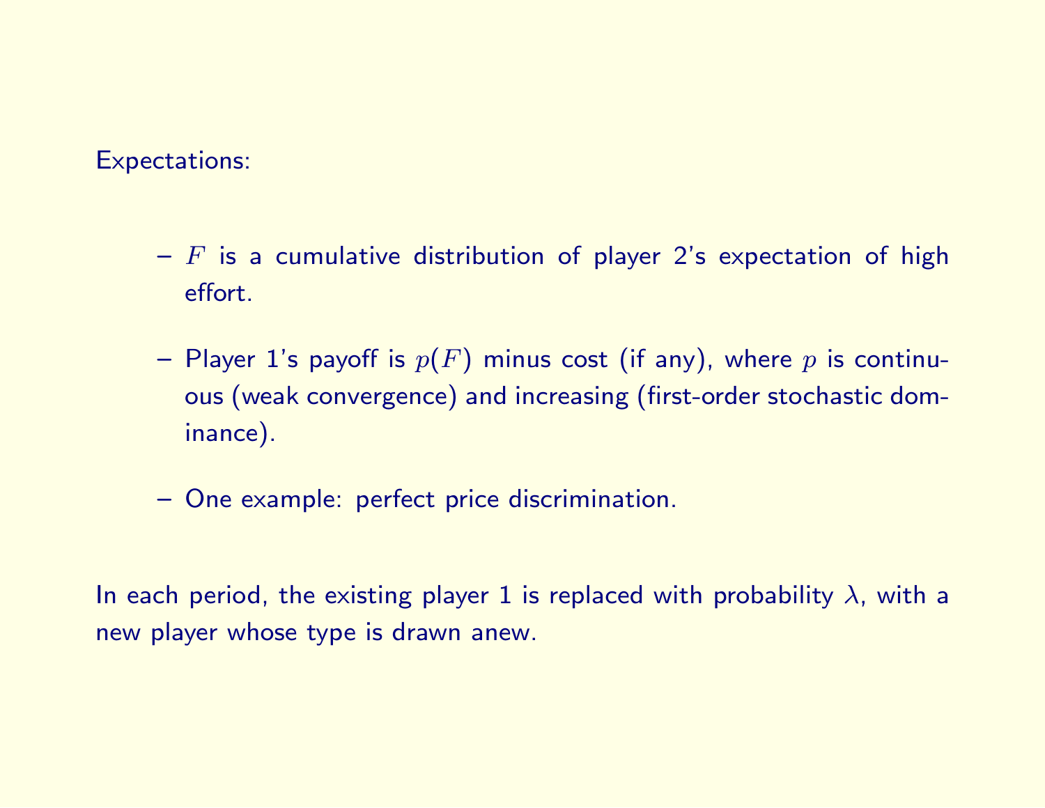Expectations:

- $F$ is a cumulative distribution of player 2's expectation of high effort.
- Player 1's payoff is $p(F)$ minus cost (if any), where $p$ is continuous (weak convergence) and increasing (first-order stochastic dominance).
- One example: perfect price discrimination.

In each period, the existing player 1 is replaced with probability $\lambda$, with a new player whose type is drawn anew.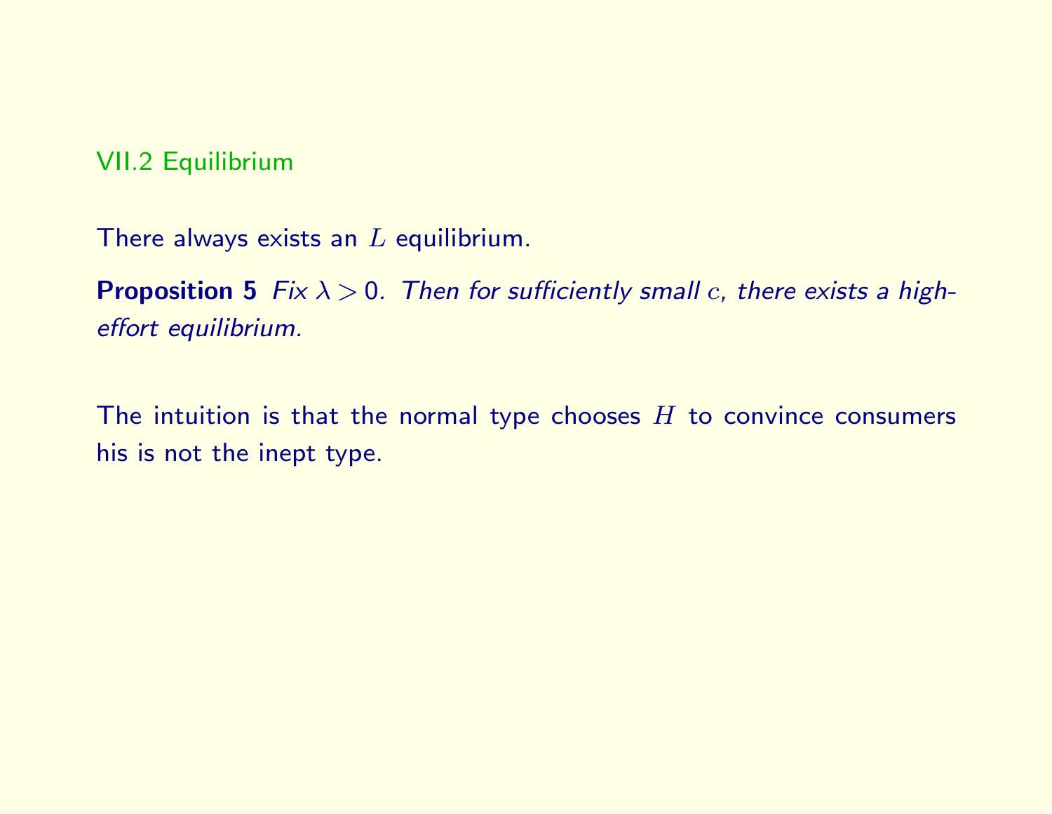## VII.2 Equilibrium

There always exists an $L$ equilibrium.

**Proposition 5** *Fix $\lambda > 0$. Then for sufficiently small $c$, there exists a high-effort equilibrium.*

The intuition is that the normal type chooses $H$ to convince consumers his is not the inept type.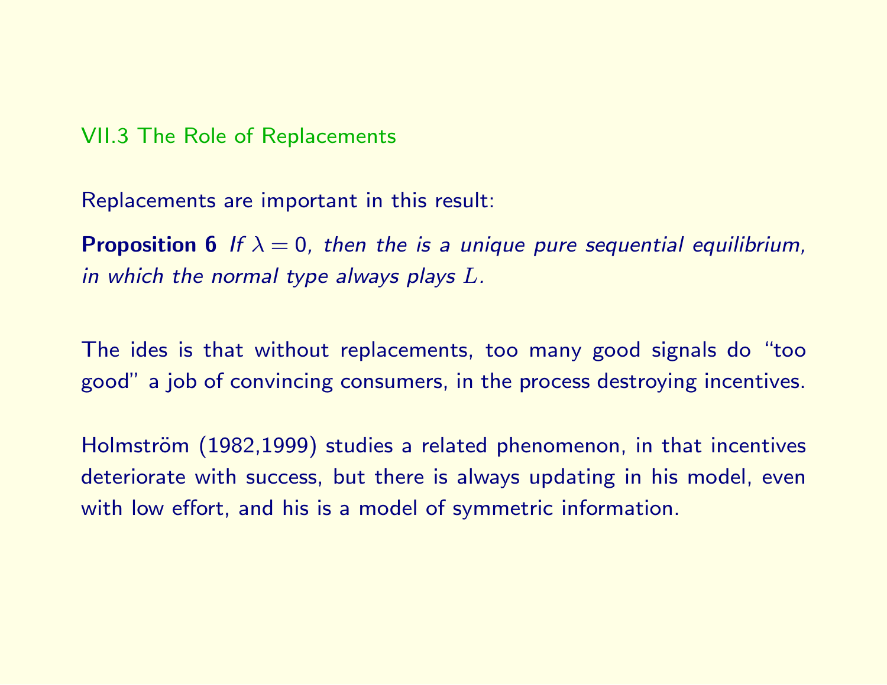## VII.3 The Role of Replacements

Replacements are important in this result:

**Proposition 6** *If $\lambda = 0$, then the is a unique pure sequential equilibrium, in which the normal type always plays $L$.*

The ides is that without replacements, too many good signals do "too good" a job of convincing consumers, in the process destroying incentives.

Holmström (1982,1999) studies a related phenomenon, in that incentives deteriorate with success, but there is always updating in his model, even with low effort, and his is a model of symmetric information.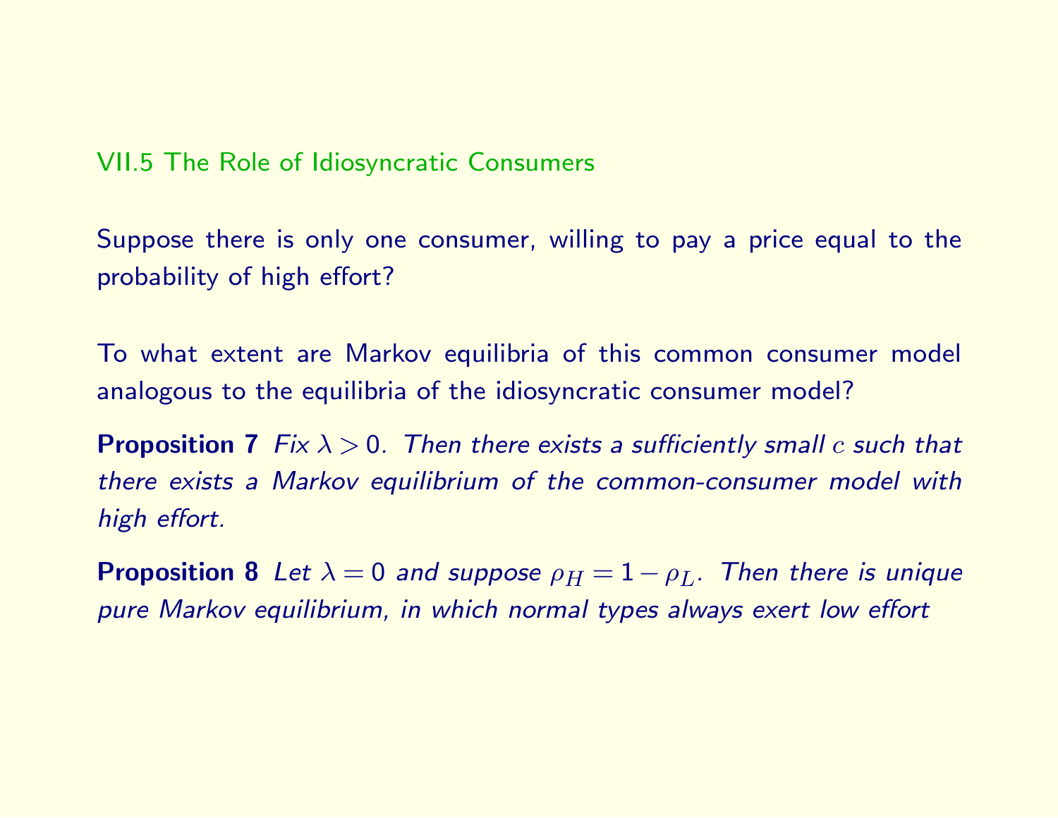## VII.5 The Role of Idiosyncratic Consumers

Suppose there is only one consumer, willing to pay a price equal to the probability of high effort?

To what extent are Markov equilibria of this common consumer model analogous to the equilibria of the idiosyncratic consumer model?

**Proposition 7** *Fix $\lambda > 0$. Then there exists a sufficiently small $c$ such that there exists a Markov equilibrium of the common-consumer model with high effort.*

**Proposition 8** *Let $\lambda = 0$ and suppose $\rho_H = 1 - \rho_L$. Then there is unique pure Markov equilibrium, in which normal types always exert low effort*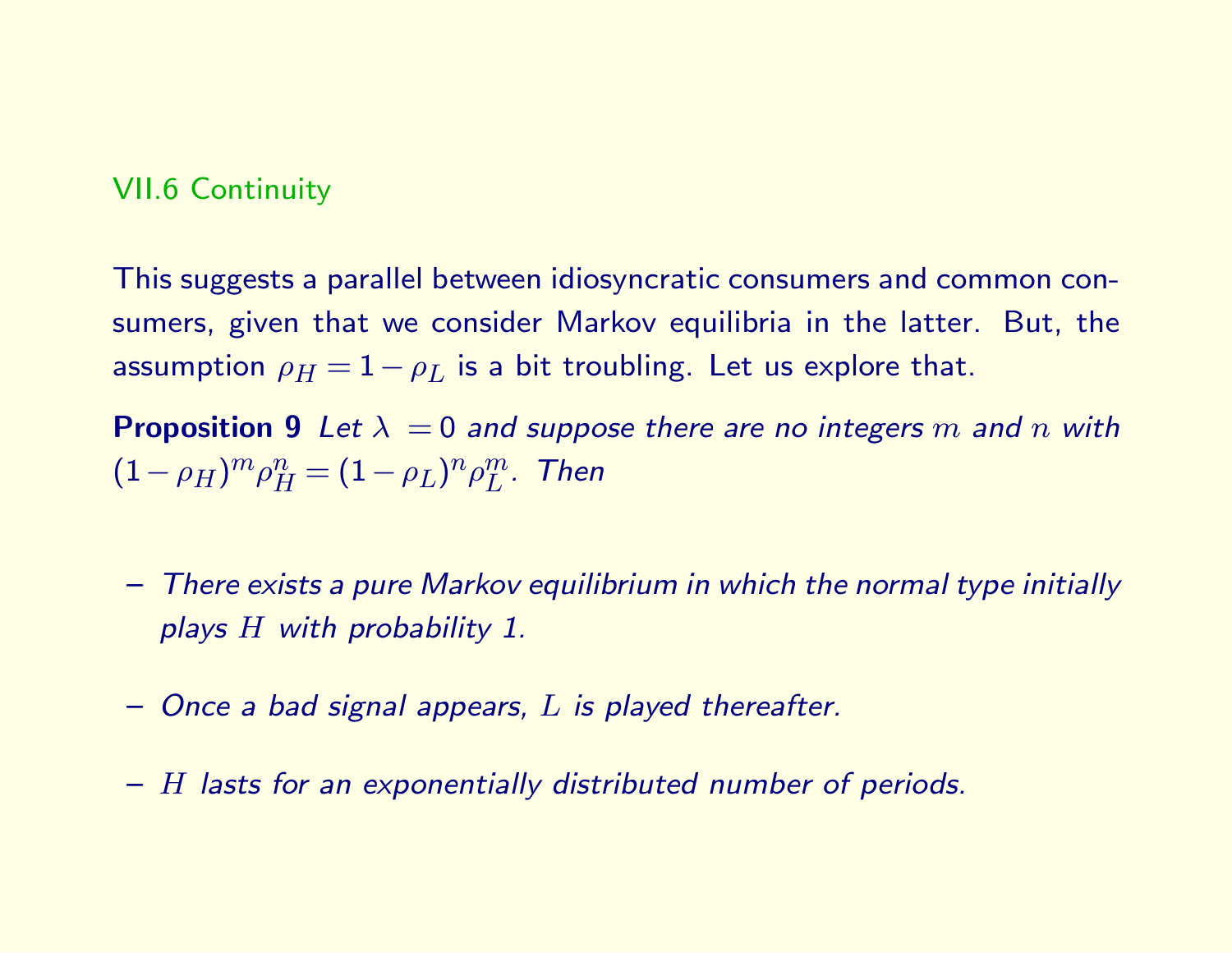## VII.6 Continuity

This suggests a parallel between idiosyncratic consumers and common consumers, given that we consider Markov equilibria in the latter. But, the assumption $\rho_H = 1 - \rho_L$ is a bit troubling. Let us explore that.

**Proposition 9** *Let $\lambda = 0$ and suppose there are no integers $m$ and $n$ with $(1-\rho_H)^m \rho_H^n = (1-\rho_L)^n \rho_L^m$. Then*

- *There exists a pure Markov equilibrium in which the normal type initially plays $H$ with probability 1.*
- *Once a bad signal appears, $L$ is played thereafter.*
- *$H$ lasts for an exponentially distributed number of periods.*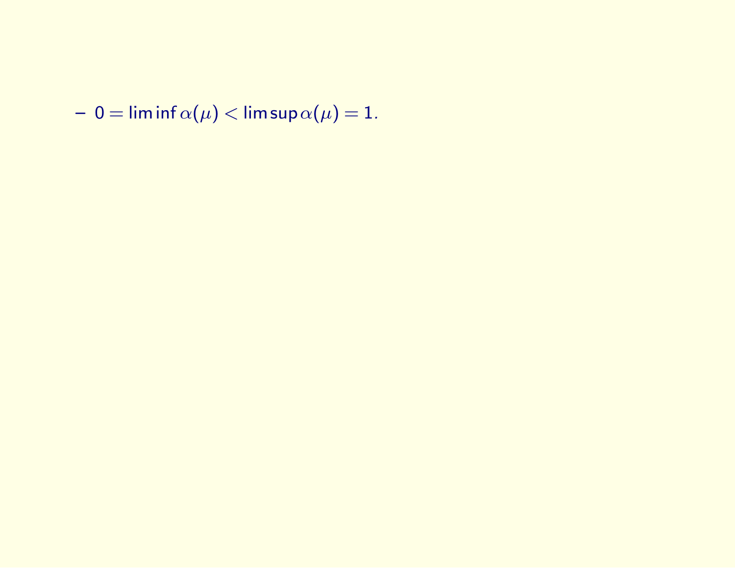– $0 = \liminf \alpha(\mu) < \limsup \alpha(\mu) = 1.$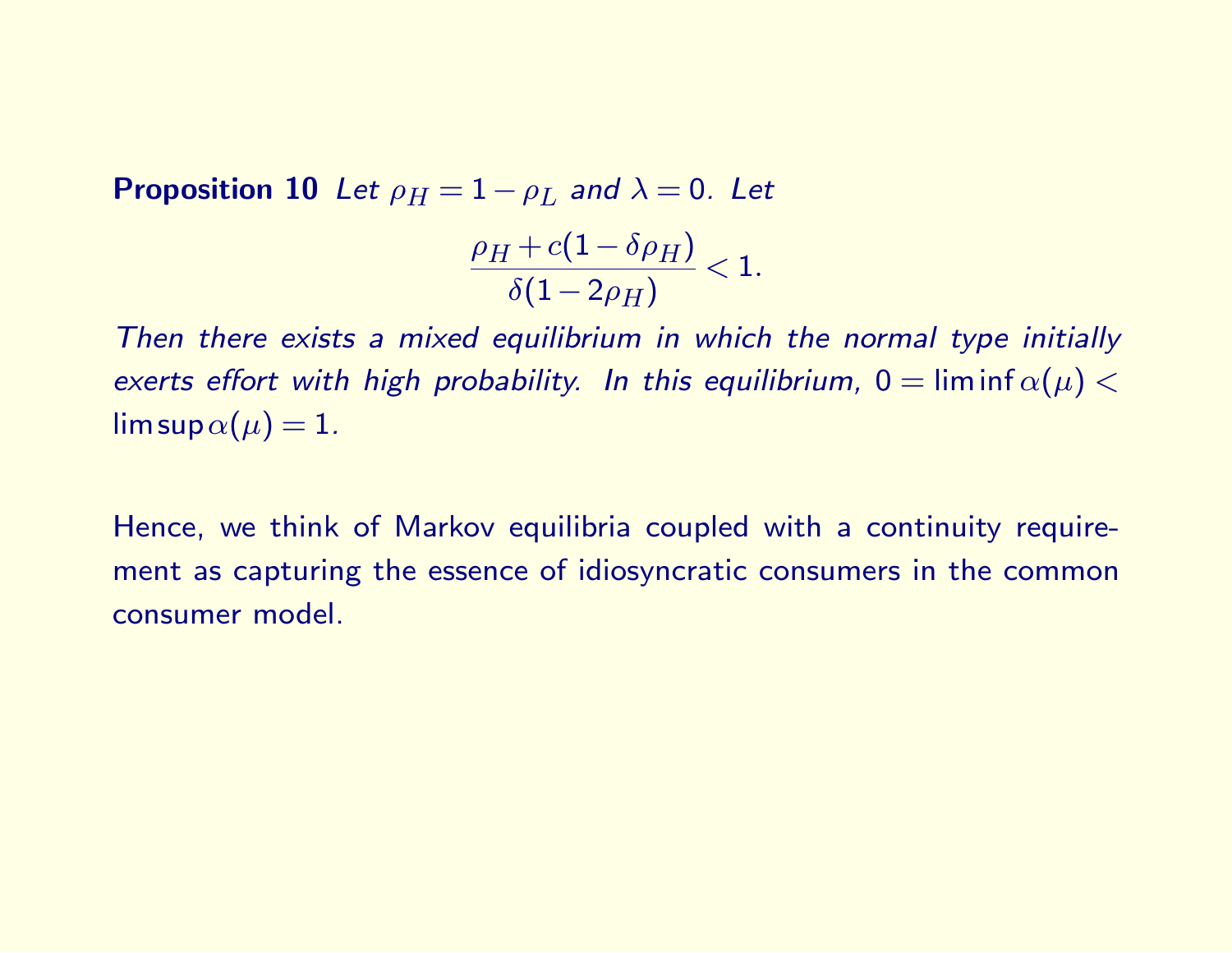**Proposition 10** *Let $\rho_H = 1 - \rho_L$ and $\lambda = 0$. Let*

$$\frac{\rho_H + c(1 - \delta\rho_H)}{\delta(1 - 2\rho_H)} < 1.$$

*Then there exists a mixed equilibrium in which the normal type initially exerts effort with high probability. In this equilibrium, $0 = \liminf \alpha(\mu) < \limsup \alpha(\mu) = 1$.*

Hence, we think of Markov equilibria coupled with a continuity requirement as capturing the essence of idiosyncratic consumers in the common consumer model.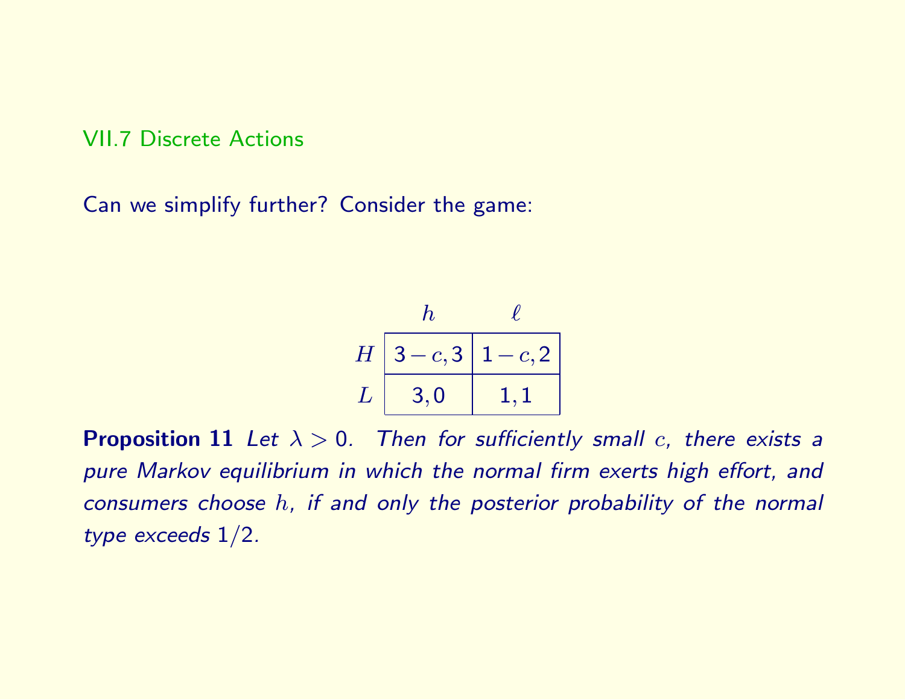## VII.7 Discrete Actions

Can we simplify further? Consider the game:

| | $h$ | $\ell$ |
|---|---|---|
| $H$ | $3-c, 3$ | $1-c, 2$ |
| $L$ | $3, 0$ | $1, 1$ |

**Proposition 11** *Let $\lambda > 0$. Then for sufficiently small $c$, there exists a pure Markov equilibrium in which the normal firm exerts high effort, and consumers choose $h$, if and only the posterior probability of the normal type exceeds $1/2$.*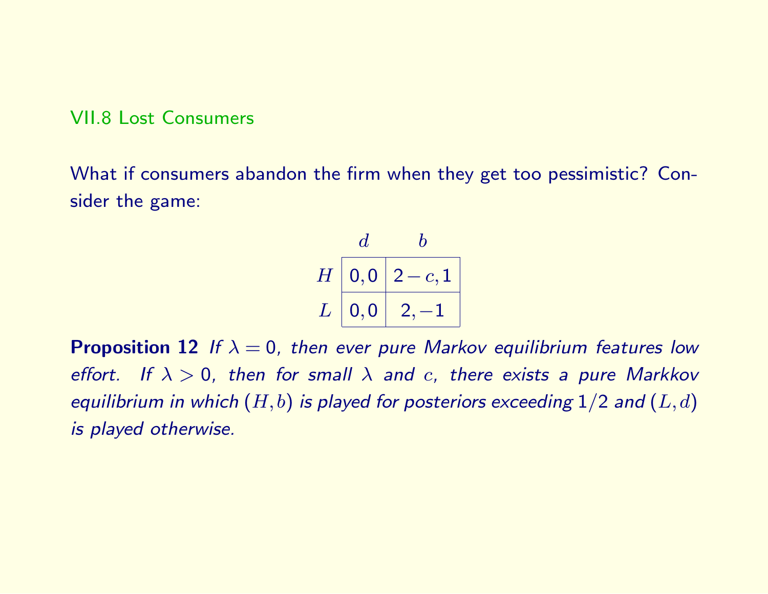## VII.8 Lost Consumers

What if consumers abandon the firm when they get too pessimistic? Consider the game:

|   | $d$ | $b$ |
|---|---|---|
| $H$ | $0, 0$ | $2-c, 1$ |
| $L$ | $0, 0$ | $2, -1$ |

**Proposition 12** *If $\lambda = 0$, then ever pure Markov equilibrium features low effort. If $\lambda > 0$, then for small $\lambda$ and $c$, there exists a pure Markkov equilibrium in which $(H, b)$ is played for posteriors exceeding $1/2$ and $(L, d)$ is played otherwise.*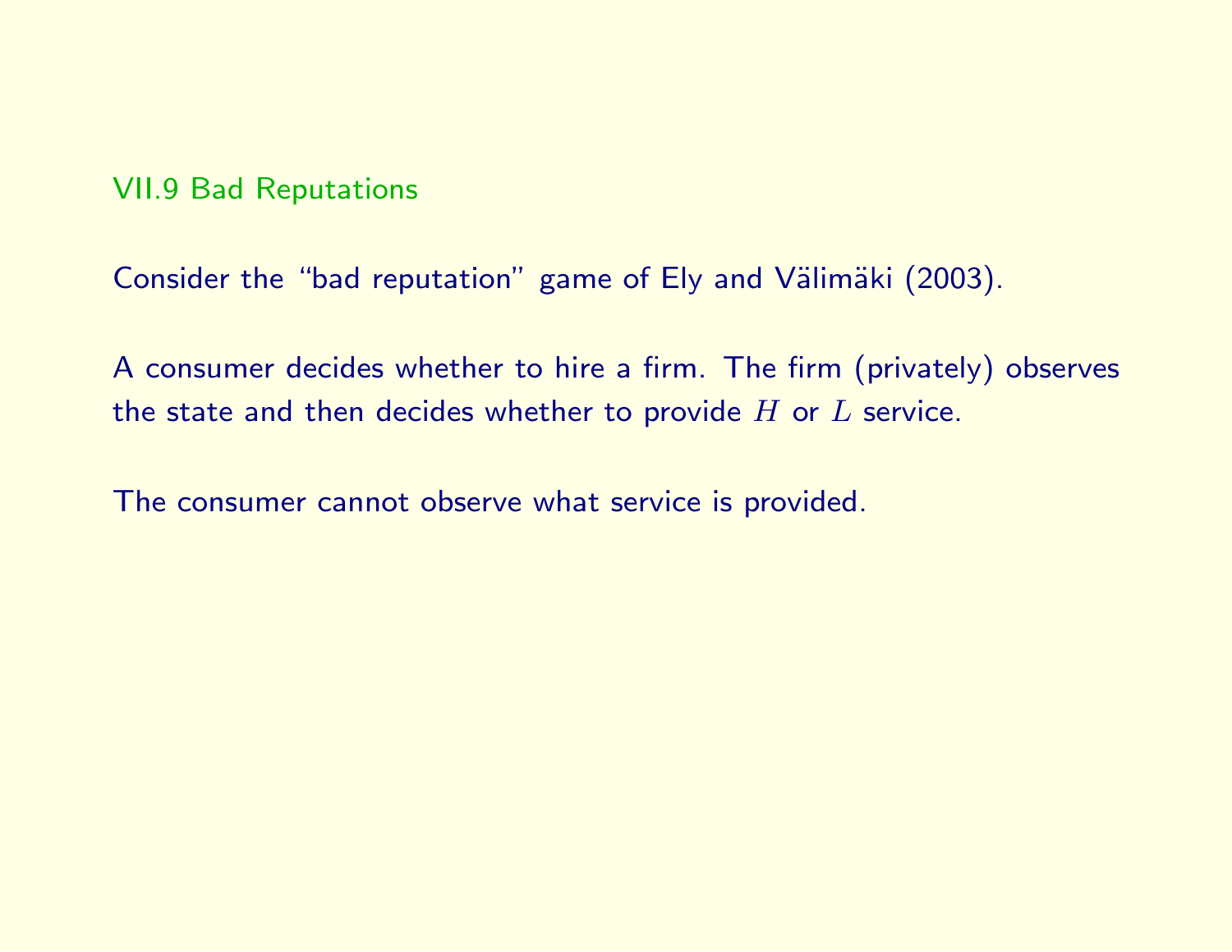## VII.9 Bad Reputations

Consider the "bad reputation" game of Ely and Välimäki (2003).

A consumer decides whether to hire a firm. The firm (privately) observes the state and then decides whether to provide $H$ or $L$ service.

The consumer cannot observe what service is provided.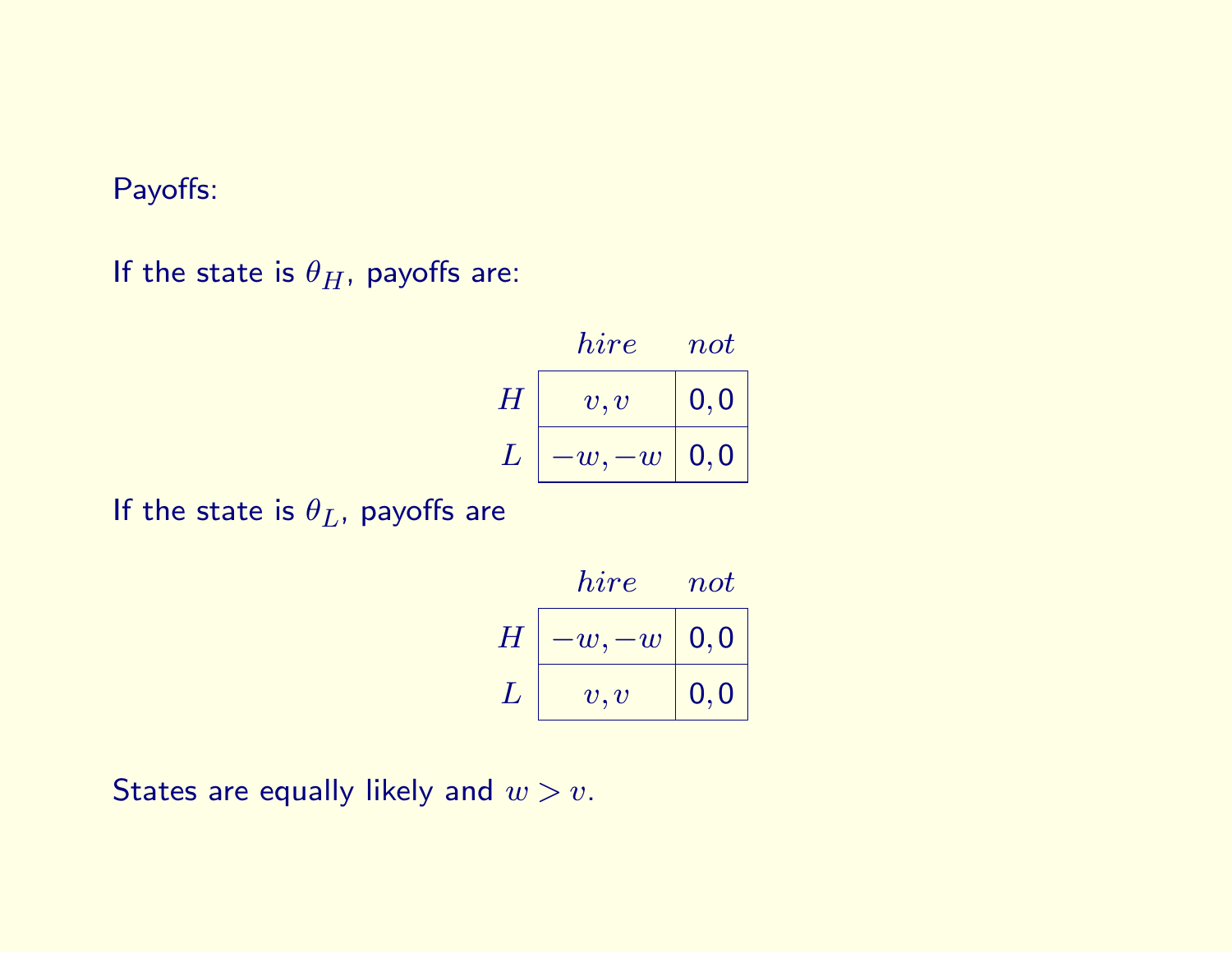Payoffs:

If the state is $\theta_H$, payoffs are:

| | $hire$ | $not$ |
|---|---|---|
| $H$ | $v, v$ | $0, 0$ |
| $L$ | $-w, -w$ | $0, 0$ |

If the state is $\theta_L$, payoffs are

| | $hire$ | $not$ |
|---|---|---|
| $H$ | $-w, -w$ | $0, 0$ |
| $L$ | $v, v$ | $0, 0$ |

States are equally likely and $w > v$.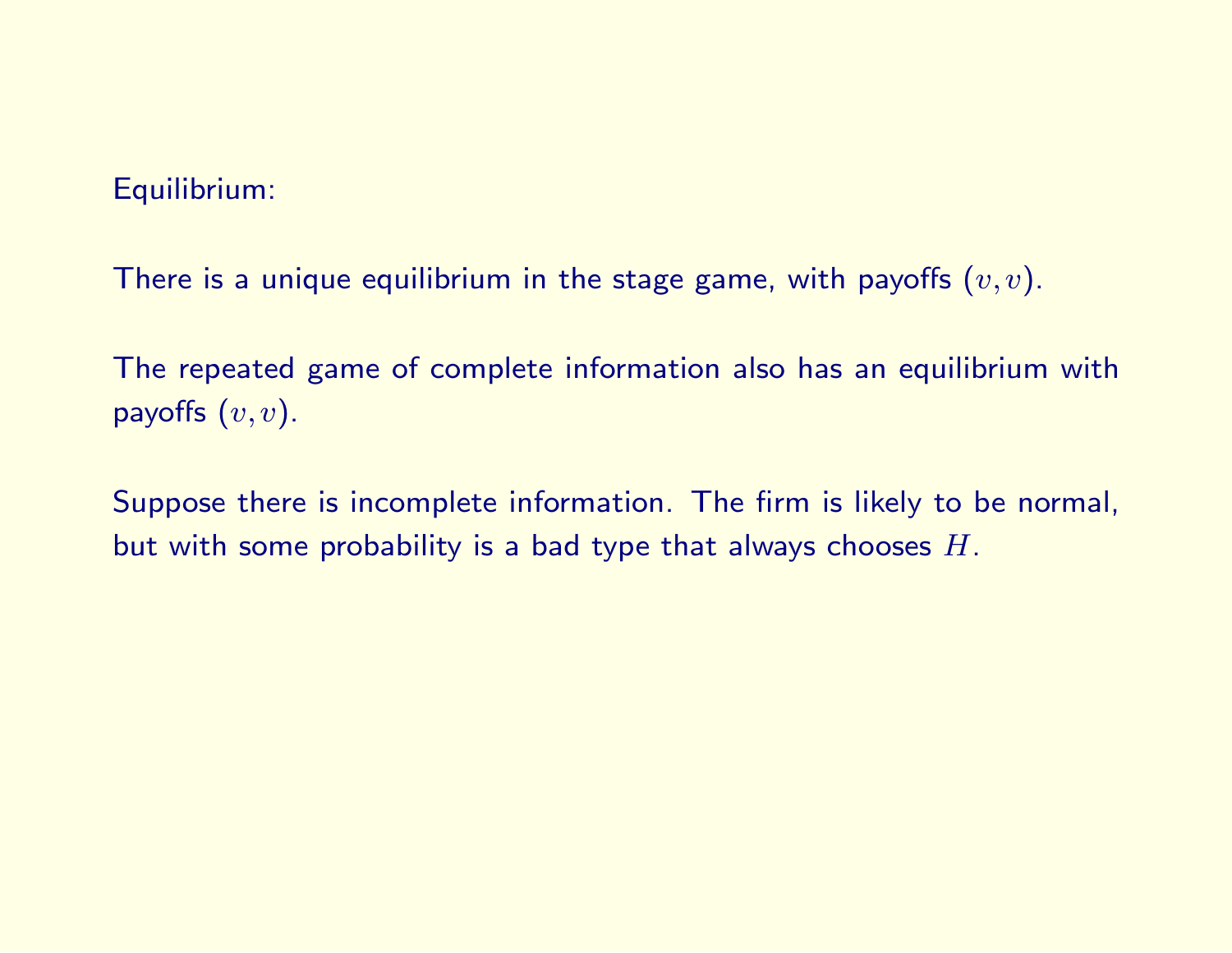Equilibrium:

There is a unique equilibrium in the stage game, with payoffs $(v, v)$.

The repeated game of complete information also has an equilibrium with payoffs $(v, v)$.

Suppose there is incomplete information. The firm is likely to be normal, but with some probability is a bad type that always chooses $H$.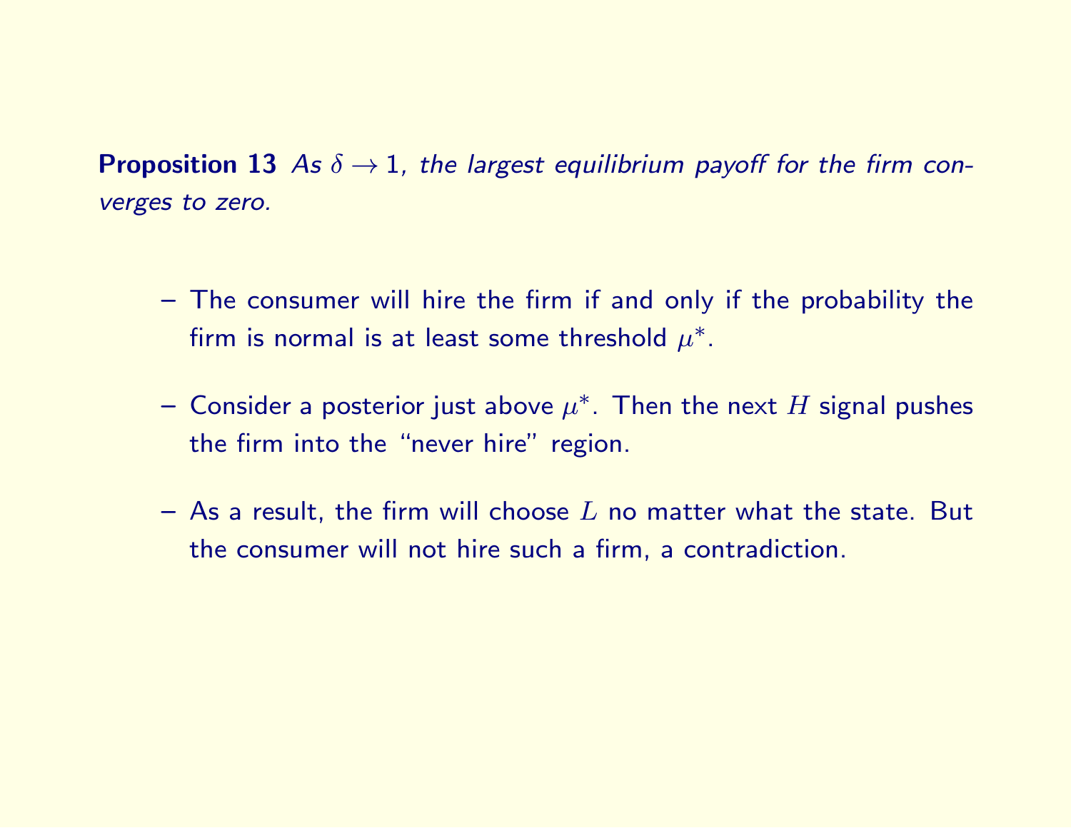**Proposition 13** *As $\delta \to 1$, the largest equilibrium payoff for the firm converges to zero.*

- The consumer will hire the firm if and only if the probability the firm is normal is at least some threshold $\mu^*$.
- Consider a posterior just above $\mu^*$. Then the next $H$ signal pushes the firm into the "never hire" region.
- As a result, the firm will choose $L$ no matter what the state. But the consumer will not hire such a firm, a contradiction.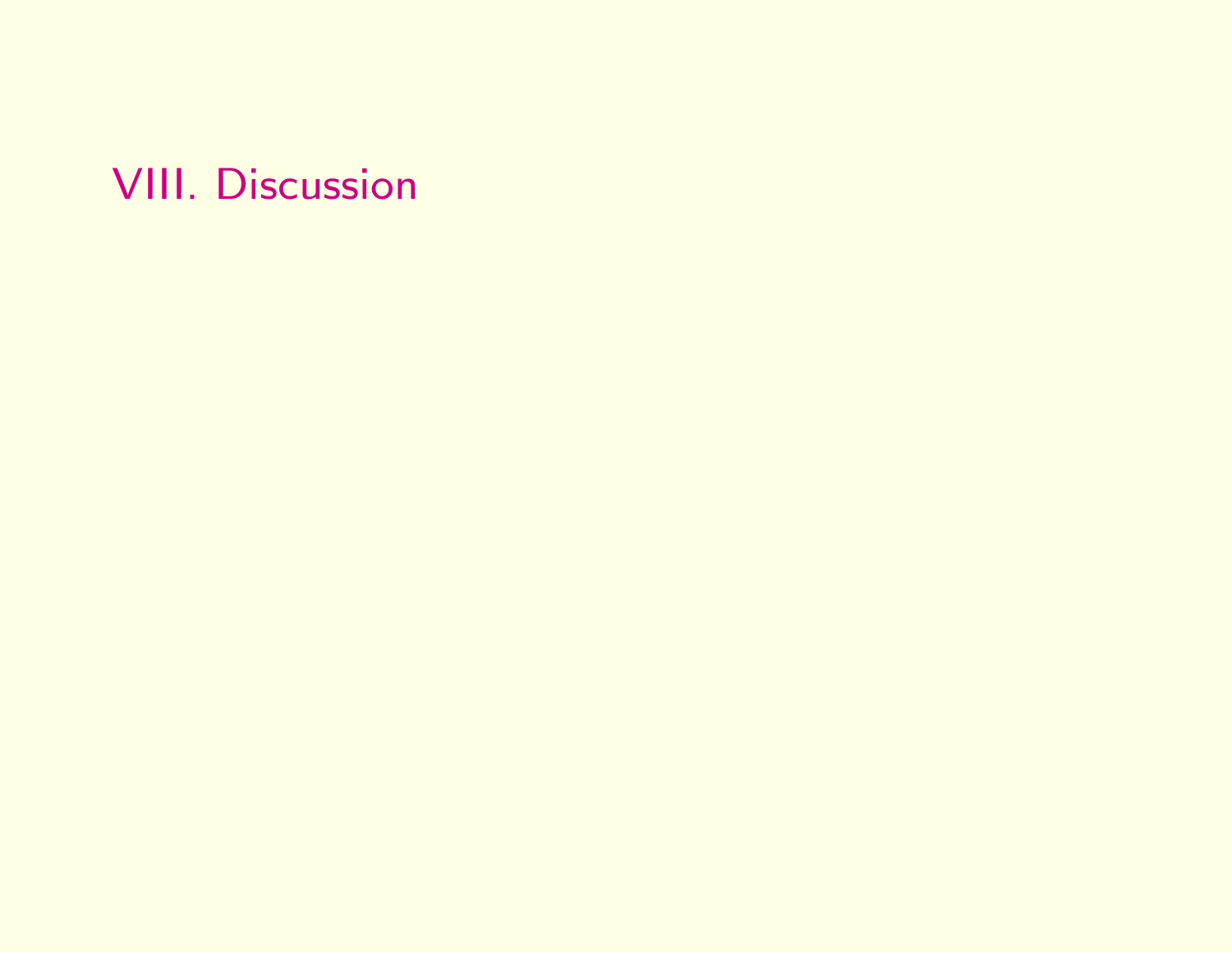# VIII. Discussion